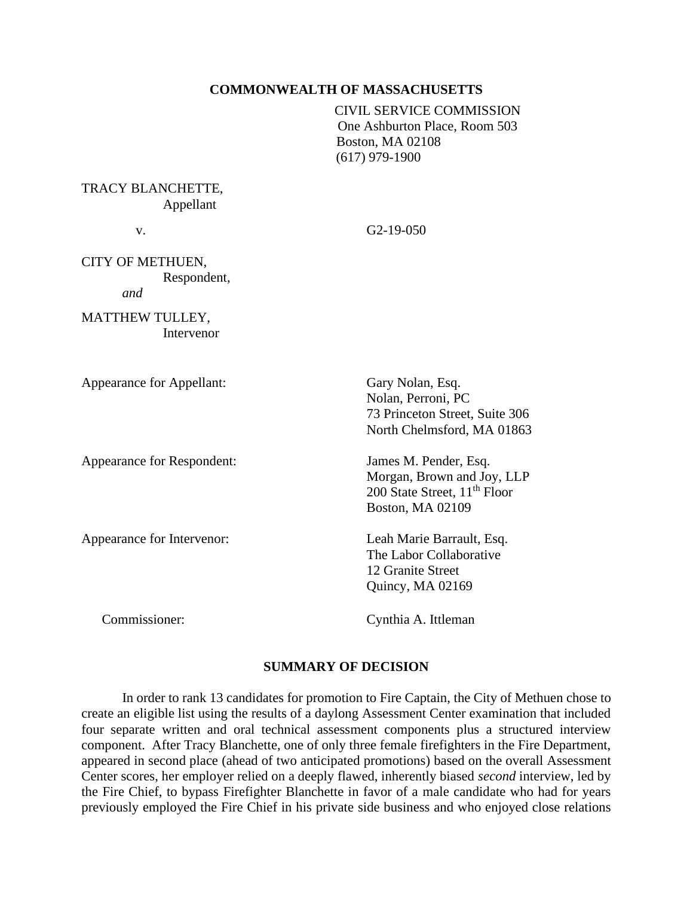**COMMONWEALTH OF MASSACHUSETTS**

CIVIL SERVICE COMMISSION
One Ashburton Place, Room 503
Boston, MA 02108
(617) 979-1900

TRACY BLANCHETTE,
Appellant

v. G2-19-050

CITY OF METHUEN,
Respondent,

*and*

MATTHEW TULLEY,
Intervenor

Appearance for Appellant: Gary Nolan, Esq.
Nolan, Perroni, PC
73 Princeton Street, Suite 306
North Chelmsford, MA 01863

Appearance for Respondent: James M. Pender, Esq.
Morgan, Brown and Joy, LLP
200 State Street, 11th Floor
Boston, MA 02109

Appearance for Intervenor: Leah Marie Barrault, Esq.
The Labor Collaborative
12 Granite Street
Quincy, MA 02169

Commissioner: Cynthia A. Ittleman

**SUMMARY OF DECISION**

In order to rank 13 candidates for promotion to Fire Captain, the City of Methuen chose to create an eligible list using the results of a daylong Assessment Center examination that included four separate written and oral technical assessment components plus a structured interview component. After Tracy Blanchette, one of only three female firefighters in the Fire Department, appeared in second place (ahead of two anticipated promotions) based on the overall Assessment Center scores, her employer relied on a deeply flawed, inherently biased *second* interview, led by the Fire Chief, to bypass Firefighter Blanchette in favor of a male candidate who had for years previously employed the Fire Chief in his private side business and who enjoyed close relations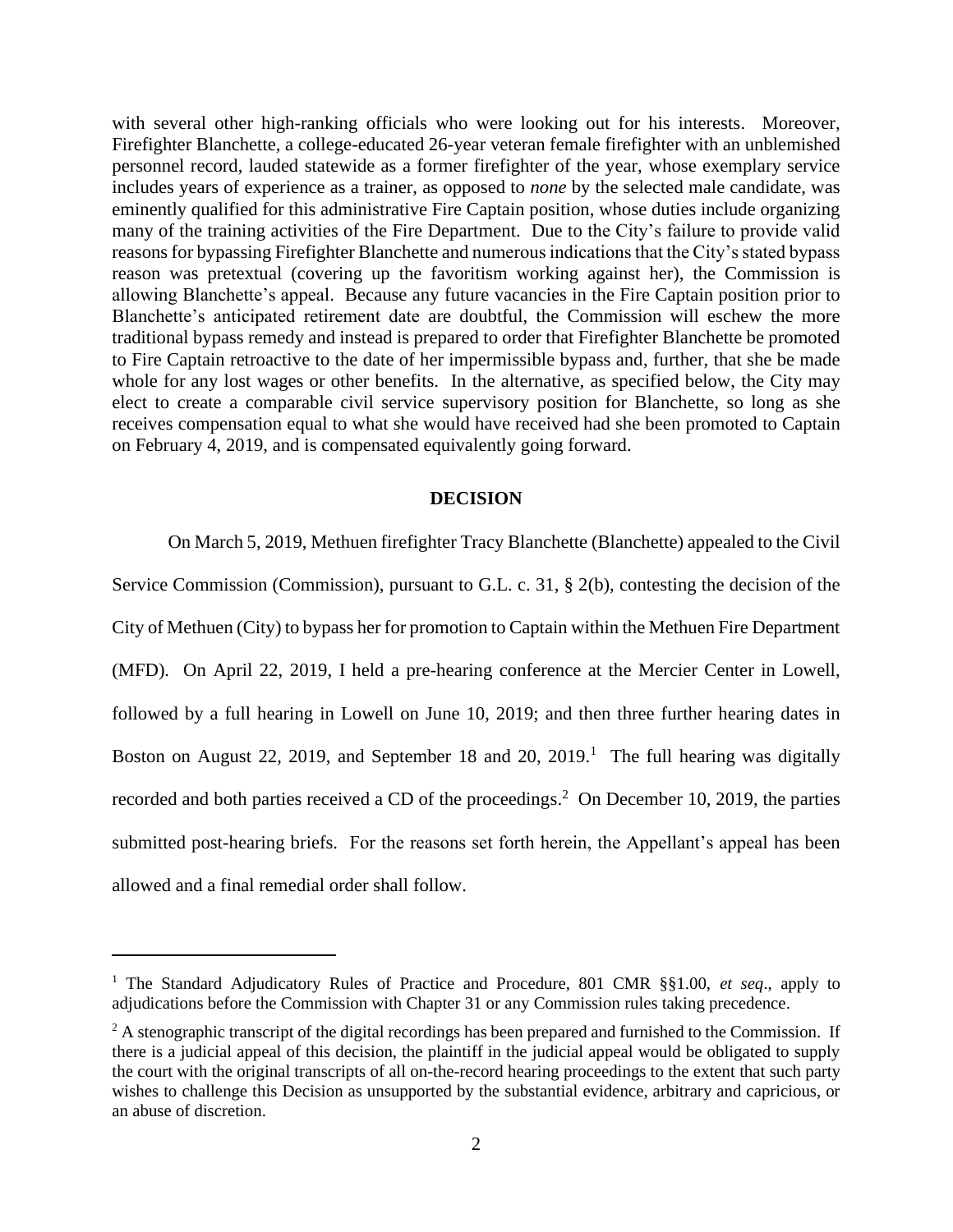with several other high-ranking officials who were looking out for his interests. Moreover, Firefighter Blanchette, a college-educated 26-year veteran female firefighter with an unblemished personnel record, lauded statewide as a former firefighter of the year, whose exemplary service includes years of experience as a trainer, as opposed to *none* by the selected male candidate, was eminently qualified for this administrative Fire Captain position, whose duties include organizing many of the training activities of the Fire Department. Due to the City's failure to provide valid reasons for bypassing Firefighter Blanchette and numerous indications that the City's stated bypass reason was pretextual (covering up the favoritism working against her), the Commission is allowing Blanchette's appeal. Because any future vacancies in the Fire Captain position prior to Blanchette's anticipated retirement date are doubtful, the Commission will eschew the more traditional bypass remedy and instead is prepared to order that Firefighter Blanchette be promoted to Fire Captain retroactive to the date of her impermissible bypass and, further, that she be made whole for any lost wages or other benefits. In the alternative, as specified below, the City may elect to create a comparable civil service supervisory position for Blanchette, so long as she receives compensation equal to what she would have received had she been promoted to Captain on February 4, 2019, and is compensated equivalently going forward.

## DECISION

On March 5, 2019, Methuen firefighter Tracy Blanchette (Blanchette) appealed to the Civil Service Commission (Commission), pursuant to G.L. c. 31, § 2(b), contesting the decision of the City of Methuen (City) to bypass her for promotion to Captain within the Methuen Fire Department (MFD). On April 22, 2019, I held a pre-hearing conference at the Mercier Center in Lowell, followed by a full hearing in Lowell on June 10, 2019; and then three further hearing dates in Boston on August 22, 2019, and September 18 and 20, 2019.[1] The full hearing was digitally recorded and both parties received a CD of the proceedings.[2] On December 10, 2019, the parties submitted post-hearing briefs. For the reasons set forth herein, the Appellant's appeal has been allowed and a final remedial order shall follow.

---

[1] The Standard Adjudicatory Rules of Practice and Procedure, 801 CMR §§1.00, *et seq*., apply to adjudications before the Commission with Chapter 31 or any Commission rules taking precedence.

[2] A stenographic transcript of the digital recordings has been prepared and furnished to the Commission. If there is a judicial appeal of this decision, the plaintiff in the judicial appeal would be obligated to supply the court with the original transcripts of all on-the-record hearing proceedings to the extent that such party wishes to challenge this Decision as unsupported by the substantial evidence, arbitrary and capricious, or an abuse of discretion.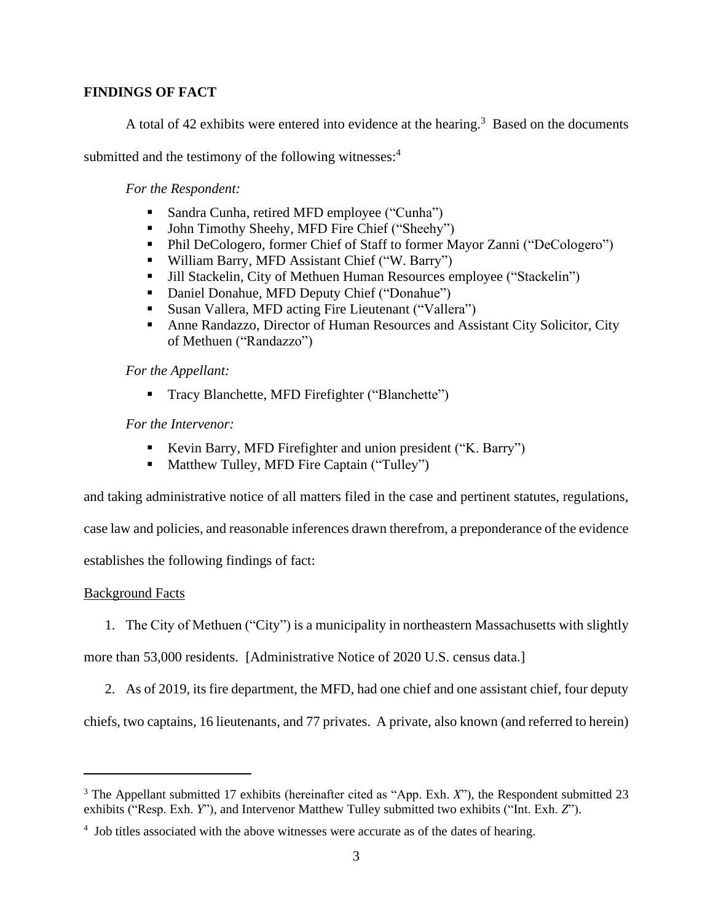## FINDINGS OF FACT

A total of 42 exhibits were entered into evidence at the hearing.[3] Based on the documents submitted and the testimony of the following witnesses:[4]

*For the Respondent:*

- Sandra Cunha, retired MFD employee ("Cunha")
- John Timothy Sheehy, MFD Fire Chief ("Sheehy")
- Phil DeCologero, former Chief of Staff to former Mayor Zanni ("DeCologero")
- William Barry, MFD Assistant Chief ("W. Barry")
- Jill Stackelin, City of Methuen Human Resources employee ("Stackelin")
- Daniel Donahue, MFD Deputy Chief ("Donahue")
- Susan Vallera, MFD acting Fire Lieutenant ("Vallera")
- Anne Randazzo, Director of Human Resources and Assistant City Solicitor, City of Methuen ("Randazzo")

*For the Appellant:*

- Tracy Blanchette, MFD Firefighter ("Blanchette")

*For the Intervenor:*

- Kevin Barry, MFD Firefighter and union president ("K. Barry")
- Matthew Tulley, MFD Fire Captain ("Tulley")

and taking administrative notice of all matters filed in the case and pertinent statutes, regulations, case law and policies, and reasonable inferences drawn therefrom, a preponderance of the evidence establishes the following findings of fact:

Background Facts

1. The City of Methuen ("City") is a municipality in northeastern Massachusetts with slightly more than 53,000 residents. [Administrative Notice of 2020 U.S. census data.]

2. As of 2019, its fire department, the MFD, had one chief and one assistant chief, four deputy chiefs, two captains, 16 lieutenants, and 77 privates. A private, also known (and referred to herein)

---

[3] The Appellant submitted 17 exhibits (hereinafter cited as "App. Exh. *X*"), the Respondent submitted 23 exhibits ("Resp. Exh. *Y*"), and Intervenor Matthew Tulley submitted two exhibits ("Int. Exh. *Z*").

[4] Job titles associated with the above witnesses were accurate as of the dates of hearing.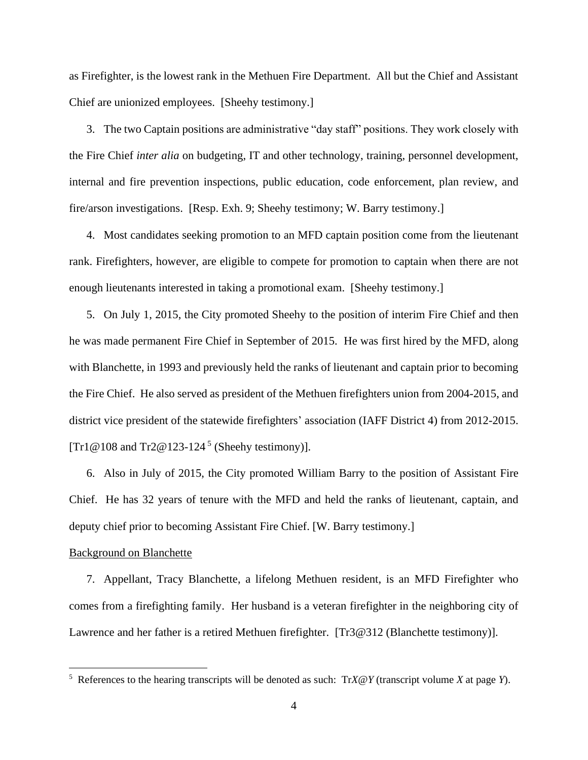as Firefighter, is the lowest rank in the Methuen Fire Department. All but the Chief and Assistant Chief are unionized employees. [Sheehy testimony.]

3. The two Captain positions are administrative "day staff" positions. They work closely with the Fire Chief *inter alia* on budgeting, IT and other technology, training, personnel development, internal and fire prevention inspections, public education, code enforcement, plan review, and fire/arson investigations. [Resp. Exh. 9; Sheehy testimony; W. Barry testimony.]

4. Most candidates seeking promotion to an MFD captain position come from the lieutenant rank. Firefighters, however, are eligible to compete for promotion to captain when there are not enough lieutenants interested in taking a promotional exam. [Sheehy testimony.]

5. On July 1, 2015, the City promoted Sheehy to the position of interim Fire Chief and then he was made permanent Fire Chief in September of 2015. He was first hired by the MFD, along with Blanchette, in 1993 and previously held the ranks of lieutenant and captain prior to becoming the Fire Chief. He also served as president of the Methuen firefighters union from 2004-2015, and district vice president of the statewide firefighters' association (IAFF District 4) from 2012-2015. [Tr1@108 and Tr2@123-124 [5] (Sheehy testimony)].

6. Also in July of 2015, the City promoted William Barry to the position of Assistant Fire Chief. He has 32 years of tenure with the MFD and held the ranks of lieutenant, captain, and deputy chief prior to becoming Assistant Fire Chief. [W. Barry testimony.]

<u>Background on Blanchette</u>

7. Appellant, Tracy Blanchette, a lifelong Methuen resident, is an MFD Firefighter who comes from a firefighting family. Her husband is a veteran firefighter in the neighboring city of Lawrence and her father is a retired Methuen firefighter. [Tr3@312 (Blanchette testimony)].

---

[5] References to the hearing transcripts will be denoted as such: Tr*X*@*Y* (transcript volume *X* at page *Y*).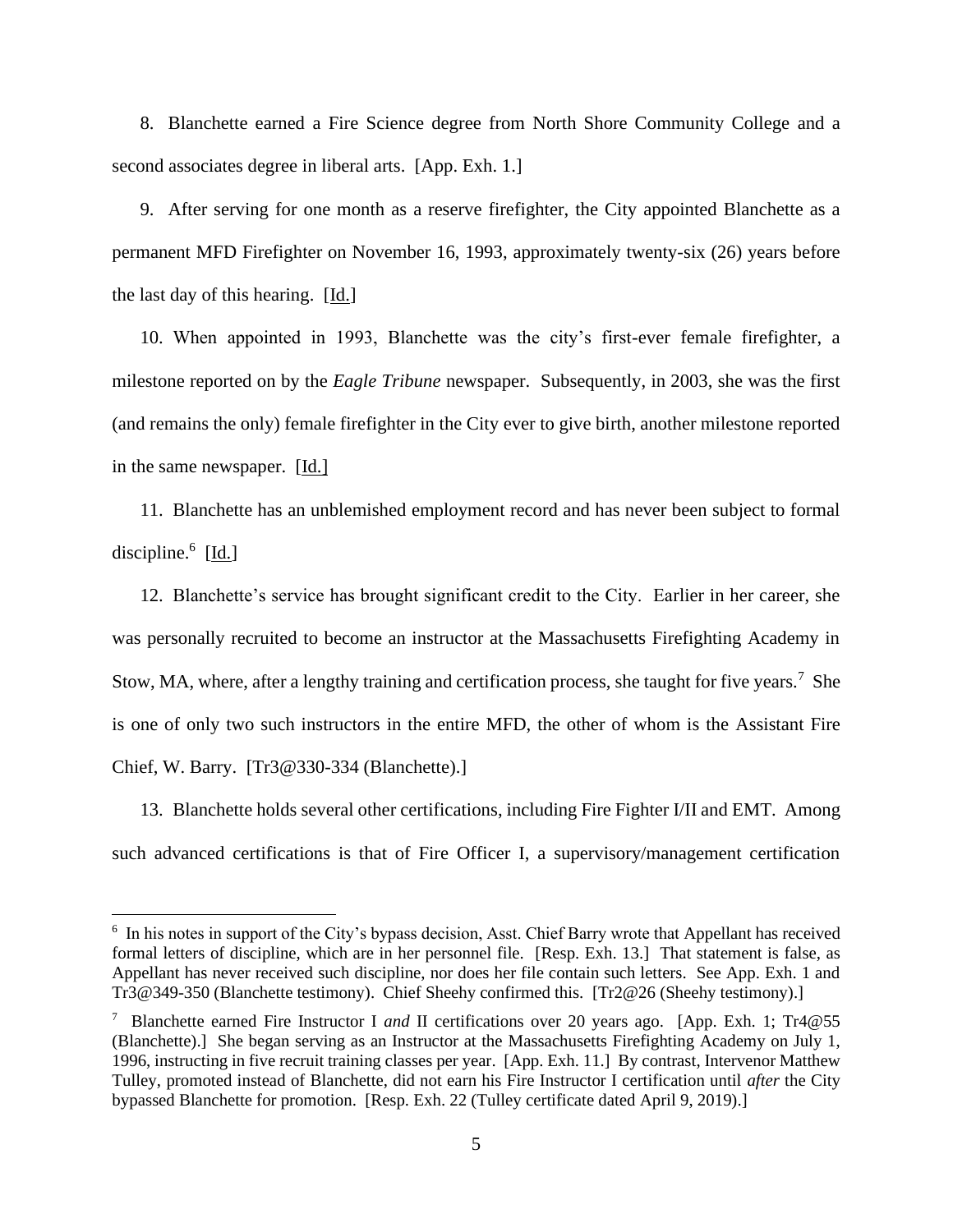8. Blanchette earned a Fire Science degree from North Shore Community College and a second associates degree in liberal arts. [App. Exh. 1.]

9. After serving for one month as a reserve firefighter, the City appointed Blanchette as a permanent MFD Firefighter on November 16, 1993, approximately twenty-six (26) years before the last day of this hearing. [Id.]

10. When appointed in 1993, Blanchette was the city's first-ever female firefighter, a milestone reported on by the *Eagle Tribune* newspaper. Subsequently, in 2003, she was the first (and remains the only) female firefighter in the City ever to give birth, another milestone reported in the same newspaper. [Id.]

11. Blanchette has an unblemished employment record and has never been subject to formal discipline.[6] [Id.]

12. Blanchette's service has brought significant credit to the City. Earlier in her career, she was personally recruited to become an instructor at the Massachusetts Firefighting Academy in Stow, MA, where, after a lengthy training and certification process, she taught for five years.[7] She is one of only two such instructors in the entire MFD, the other of whom is the Assistant Fire Chief, W. Barry. [Tr3@330-334 (Blanchette).]

13. Blanchette holds several other certifications, including Fire Fighter I/II and EMT. Among such advanced certifications is that of Fire Officer I, a supervisory/management certification

---

[6] In his notes in support of the City's bypass decision, Asst. Chief Barry wrote that Appellant has received formal letters of discipline, which are in her personnel file. [Resp. Exh. 13.] That statement is false, as Appellant has never received such discipline, nor does her file contain such letters. See App. Exh. 1 and Tr3@349-350 (Blanchette testimony). Chief Sheehy confirmed this. [Tr2@26 (Sheehy testimony).]

[7] Blanchette earned Fire Instructor I *and* II certifications over 20 years ago. [App. Exh. 1; Tr4@55 (Blanchette).] She began serving as an Instructor at the Massachusetts Firefighting Academy on July 1, 1996, instructing in five recruit training classes per year. [App. Exh. 11.] By contrast, Intervenor Matthew Tulley, promoted instead of Blanchette, did not earn his Fire Instructor I certification until *after* the City bypassed Blanchette for promotion. [Resp. Exh. 22 (Tulley certificate dated April 9, 2019).]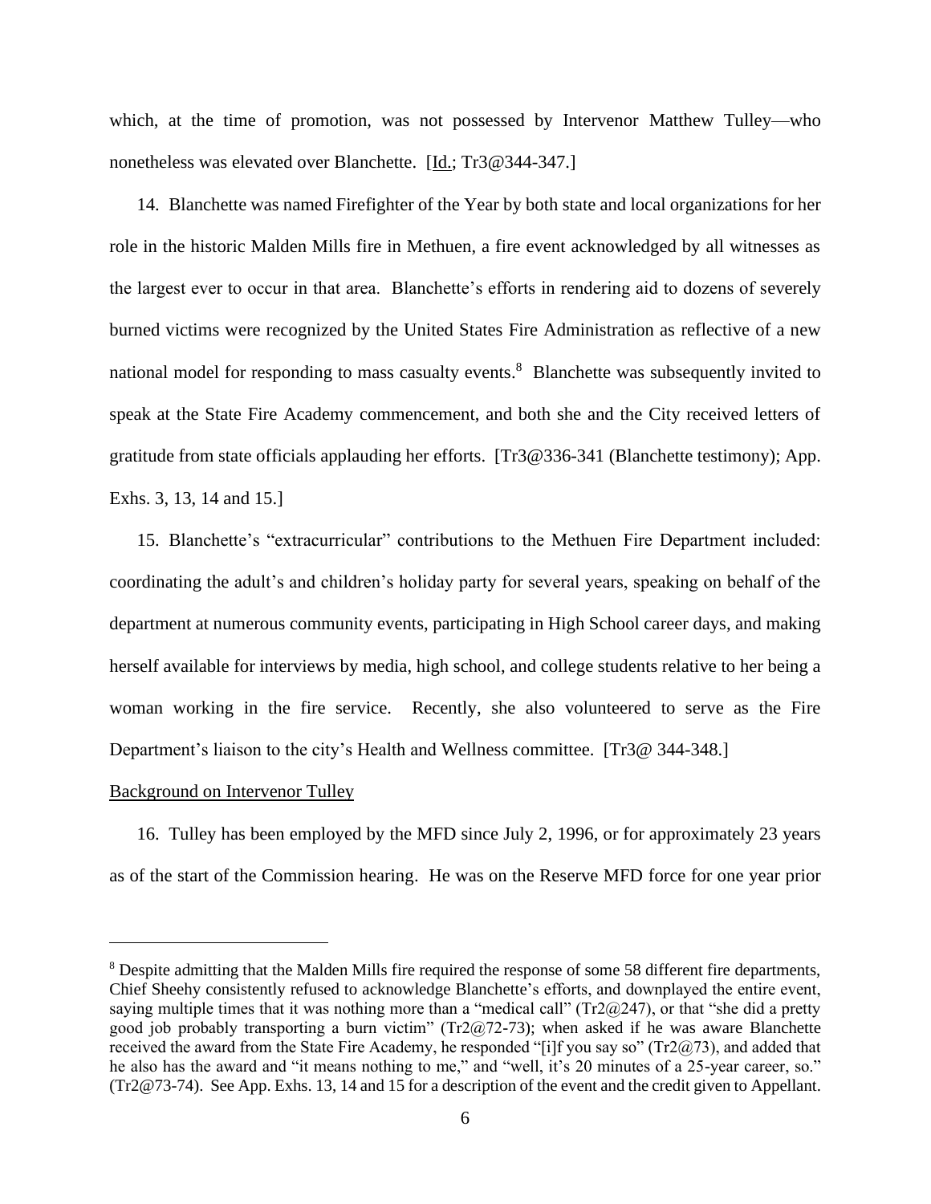which, at the time of promotion, was not possessed by Intervenor Matthew Tulley—who nonetheless was elevated over Blanchette. [Id.; Tr3@344-347.]

14. Blanchette was named Firefighter of the Year by both state and local organizations for her role in the historic Malden Mills fire in Methuen, a fire event acknowledged by all witnesses as the largest ever to occur in that area. Blanchette's efforts in rendering aid to dozens of severely burned victims were recognized by the United States Fire Administration as reflective of a new national model for responding to mass casualty events.[8] Blanchette was subsequently invited to speak at the State Fire Academy commencement, and both she and the City received letters of gratitude from state officials applauding her efforts. [Tr3@336-341 (Blanchette testimony); App. Exhs. 3, 13, 14 and 15.]

15. Blanchette's "extracurricular" contributions to the Methuen Fire Department included: coordinating the adult's and children's holiday party for several years, speaking on behalf of the department at numerous community events, participating in High School career days, and making herself available for interviews by media, high school, and college students relative to her being a woman working in the fire service. Recently, she also volunteered to serve as the Fire Department's liaison to the city's Health and Wellness committee. [Tr3@ 344-348.]

Background on Intervenor Tulley

16. Tulley has been employed by the MFD since July 2, 1996, or for approximately 23 years as of the start of the Commission hearing. He was on the Reserve MFD force for one year prior

---

[8] Despite admitting that the Malden Mills fire required the response of some 58 different fire departments, Chief Sheehy consistently refused to acknowledge Blanchette's efforts, and downplayed the entire event, saying multiple times that it was nothing more than a "medical call" (Tr2@247), or that "she did a pretty good job probably transporting a burn victim" (Tr2@72-73); when asked if he was aware Blanchette received the award from the State Fire Academy, he responded "[i]f you say so" (Tr2@73), and added that he also has the award and "it means nothing to me," and "well, it's 20 minutes of a 25-year career, so." (Tr2@73-74). See App. Exhs. 13, 14 and 15 for a description of the event and the credit given to Appellant.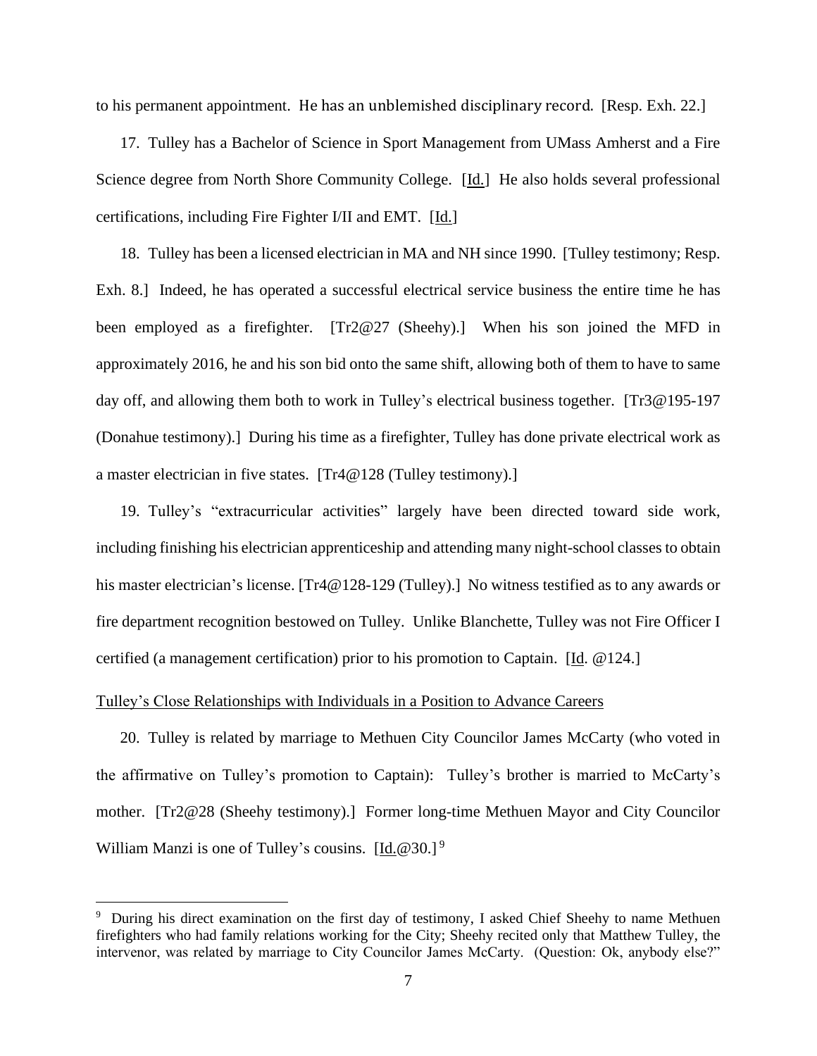to his permanent appointment. He has an unblemished disciplinary record. [Resp. Exh. 22.]

17. Tulley has a Bachelor of Science in Sport Management from UMass Amherst and a Fire Science degree from North Shore Community College. [Id.] He also holds several professional certifications, including Fire Fighter I/II and EMT. [Id.]

18. Tulley has been a licensed electrician in MA and NH since 1990. [Tulley testimony; Resp. Exh. 8.] Indeed, he has operated a successful electrical service business the entire time he has been employed as a firefighter. [Tr2@27 (Sheehy).] When his son joined the MFD in approximately 2016, he and his son bid onto the same shift, allowing both of them to have to same day off, and allowing them both to work in Tulley's electrical business together. [Tr3@195-197 (Donahue testimony).] During his time as a firefighter, Tulley has done private electrical work as a master electrician in five states. [Tr4@128 (Tulley testimony).]

19. Tulley's "extracurricular activities" largely have been directed toward side work, including finishing his electrician apprenticeship and attending many night-school classes to obtain his master electrician's license. [Tr4@128-129 (Tulley).] No witness testified as to any awards or fire department recognition bestowed on Tulley. Unlike Blanchette, Tulley was not Fire Officer I certified (a management certification) prior to his promotion to Captain. [Id. @124.]

Tulley's Close Relationships with Individuals in a Position to Advance Careers

20. Tulley is related by marriage to Methuen City Councilor James McCarty (who voted in the affirmative on Tulley's promotion to Captain): Tulley's brother is married to McCarty's mother. [Tr2@28 (Sheehy testimony).] Former long-time Methuen Mayor and City Councilor William Manzi is one of Tulley's cousins. [Id.@30.] [9]

---

[9] During his direct examination on the first day of testimony, I asked Chief Sheehy to name Methuen firefighters who had family relations working for the City; Sheehy recited only that Matthew Tulley, the intervenor, was related by marriage to City Councilor James McCarty. (Question: Ok, anybody else?"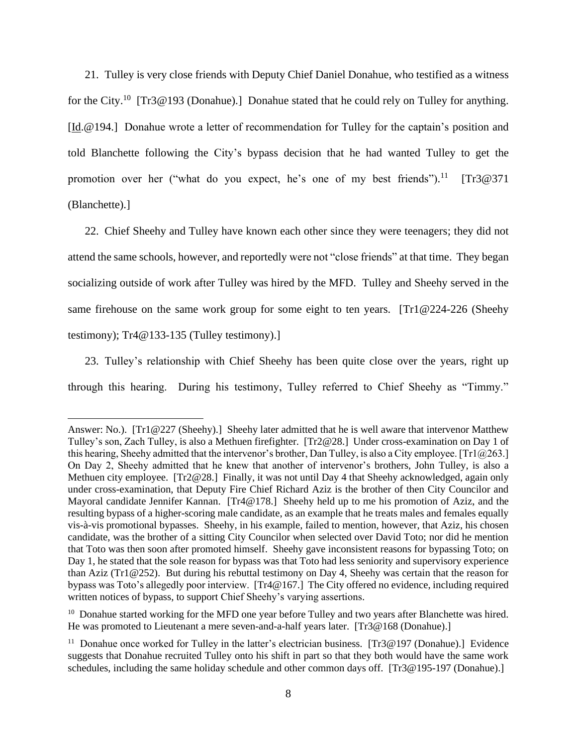21. Tulley is very close friends with Deputy Chief Daniel Donahue, who testified as a witness for the City.[10] [Tr3@193 (Donahue).] Donahue stated that he could rely on Tulley for anything. [Id.@194.] Donahue wrote a letter of recommendation for Tulley for the captain's position and told Blanchette following the City's bypass decision that he had wanted Tulley to get the promotion over her ("what do you expect, he's one of my best friends").[11] [Tr3@371 (Blanchette).]

22. Chief Sheehy and Tulley have known each other since they were teenagers; they did not attend the same schools, however, and reportedly were not "close friends" at that time. They began socializing outside of work after Tulley was hired by the MFD. Tulley and Sheehy served in the same firehouse on the same work group for some eight to ten years. [Tr1@224-226 (Sheehy testimony); Tr4@133-135 (Tulley testimony).]

23. Tulley's relationship with Chief Sheehy has been quite close over the years, right up through this hearing. During his testimony, Tulley referred to Chief Sheehy as "Timmy."

---

Answer: No.). [Tr1@227 (Sheehy).] Sheehy later admitted that he is well aware that intervenor Matthew Tulley's son, Zach Tulley, is also a Methuen firefighter. [Tr2@28.] Under cross-examination on Day 1 of this hearing, Sheehy admitted that the intervenor's brother, Dan Tulley, is also a City employee. [Tr1@263.] On Day 2, Sheehy admitted that he knew that another of intervenor's brothers, John Tulley, is also a Methuen city employee. [Tr2@28.] Finally, it was not until Day 4 that Sheehy acknowledged, again only under cross-examination, that Deputy Fire Chief Richard Aziz is the brother of then City Councilor and Mayoral candidate Jennifer Kannan. [Tr4@178.] Sheehy held up to me his promotion of Aziz, and the resulting bypass of a higher-scoring male candidate, as an example that he treats males and females equally vis-à-vis promotional bypasses. Sheehy, in his example, failed to mention, however, that Aziz, his chosen candidate, was the brother of a sitting City Councilor when selected over David Toto; nor did he mention that Toto was then soon after promoted himself. Sheehy gave inconsistent reasons for bypassing Toto; on Day 1, he stated that the sole reason for bypass was that Toto had less seniority and supervisory experience than Aziz (Tr1@252). But during his rebuttal testimony on Day 4, Sheehy was certain that the reason for bypass was Toto's allegedly poor interview. [Tr4@167.] The City offered no evidence, including required written notices of bypass, to support Chief Sheehy's varying assertions.

[10] Donahue started working for the MFD one year before Tulley and two years after Blanchette was hired. He was promoted to Lieutenant a mere seven-and-a-half years later. [Tr3@168 (Donahue).]

[11] Donahue once worked for Tulley in the latter's electrician business. [Tr3@197 (Donahue).] Evidence suggests that Donahue recruited Tulley onto his shift in part so that they both would have the same work schedules, including the same holiday schedule and other common days off. [Tr3@195-197 (Donahue).]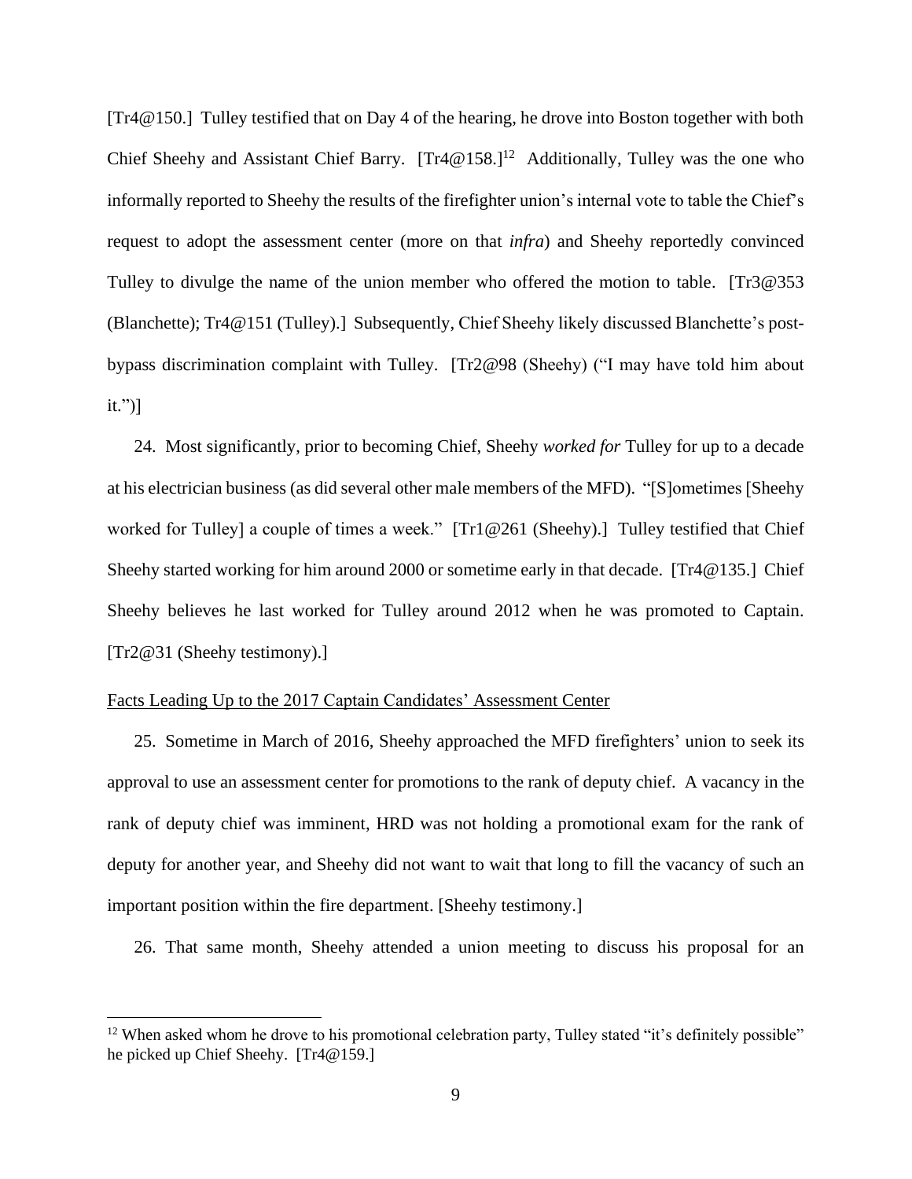[Tr4@150.] Tulley testified that on Day 4 of the hearing, he drove into Boston together with both Chief Sheehy and Assistant Chief Barry. [Tr4@158.][12] Additionally, Tulley was the one who informally reported to Sheehy the results of the firefighter union's internal vote to table the Chief's request to adopt the assessment center (more on that *infra*) and Sheehy reportedly convinced Tulley to divulge the name of the union member who offered the motion to table. [Tr3@353 (Blanchette); Tr4@151 (Tulley).] Subsequently, Chief Sheehy likely discussed Blanchette's post-bypass discrimination complaint with Tulley. [Tr2@98 (Sheehy) ("I may have told him about it.")]

24. Most significantly, prior to becoming Chief, Sheehy *worked for* Tulley for up to a decade at his electrician business (as did several other male members of the MFD). "[S]ometimes [Sheehy worked for Tulley] a couple of times a week." [Tr1@261 (Sheehy).] Tulley testified that Chief Sheehy started working for him around 2000 or sometime early in that decade. [Tr4@135.] Chief Sheehy believes he last worked for Tulley around 2012 when he was promoted to Captain. [Tr2@31 (Sheehy testimony).]

<u>Facts Leading Up to the 2017 Captain Candidates' Assessment Center</u>

25. Sometime in March of 2016, Sheehy approached the MFD firefighters' union to seek its approval to use an assessment center for promotions to the rank of deputy chief. A vacancy in the rank of deputy chief was imminent, HRD was not holding a promotional exam for the rank of deputy for another year, and Sheehy did not want to wait that long to fill the vacancy of such an important position within the fire department. [Sheehy testimony.]

26. That same month, Sheehy attended a union meeting to discuss his proposal for an

---

[12] When asked whom he drove to his promotional celebration party, Tulley stated "it's definitely possible" he picked up Chief Sheehy. [Tr4@159.]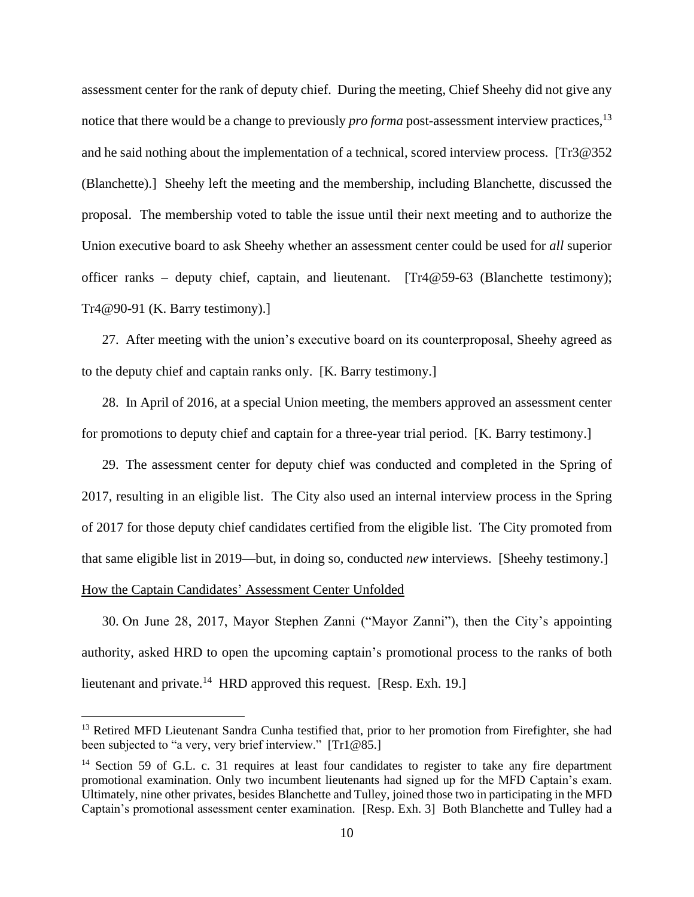assessment center for the rank of deputy chief. During the meeting, Chief Sheehy did not give any notice that there would be a change to previously *pro forma* post-assessment interview practices,[13] and he said nothing about the implementation of a technical, scored interview process. [Tr3@352 (Blanchette).] Sheehy left the meeting and the membership, including Blanchette, discussed the proposal. The membership voted to table the issue until their next meeting and to authorize the Union executive board to ask Sheehy whether an assessment center could be used for *all* superior officer ranks – deputy chief, captain, and lieutenant. [Tr4@59-63 (Blanchette testimony); Tr4@90-91 (K. Barry testimony).]

27. After meeting with the union's executive board on its counterproposal, Sheehy agreed as to the deputy chief and captain ranks only. [K. Barry testimony.]

28. In April of 2016, at a special Union meeting, the members approved an assessment center for promotions to deputy chief and captain for a three-year trial period. [K. Barry testimony.]

29. The assessment center for deputy chief was conducted and completed in the Spring of 2017, resulting in an eligible list. The City also used an internal interview process in the Spring of 2017 for those deputy chief candidates certified from the eligible list. The City promoted from that same eligible list in 2019—but, in doing so, conducted *new* interviews. [Sheehy testimony.]

<u>How the Captain Candidates' Assessment Center Unfolded</u>

30. On June 28, 2017, Mayor Stephen Zanni ("Mayor Zanni"), then the City's appointing authority, asked HRD to open the upcoming captain's promotional process to the ranks of both lieutenant and private.[14] HRD approved this request. [Resp. Exh. 19.]

---

[13] Retired MFD Lieutenant Sandra Cunha testified that, prior to her promotion from Firefighter, she had been subjected to "a very, very brief interview." [Tr1@85.]

[14] Section 59 of G.L. c. 31 requires at least four candidates to register to take any fire department promotional examination. Only two incumbent lieutenants had signed up for the MFD Captain's exam. Ultimately, nine other privates, besides Blanchette and Tulley, joined those two in participating in the MFD Captain's promotional assessment center examination. [Resp. Exh. 3] Both Blanchette and Tulley had a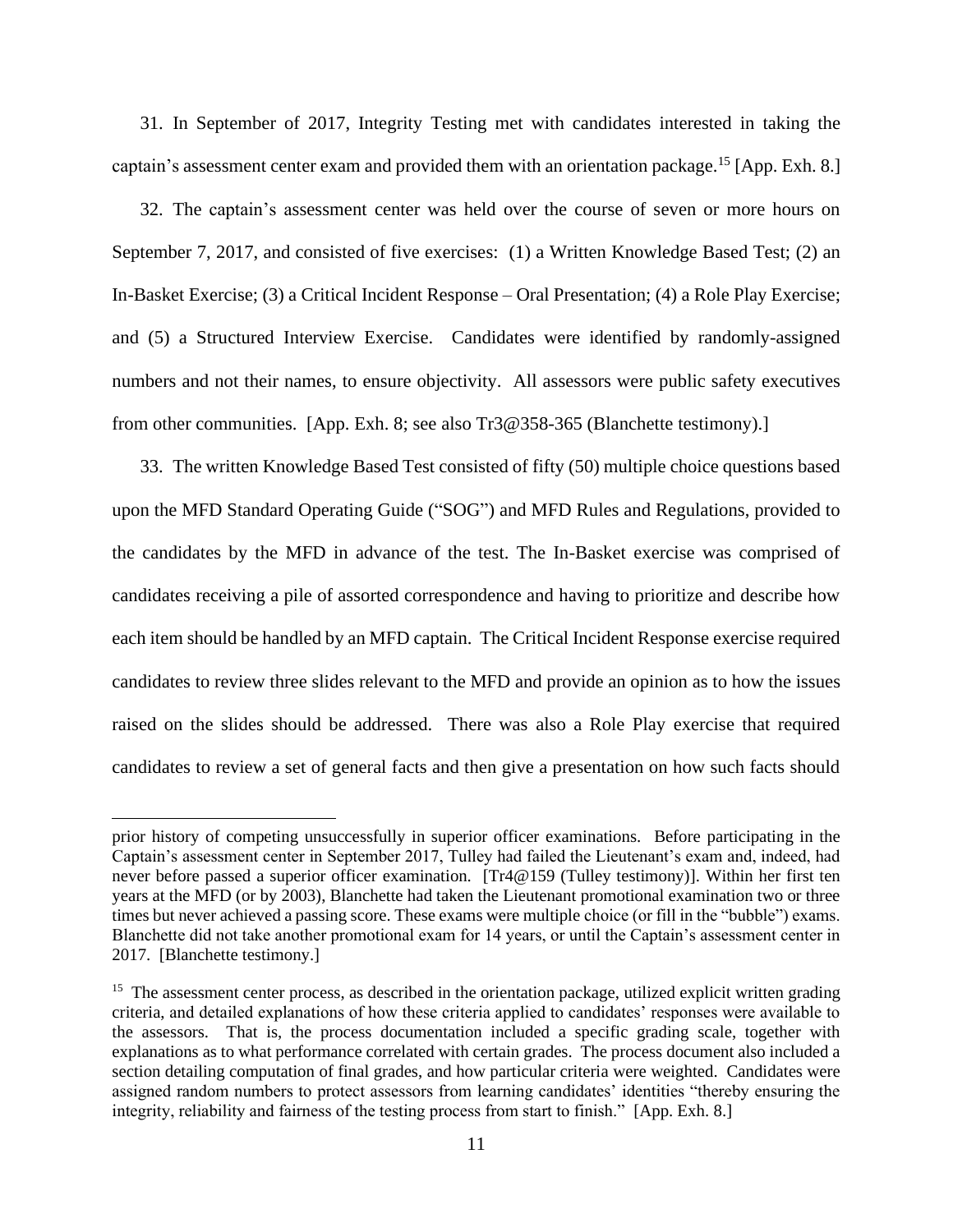31. In September of 2017, Integrity Testing met with candidates interested in taking the captain's assessment center exam and provided them with an orientation package.[15] [App. Exh. 8.]

32. The captain's assessment center was held over the course of seven or more hours on September 7, 2017, and consisted of five exercises: (1) a Written Knowledge Based Test; (2) an In-Basket Exercise; (3) a Critical Incident Response – Oral Presentation; (4) a Role Play Exercise; and (5) a Structured Interview Exercise. Candidates were identified by randomly-assigned numbers and not their names, to ensure objectivity. All assessors were public safety executives from other communities. [App. Exh. 8; see also Tr3@358-365 (Blanchette testimony).]

33. The written Knowledge Based Test consisted of fifty (50) multiple choice questions based upon the MFD Standard Operating Guide ("SOG") and MFD Rules and Regulations, provided to the candidates by the MFD in advance of the test. The In-Basket exercise was comprised of candidates receiving a pile of assorted correspondence and having to prioritize and describe how each item should be handled by an MFD captain. The Critical Incident Response exercise required candidates to review three slides relevant to the MFD and provide an opinion as to how the issues raised on the slides should be addressed. There was also a Role Play exercise that required candidates to review a set of general facts and then give a presentation on how such facts should

---

prior history of competing unsuccessfully in superior officer examinations. Before participating in the Captain's assessment center in September 2017, Tulley had failed the Lieutenant's exam and, indeed, had never before passed a superior officer examination. [Tr4@159 (Tulley testimony)]. Within her first ten years at the MFD (or by 2003), Blanchette had taken the Lieutenant promotional examination two or three times but never achieved a passing score. These exams were multiple choice (or fill in the "bubble") exams. Blanchette did not take another promotional exam for 14 years, or until the Captain's assessment center in 2017. [Blanchette testimony.]

[15] The assessment center process, as described in the orientation package, utilized explicit written grading criteria, and detailed explanations of how these criteria applied to candidates' responses were available to the assessors. That is, the process documentation included a specific grading scale, together with explanations as to what performance correlated with certain grades. The process document also included a section detailing computation of final grades, and how particular criteria were weighted. Candidates were assigned random numbers to protect assessors from learning candidates' identities "thereby ensuring the integrity, reliability and fairness of the testing process from start to finish." [App. Exh. 8.]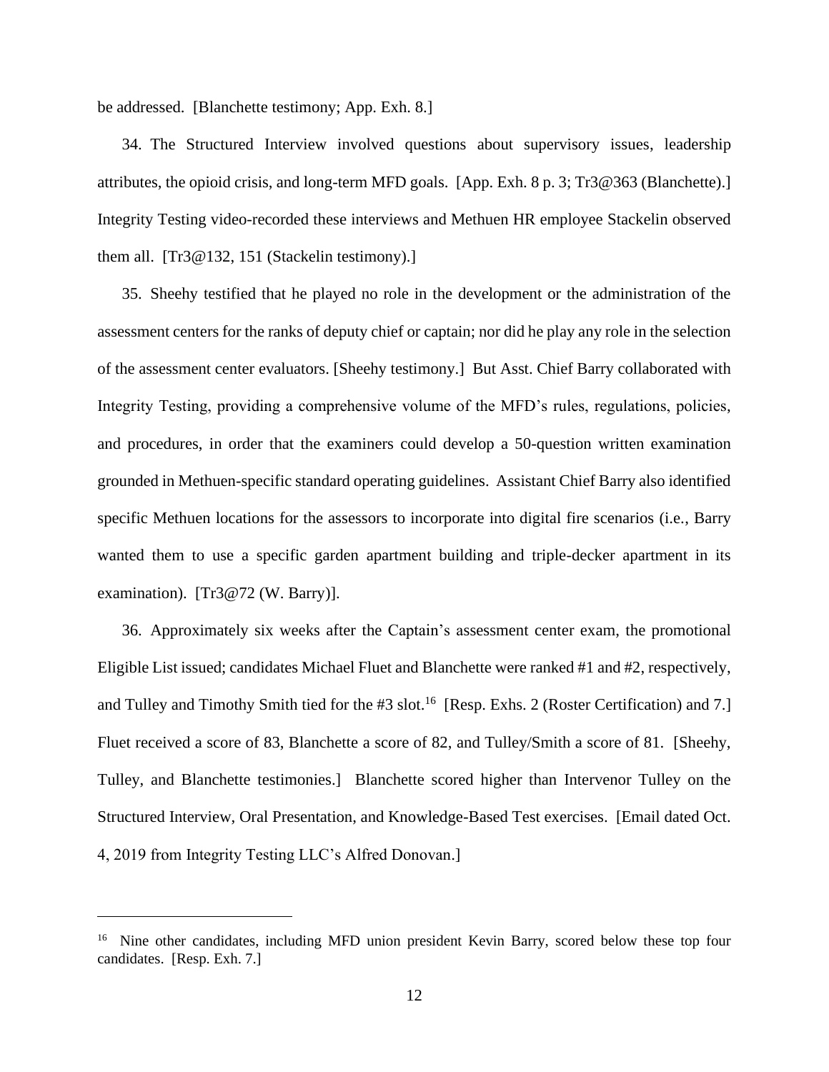be addressed. [Blanchette testimony; App. Exh. 8.]

34. The Structured Interview involved questions about supervisory issues, leadership attributes, the opioid crisis, and long-term MFD goals. [App. Exh. 8 p. 3; Tr3@363 (Blanchette).] Integrity Testing video-recorded these interviews and Methuen HR employee Stackelin observed them all. [Tr3@132, 151 (Stackelin testimony).]

35. Sheehy testified that he played no role in the development or the administration of the assessment centers for the ranks of deputy chief or captain; nor did he play any role in the selection of the assessment center evaluators. [Sheehy testimony.] But Asst. Chief Barry collaborated with Integrity Testing, providing a comprehensive volume of the MFD's rules, regulations, policies, and procedures, in order that the examiners could develop a 50-question written examination grounded in Methuen-specific standard operating guidelines. Assistant Chief Barry also identified specific Methuen locations for the assessors to incorporate into digital fire scenarios (i.e., Barry wanted them to use a specific garden apartment building and triple-decker apartment in its examination). [Tr3@72 (W. Barry)].

36. Approximately six weeks after the Captain's assessment center exam, the promotional Eligible List issued; candidates Michael Fluet and Blanchette were ranked #1 and #2, respectively, and Tulley and Timothy Smith tied for the #3 slot.[16] [Resp. Exhs. 2 (Roster Certification) and 7.] Fluet received a score of 83, Blanchette a score of 82, and Tulley/Smith a score of 81. [Sheehy, Tulley, and Blanchette testimonies.] Blanchette scored higher than Intervenor Tulley on the Structured Interview, Oral Presentation, and Knowledge-Based Test exercises. [Email dated Oct. 4, 2019 from Integrity Testing LLC's Alfred Donovan.]

---

[16] Nine other candidates, including MFD union president Kevin Barry, scored below these top four candidates. [Resp. Exh. 7.]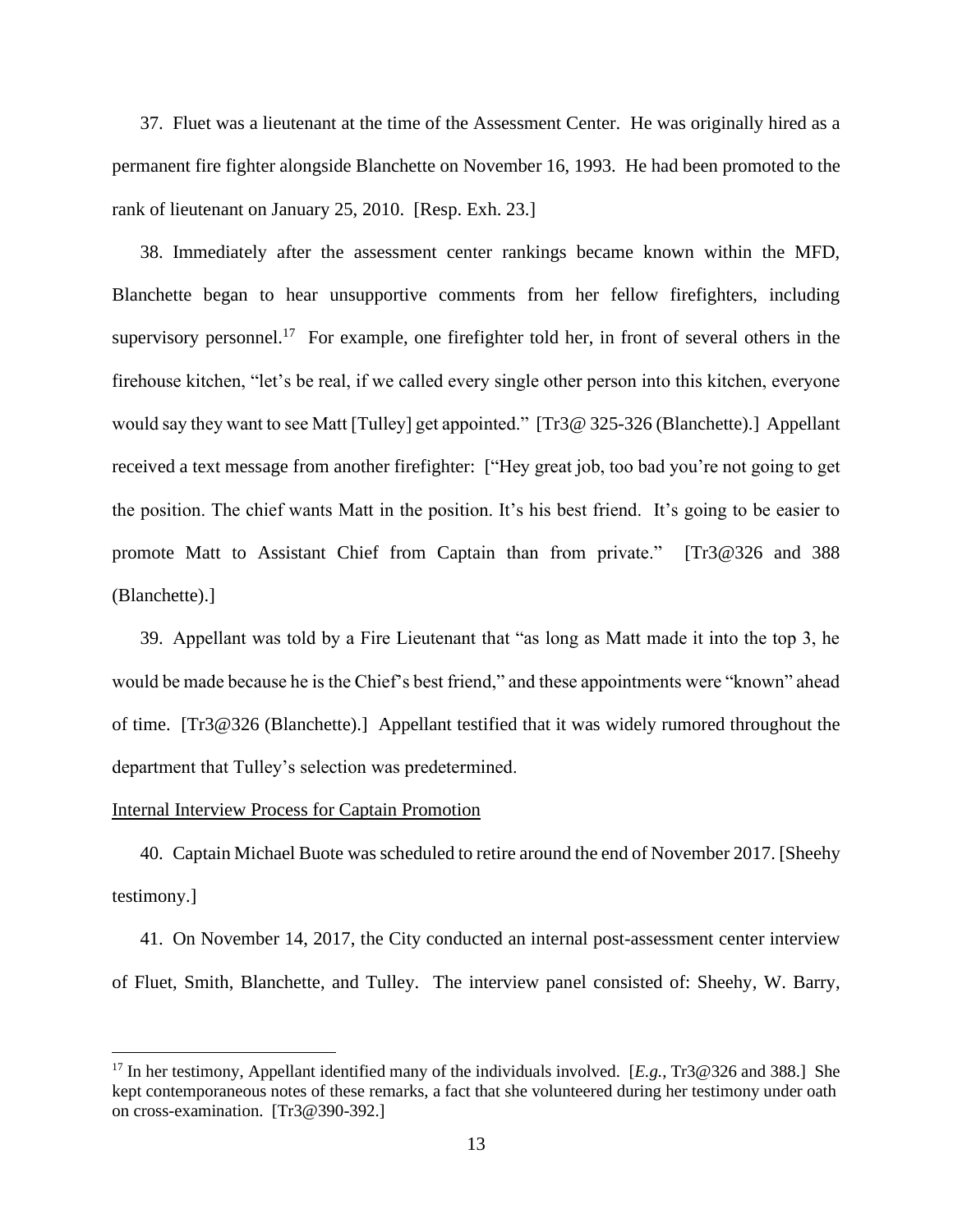37. Fluet was a lieutenant at the time of the Assessment Center. He was originally hired as a permanent fire fighter alongside Blanchette on November 16, 1993. He had been promoted to the rank of lieutenant on January 25, 2010. [Resp. Exh. 23.]

38. Immediately after the assessment center rankings became known within the MFD, Blanchette began to hear unsupportive comments from her fellow firefighters, including supervisory personnel.[17] For example, one firefighter told her, in front of several others in the firehouse kitchen, "let's be real, if we called every single other person into this kitchen, everyone would say they want to see Matt [Tulley] get appointed." [Tr3@ 325-326 (Blanchette).] Appellant received a text message from another firefighter: ["Hey great job, too bad you're not going to get the position. The chief wants Matt in the position. It's his best friend. It's going to be easier to promote Matt to Assistant Chief from Captain than from private." [Tr3@326 and 388 (Blanchette).]

39. Appellant was told by a Fire Lieutenant that "as long as Matt made it into the top 3, he would be made because he is the Chief's best friend," and these appointments were "known" ahead of time. [Tr3@326 (Blanchette).] Appellant testified that it was widely rumored throughout the department that Tulley's selection was predetermined.

<u>Internal Interview Process for Captain Promotion</u>

40. Captain Michael Buote was scheduled to retire around the end of November 2017. [Sheehy testimony.]

41. On November 14, 2017, the City conducted an internal post-assessment center interview of Fluet, Smith, Blanchette, and Tulley. The interview panel consisted of: Sheehy, W. Barry,

---

[17] In her testimony, Appellant identified many of the individuals involved. [*E.g.*, Tr3@326 and 388.] She kept contemporaneous notes of these remarks, a fact that she volunteered during her testimony under oath on cross-examination. [Tr3@390-392.]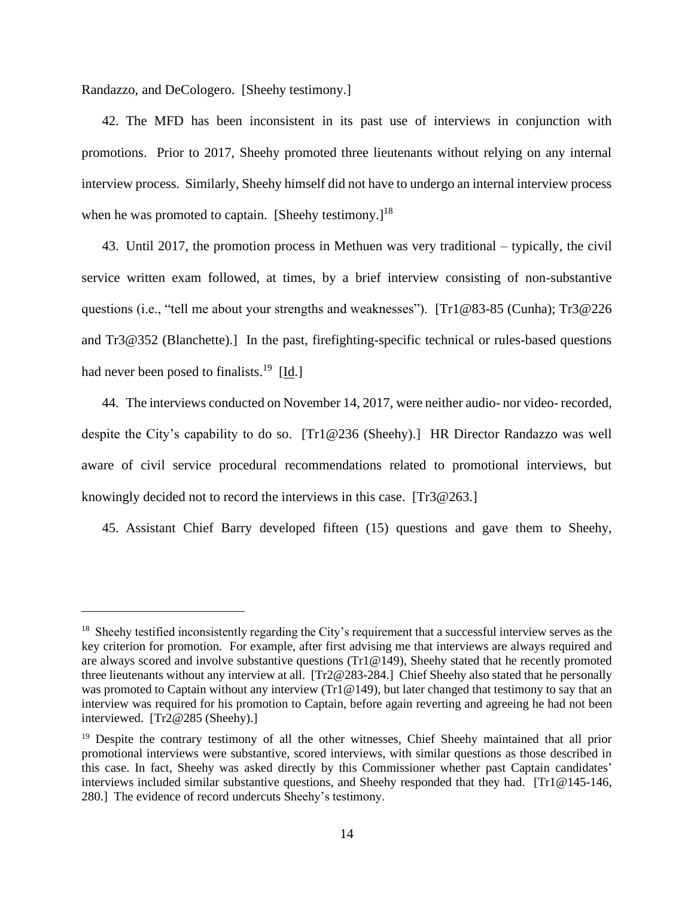Randazzo, and DeCologero. [Sheehy testimony.]

42. The MFD has been inconsistent in its past use of interviews in conjunction with promotions. Prior to 2017, Sheehy promoted three lieutenants without relying on any internal interview process. Similarly, Sheehy himself did not have to undergo an internal interview process when he was promoted to captain. [Sheehy testimony.][18]

43. Until 2017, the promotion process in Methuen was very traditional – typically, the civil service written exam followed, at times, by a brief interview consisting of non-substantive questions (i.e., "tell me about your strengths and weaknesses"). [Tr1@83-85 (Cunha); Tr3@226 and Tr3@352 (Blanchette).] In the past, firefighting-specific technical or rules-based questions had never been posed to finalists.[19] [Id.]

44. The interviews conducted on November 14, 2017, were neither audio- nor video- recorded, despite the City's capability to do so. [Tr1@236 (Sheehy).] HR Director Randazzo was well aware of civil service procedural recommendations related to promotional interviews, but knowingly decided not to record the interviews in this case. [Tr3@263.]

45. Assistant Chief Barry developed fifteen (15) questions and gave them to Sheehy,

---

[18] Sheehy testified inconsistently regarding the City's requirement that a successful interview serves as the key criterion for promotion. For example, after first advising me that interviews are always required and are always scored and involve substantive questions (Tr1@149), Sheehy stated that he recently promoted three lieutenants without any interview at all. [Tr2@283-284.] Chief Sheehy also stated that he personally was promoted to Captain without any interview (Tr1@149), but later changed that testimony to say that an interview was required for his promotion to Captain, before again reverting and agreeing he had not been interviewed. [Tr2@285 (Sheehy).]

[19] Despite the contrary testimony of all the other witnesses, Chief Sheehy maintained that all prior promotional interviews were substantive, scored interviews, with similar questions as those described in this case. In fact, Sheehy was asked directly by this Commissioner whether past Captain candidates' interviews included similar substantive questions, and Sheehy responded that they had. [Tr1@145-146, 280.] The evidence of record undercuts Sheehy's testimony.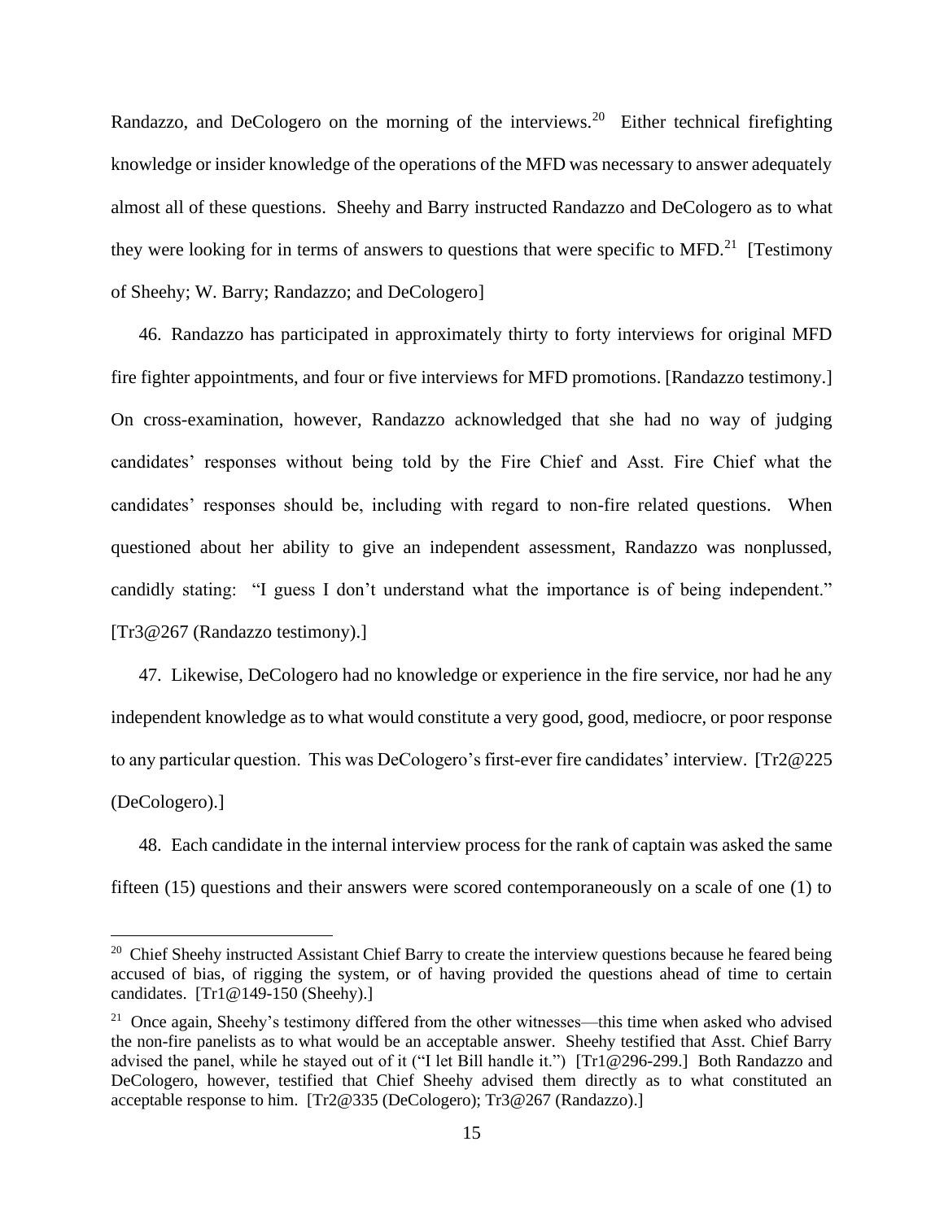Randazzo, and DeCologero on the morning of the interviews.[20] Either technical firefighting knowledge or insider knowledge of the operations of the MFD was necessary to answer adequately almost all of these questions. Sheehy and Barry instructed Randazzo and DeCologero as to what they were looking for in terms of answers to questions that were specific to MFD.[21] [Testimony of Sheehy; W. Barry; Randazzo; and DeCologero]

46. Randazzo has participated in approximately thirty to forty interviews for original MFD fire fighter appointments, and four or five interviews for MFD promotions. [Randazzo testimony.] On cross-examination, however, Randazzo acknowledged that she had no way of judging candidates' responses without being told by the Fire Chief and Asst. Fire Chief what the candidates' responses should be, including with regard to non-fire related questions. When questioned about her ability to give an independent assessment, Randazzo was nonplussed, candidly stating: "I guess I don't understand what the importance is of being independent." [Tr3@267 (Randazzo testimony).]

47. Likewise, DeCologero had no knowledge or experience in the fire service, nor had he any independent knowledge as to what would constitute a very good, good, mediocre, or poor response to any particular question. This was DeCologero's first-ever fire candidates' interview. [Tr2@225 (DeCologero).]

48. Each candidate in the internal interview process for the rank of captain was asked the same fifteen (15) questions and their answers were scored contemporaneously on a scale of one (1) to

---

[20] Chief Sheehy instructed Assistant Chief Barry to create the interview questions because he feared being accused of bias, of rigging the system, or of having provided the questions ahead of time to certain candidates. [Tr1@149-150 (Sheehy).]

[21] Once again, Sheehy's testimony differed from the other witnesses—this time when asked who advised the non-fire panelists as to what would be an acceptable answer. Sheehy testified that Asst. Chief Barry advised the panel, while he stayed out of it ("I let Bill handle it.") [Tr1@296-299.] Both Randazzo and DeCologero, however, testified that Chief Sheehy advised them directly as to what constituted an acceptable response to him. [Tr2@335 (DeCologero); Tr3@267 (Randazzo).]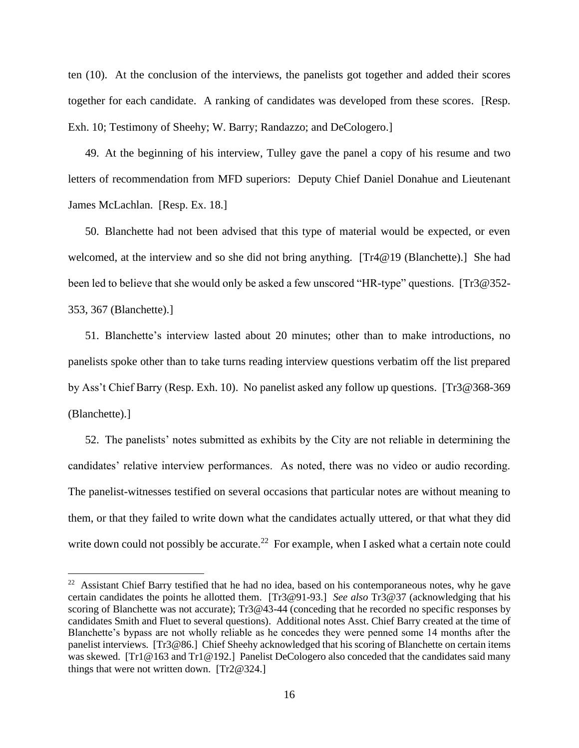ten (10). At the conclusion of the interviews, the panelists got together and added their scores together for each candidate. A ranking of candidates was developed from these scores. [Resp. Exh. 10; Testimony of Sheehy; W. Barry; Randazzo; and DeCologero.]

49. At the beginning of his interview, Tulley gave the panel a copy of his resume and two letters of recommendation from MFD superiors: Deputy Chief Daniel Donahue and Lieutenant James McLachlan. [Resp. Ex. 18.]

50. Blanchette had not been advised that this type of material would be expected, or even welcomed, at the interview and so she did not bring anything. [Tr4@19 (Blanchette).] She had been led to believe that she would only be asked a few unscored "HR-type" questions. [Tr3@352-353, 367 (Blanchette).]

51. Blanchette's interview lasted about 20 minutes; other than to make introductions, no panelists spoke other than to take turns reading interview questions verbatim off the list prepared by Ass't Chief Barry (Resp. Exh. 10). No panelist asked any follow up questions. [Tr3@368-369 (Blanchette).]

52. The panelists' notes submitted as exhibits by the City are not reliable in determining the candidates' relative interview performances. As noted, there was no video or audio recording. The panelist-witnesses testified on several occasions that particular notes are without meaning to them, or that they failed to write down what the candidates actually uttered, or that what they did write down could not possibly be accurate.[22] For example, when I asked what a certain note could

---

[22] Assistant Chief Barry testified that he had no idea, based on his contemporaneous notes, why he gave certain candidates the points he allotted them. [Tr3@91-93.] *See also* Tr3@37 (acknowledging that his scoring of Blanchette was not accurate); Tr3@43-44 (conceding that he recorded no specific responses by candidates Smith and Fluet to several questions). Additional notes Asst. Chief Barry created at the time of Blanchette's bypass are not wholly reliable as he concedes they were penned some 14 months after the panelist interviews. [Tr3@86.] Chief Sheehy acknowledged that his scoring of Blanchette on certain items was skewed. [Tr1@163 and Tr1@192.] Panelist DeCologero also conceded that the candidates said many things that were not written down. [Tr2@324.]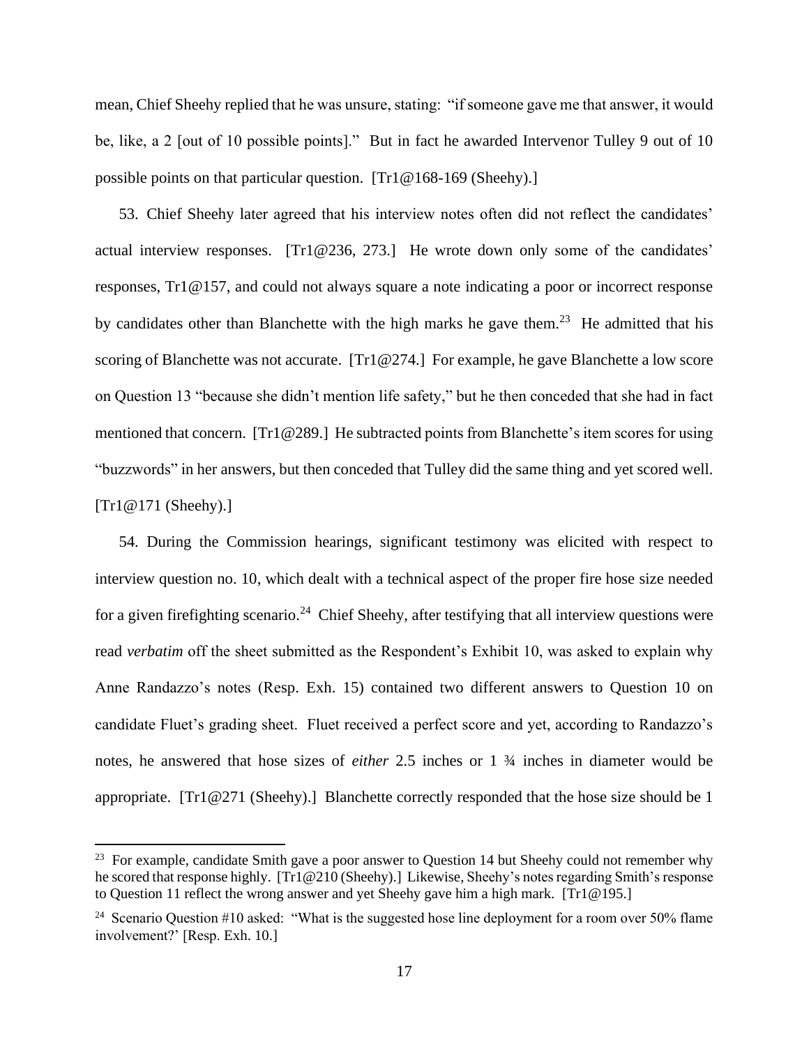mean, Chief Sheehy replied that he was unsure, stating: "if someone gave me that answer, it would be, like, a 2 [out of 10 possible points]." But in fact he awarded Intervenor Tulley 9 out of 10 possible points on that particular question. [Tr1@168-169 (Sheehy).]

53. Chief Sheehy later agreed that his interview notes often did not reflect the candidates' actual interview responses. [Tr1@236, 273.] He wrote down only some of the candidates' responses, Tr1@157, and could not always square a note indicating a poor or incorrect response by candidates other than Blanchette with the high marks he gave them.[23] He admitted that his scoring of Blanchette was not accurate. [Tr1@274.] For example, he gave Blanchette a low score on Question 13 "because she didn't mention life safety," but he then conceded that she had in fact mentioned that concern. [Tr1@289.] He subtracted points from Blanchette's item scores for using "buzzwords" in her answers, but then conceded that Tulley did the same thing and yet scored well. [Tr1@171 (Sheehy).]

54. During the Commission hearings, significant testimony was elicited with respect to interview question no. 10, which dealt with a technical aspect of the proper fire hose size needed for a given firefighting scenario.[24] Chief Sheehy, after testifying that all interview questions were read *verbatim* off the sheet submitted as the Respondent's Exhibit 10, was asked to explain why Anne Randazzo's notes (Resp. Exh. 15) contained two different answers to Question 10 on candidate Fluet's grading sheet. Fluet received a perfect score and yet, according to Randazzo's notes, he answered that hose sizes of *either* 2.5 inches or 1 ¾ inches in diameter would be appropriate. [Tr1@271 (Sheehy).] Blanchette correctly responded that the hose size should be 1

---

[23] For example, candidate Smith gave a poor answer to Question 14 but Sheehy could not remember why he scored that response highly. [Tr1@210 (Sheehy).] Likewise, Sheehy's notes regarding Smith's response to Question 11 reflect the wrong answer and yet Sheehy gave him a high mark. [Tr1@195.]

[24] Scenario Question #10 asked: "What is the suggested hose line deployment for a room over 50% flame involvement?' [Resp. Exh. 10.]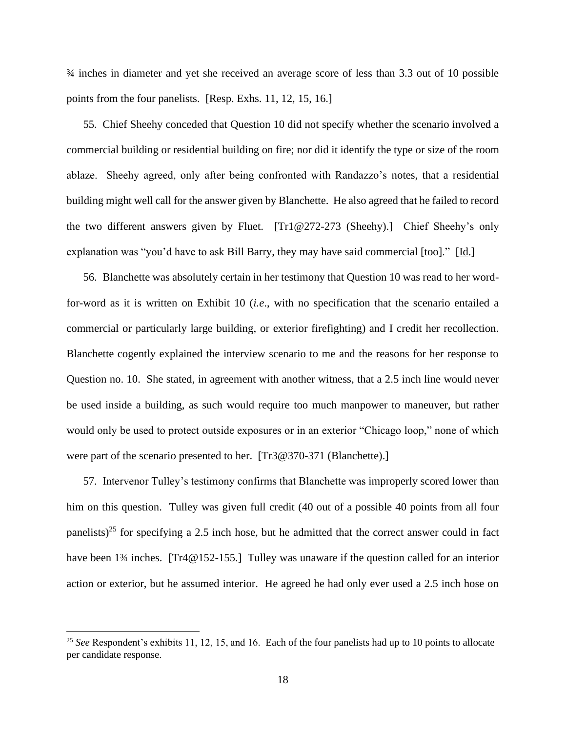¾ inches in diameter and yet she received an average score of less than 3.3 out of 10 possible points from the four panelists. [Resp. Exhs. 11, 12, 15, 16.]

55. Chief Sheehy conceded that Question 10 did not specify whether the scenario involved a commercial building or residential building on fire; nor did it identify the type or size of the room ablaze. Sheehy agreed, only after being confronted with Randazzo's notes, that a residential building might well call for the answer given by Blanchette. He also agreed that he failed to record the two different answers given by Fluet. [Tr1@272-273 (Sheehy).] Chief Sheehy's only explanation was "you'd have to ask Bill Barry, they may have said commercial [too]." [Id.]

56. Blanchette was absolutely certain in her testimony that Question 10 was read to her word-for-word as it is written on Exhibit 10 (*i.e.*, with no specification that the scenario entailed a commercial or particularly large building, or exterior firefighting) and I credit her recollection. Blanchette cogently explained the interview scenario to me and the reasons for her response to Question no. 10. She stated, in agreement with another witness, that a 2.5 inch line would never be used inside a building, as such would require too much manpower to maneuver, but rather would only be used to protect outside exposures or in an exterior "Chicago loop," none of which were part of the scenario presented to her. [Tr3@370-371 (Blanchette).]

57. Intervenor Tulley's testimony confirms that Blanchette was improperly scored lower than him on this question. Tulley was given full credit (40 out of a possible 40 points from all four panelists)[25] for specifying a 2.5 inch hose, but he admitted that the correct answer could in fact have been 1¾ inches. [Tr4@152-155.] Tulley was unaware if the question called for an interior action or exterior, but he assumed interior. He agreed he had only ever used a 2.5 inch hose on

---

[25] *See* Respondent's exhibits 11, 12, 15, and 16. Each of the four panelists had up to 10 points to allocate per candidate response.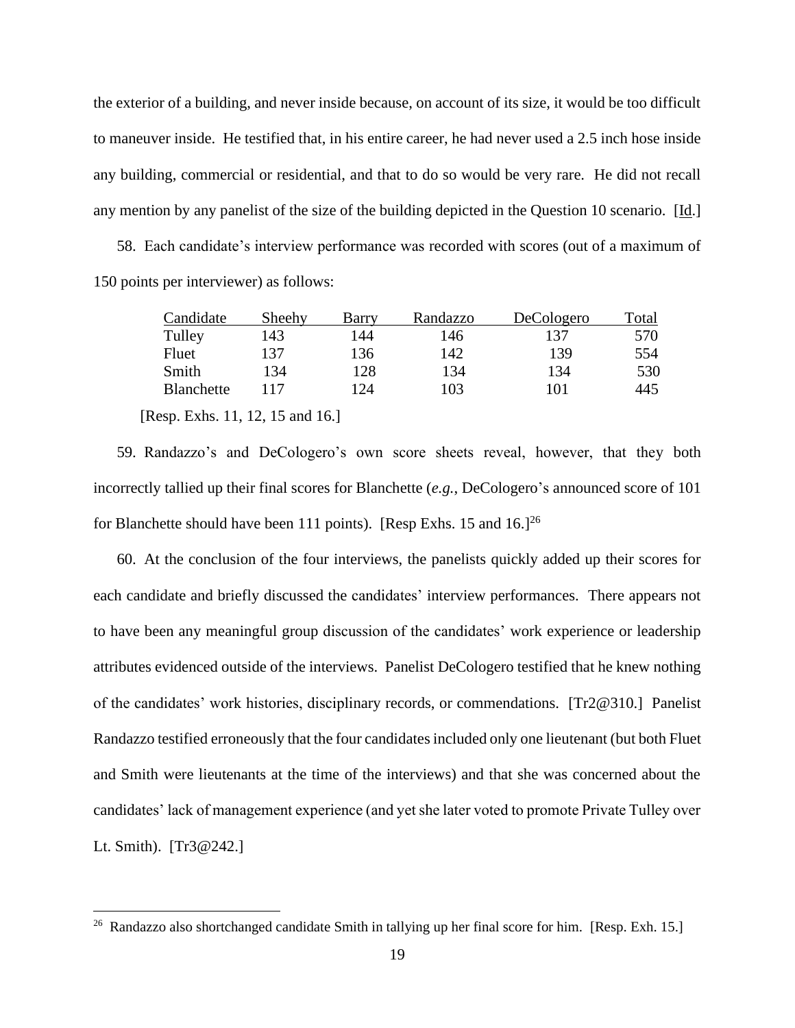the exterior of a building, and never inside because, on account of its size, it would be too difficult to maneuver inside. He testified that, in his entire career, he had never used a 2.5 inch hose inside any building, commercial or residential, and that to do so would be very rare. He did not recall any mention by any panelist of the size of the building depicted in the Question 10 scenario. [Id.]

58. Each candidate's interview performance was recorded with scores (out of a maximum of 150 points per interviewer) as follows:

| Candidate | Sheehy | Barry | Randazzo | DeCologero | Total |
|---|---|---|---|---|---|
| Tulley | 143 | 144 | 146 | 137 | 570 |
| Fluet | 137 | 136 | 142 | 139 | 554 |
| Smith | 134 | 128 | 134 | 134 | 530 |
| Blanchette | 117 | 124 | 103 | 101 | 445 |

[Resp. Exhs. 11, 12, 15 and 16.]

59. Randazzo's and DeCologero's own score sheets reveal, however, that they both incorrectly tallied up their final scores for Blanchette (*e.g.*, DeCologero's announced score of 101 for Blanchette should have been 111 points). [Resp Exhs. 15 and 16.][26]

60. At the conclusion of the four interviews, the panelists quickly added up their scores for each candidate and briefly discussed the candidates' interview performances. There appears not to have been any meaningful group discussion of the candidates' work experience or leadership attributes evidenced outside of the interviews. Panelist DeCologero testified that he knew nothing of the candidates' work histories, disciplinary records, or commendations. [Tr2@310.] Panelist Randazzo testified erroneously that the four candidates included only one lieutenant (but both Fluet and Smith were lieutenants at the time of the interviews) and that she was concerned about the candidates' lack of management experience (and yet she later voted to promote Private Tulley over Lt. Smith). [Tr3@242.]

---

[26] Randazzo also shortchanged candidate Smith in tallying up her final score for him. [Resp. Exh. 15.]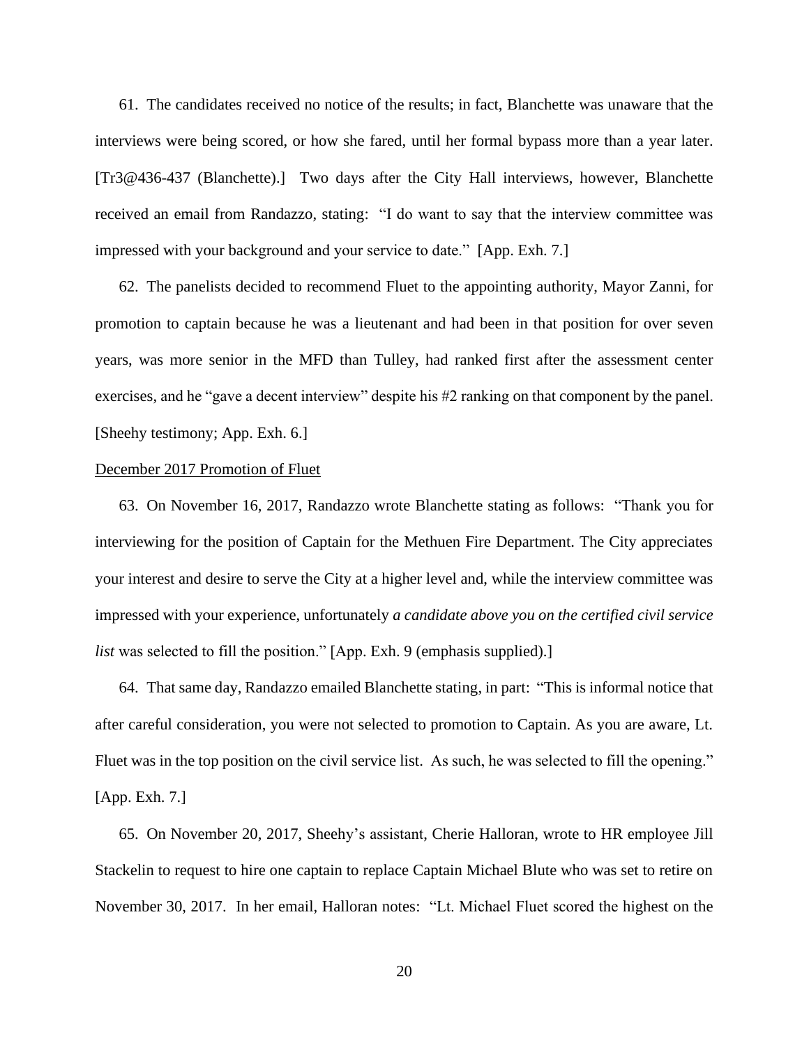61. The candidates received no notice of the results; in fact, Blanchette was unaware that the interviews were being scored, or how she fared, until her formal bypass more than a year later. [Tr3@436-437 (Blanchette).] Two days after the City Hall interviews, however, Blanchette received an email from Randazzo, stating: "I do want to say that the interview committee was impressed with your background and your service to date." [App. Exh. 7.]

62. The panelists decided to recommend Fluet to the appointing authority, Mayor Zanni, for promotion to captain because he was a lieutenant and had been in that position for over seven years, was more senior in the MFD than Tulley, had ranked first after the assessment center exercises, and he "gave a decent interview" despite his #2 ranking on that component by the panel. [Sheehy testimony; App. Exh. 6.]

<u>December 2017 Promotion of Fluet</u>

63. On November 16, 2017, Randazzo wrote Blanchette stating as follows: "Thank you for interviewing for the position of Captain for the Methuen Fire Department. The City appreciates your interest and desire to serve the City at a higher level and, while the interview committee was impressed with your experience, unfortunately *a candidate above you on the certified civil service list* was selected to fill the position." [App. Exh. 9 (emphasis supplied).]

64. That same day, Randazzo emailed Blanchette stating, in part: "This is informal notice that after careful consideration, you were not selected to promotion to Captain. As you are aware, Lt. Fluet was in the top position on the civil service list. As such, he was selected to fill the opening." [App. Exh. 7.]

65. On November 20, 2017, Sheehy's assistant, Cherie Halloran, wrote to HR employee Jill Stackelin to request to hire one captain to replace Captain Michael Blute who was set to retire on November 30, 2017. In her email, Halloran notes: "Lt. Michael Fluet scored the highest on the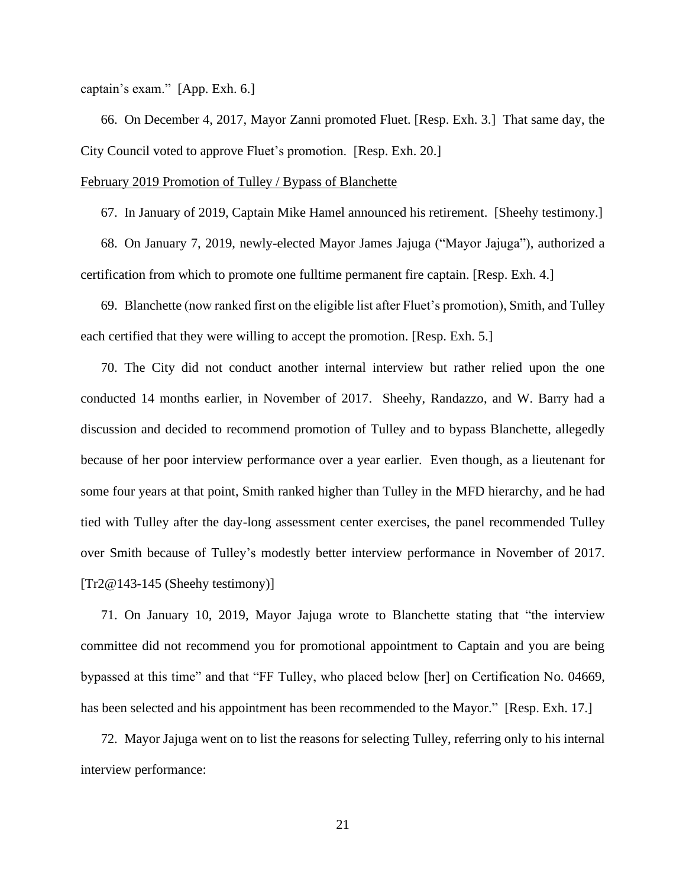captain's exam." [App. Exh. 6.]

66. On December 4, 2017, Mayor Zanni promoted Fluet. [Resp. Exh. 3.] That same day, the City Council voted to approve Fluet's promotion. [Resp. Exh. 20.]

<u>February 2019 Promotion of Tulley / Bypass of Blanchette</u>

67. In January of 2019, Captain Mike Hamel announced his retirement. [Sheehy testimony.]

68. On January 7, 2019, newly-elected Mayor James Jajuga ("Mayor Jajuga"), authorized a certification from which to promote one fulltime permanent fire captain. [Resp. Exh. 4.]

69. Blanchette (now ranked first on the eligible list after Fluet's promotion), Smith, and Tulley each certified that they were willing to accept the promotion. [Resp. Exh. 5.]

70. The City did not conduct another internal interview but rather relied upon the one conducted 14 months earlier, in November of 2017. Sheehy, Randazzo, and W. Barry had a discussion and decided to recommend promotion of Tulley and to bypass Blanchette, allegedly because of her poor interview performance over a year earlier. Even though, as a lieutenant for some four years at that point, Smith ranked higher than Tulley in the MFD hierarchy, and he had tied with Tulley after the day-long assessment center exercises, the panel recommended Tulley over Smith because of Tulley's modestly better interview performance in November of 2017. [Tr2@143-145 (Sheehy testimony)]

71. On January 10, 2019, Mayor Jajuga wrote to Blanchette stating that "the interview committee did not recommend you for promotional appointment to Captain and you are being bypassed at this time" and that "FF Tulley, who placed below [her] on Certification No. 04669, has been selected and his appointment has been recommended to the Mayor." [Resp. Exh. 17.]

72. Mayor Jajuga went on to list the reasons for selecting Tulley, referring only to his internal interview performance: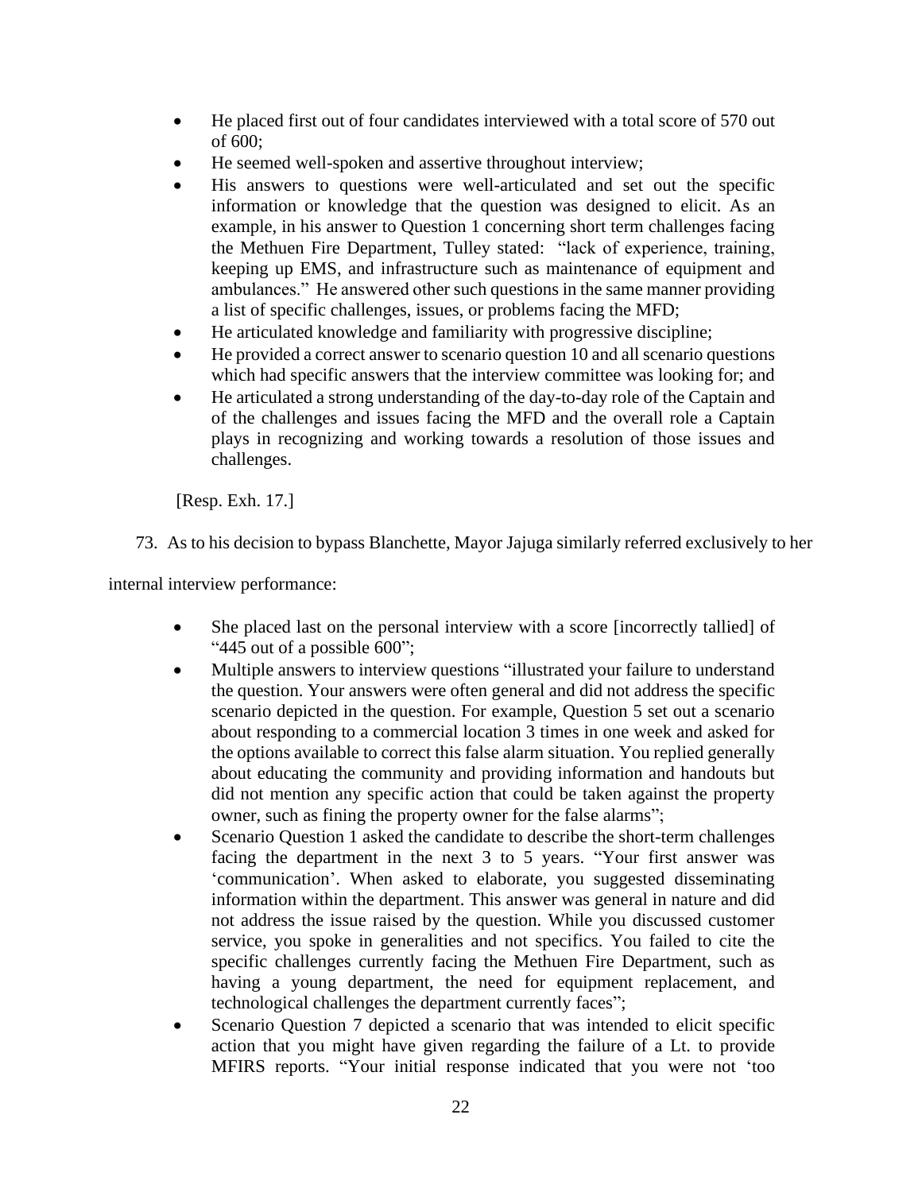- He placed first out of four candidates interviewed with a total score of 570 out of 600;
- He seemed well-spoken and assertive throughout interview;
- His answers to questions were well-articulated and set out the specific information or knowledge that the question was designed to elicit. As an example, in his answer to Question 1 concerning short term challenges facing the Methuen Fire Department, Tulley stated: "lack of experience, training, keeping up EMS, and infrastructure such as maintenance of equipment and ambulances." He answered other such questions in the same manner providing a list of specific challenges, issues, or problems facing the MFD;
- He articulated knowledge and familiarity with progressive discipline;
- He provided a correct answer to scenario question 10 and all scenario questions which had specific answers that the interview committee was looking for; and
- He articulated a strong understanding of the day-to-day role of the Captain and of the challenges and issues facing the MFD and the overall role a Captain plays in recognizing and working towards a resolution of those issues and challenges.

[Resp. Exh. 17.]

73. As to his decision to bypass Blanchette, Mayor Jajuga similarly referred exclusively to her internal interview performance:

- She placed last on the personal interview with a score [incorrectly tallied] of "445 out of a possible 600";
- Multiple answers to interview questions "illustrated your failure to understand the question. Your answers were often general and did not address the specific scenario depicted in the question. For example, Question 5 set out a scenario about responding to a commercial location 3 times in one week and asked for the options available to correct this false alarm situation. You replied generally about educating the community and providing information and handouts but did not mention any specific action that could be taken against the property owner, such as fining the property owner for the false alarms";
- Scenario Question 1 asked the candidate to describe the short-term challenges facing the department in the next 3 to 5 years. "Your first answer was 'communication'. When asked to elaborate, you suggested disseminating information within the department. This answer was general in nature and did not address the issue raised by the question. While you discussed customer service, you spoke in generalities and not specifics. You failed to cite the specific challenges currently facing the Methuen Fire Department, such as having a young department, the need for equipment replacement, and technological challenges the department currently faces";
- Scenario Question 7 depicted a scenario that was intended to elicit specific action that you might have given regarding the failure of a Lt. to provide MFIRS reports. "Your initial response indicated that you were not 'too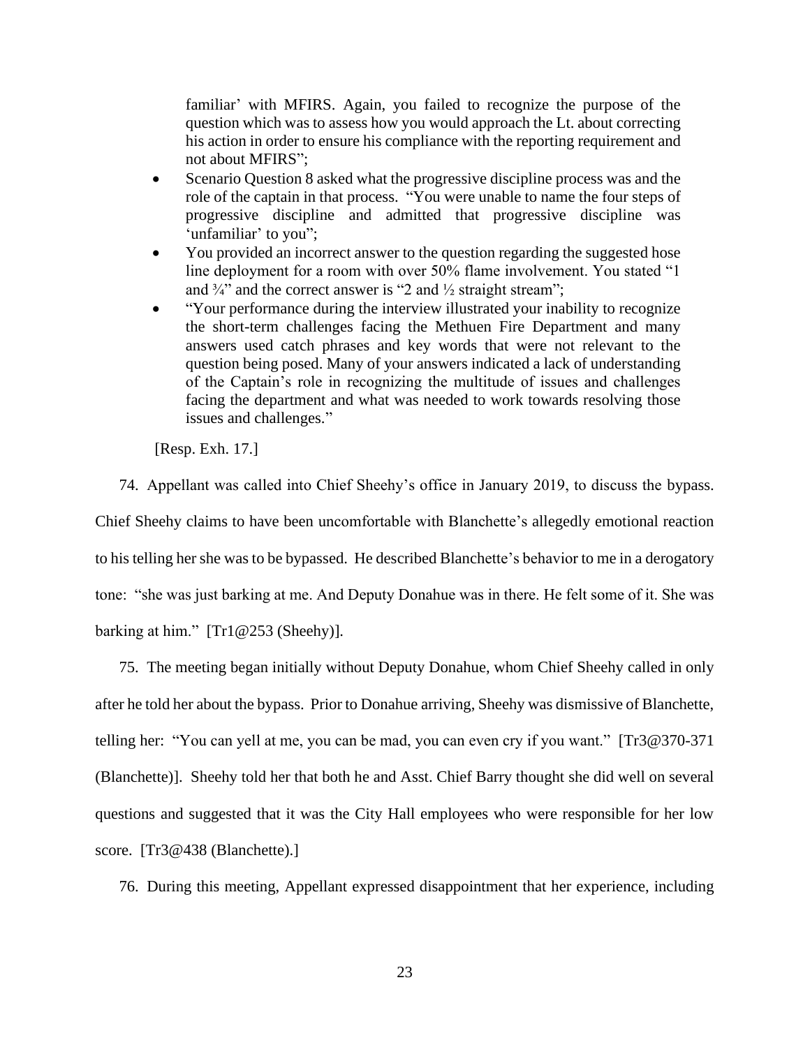familiar' with MFIRS. Again, you failed to recognize the purpose of the question which was to assess how you would approach the Lt. about correcting his action in order to ensure his compliance with the reporting requirement and not about MFIRS";

- Scenario Question 8 asked what the progressive discipline process was and the role of the captain in that process. "You were unable to name the four steps of progressive discipline and admitted that progressive discipline was 'unfamiliar' to you";
- You provided an incorrect answer to the question regarding the suggested hose line deployment for a room with over 50% flame involvement. You stated "1 and ¾" and the correct answer is "2 and ½ straight stream";
- "Your performance during the interview illustrated your inability to recognize the short-term challenges facing the Methuen Fire Department and many answers used catch phrases and key words that were not relevant to the question being posed. Many of your answers indicated a lack of understanding of the Captain's role in recognizing the multitude of issues and challenges facing the department and what was needed to work towards resolving those issues and challenges."

[Resp. Exh. 17.]

74. Appellant was called into Chief Sheehy's office in January 2019, to discuss the bypass. Chief Sheehy claims to have been uncomfortable with Blanchette's allegedly emotional reaction to his telling her she was to be bypassed. He described Blanchette's behavior to me in a derogatory tone: "she was just barking at me. And Deputy Donahue was in there. He felt some of it. She was barking at him." [Tr1@253 (Sheehy)].

75. The meeting began initially without Deputy Donahue, whom Chief Sheehy called in only after he told her about the bypass. Prior to Donahue arriving, Sheehy was dismissive of Blanchette, telling her: "You can yell at me, you can be mad, you can even cry if you want." [Tr3@370-371 (Blanchette)]. Sheehy told her that both he and Asst. Chief Barry thought she did well on several questions and suggested that it was the City Hall employees who were responsible for her low score. [Tr3@438 (Blanchette).]

76. During this meeting, Appellant expressed disappointment that her experience, including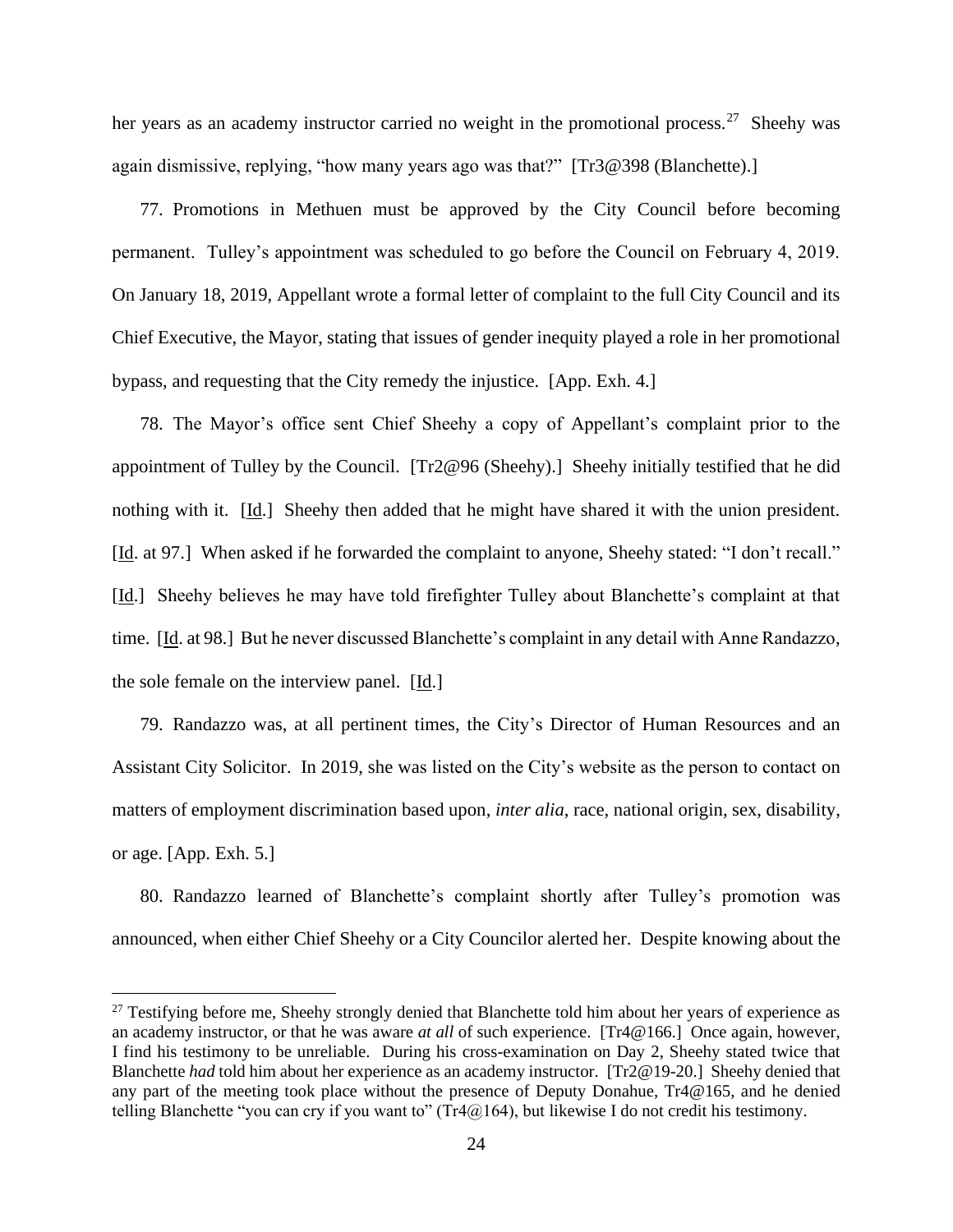her years as an academy instructor carried no weight in the promotional process.[27] Sheehy was again dismissive, replying, "how many years ago was that?" [Tr3@398 (Blanchette).]

77. Promotions in Methuen must be approved by the City Council before becoming permanent. Tulley's appointment was scheduled to go before the Council on February 4, 2019. On January 18, 2019, Appellant wrote a formal letter of complaint to the full City Council and its Chief Executive, the Mayor, stating that issues of gender inequity played a role in her promotional bypass, and requesting that the City remedy the injustice. [App. Exh. 4.]

78. The Mayor's office sent Chief Sheehy a copy of Appellant's complaint prior to the appointment of Tulley by the Council. [Tr2@96 (Sheehy).] Sheehy initially testified that he did nothing with it. [Id.] Sheehy then added that he might have shared it with the union president. [Id. at 97.] When asked if he forwarded the complaint to anyone, Sheehy stated: "I don't recall." [Id.] Sheehy believes he may have told firefighter Tulley about Blanchette's complaint at that time. [Id. at 98.] But he never discussed Blanchette's complaint in any detail with Anne Randazzo, the sole female on the interview panel. [Id.]

79. Randazzo was, at all pertinent times, the City's Director of Human Resources and an Assistant City Solicitor. In 2019, she was listed on the City's website as the person to contact on matters of employment discrimination based upon, *inter alia*, race, national origin, sex, disability, or age. [App. Exh. 5.]

80. Randazzo learned of Blanchette's complaint shortly after Tulley's promotion was announced, when either Chief Sheehy or a City Councilor alerted her. Despite knowing about the

---

[27] Testifying before me, Sheehy strongly denied that Blanchette told him about her years of experience as an academy instructor, or that he was aware *at all* of such experience. [Tr4@166.] Once again, however, I find his testimony to be unreliable. During his cross-examination on Day 2, Sheehy stated twice that Blanchette *had* told him about her experience as an academy instructor. [Tr2@19-20.] Sheehy denied that any part of the meeting took place without the presence of Deputy Donahue, Tr4@165, and he denied telling Blanchette "you can cry if you want to" (Tr4@164), but likewise I do not credit his testimony.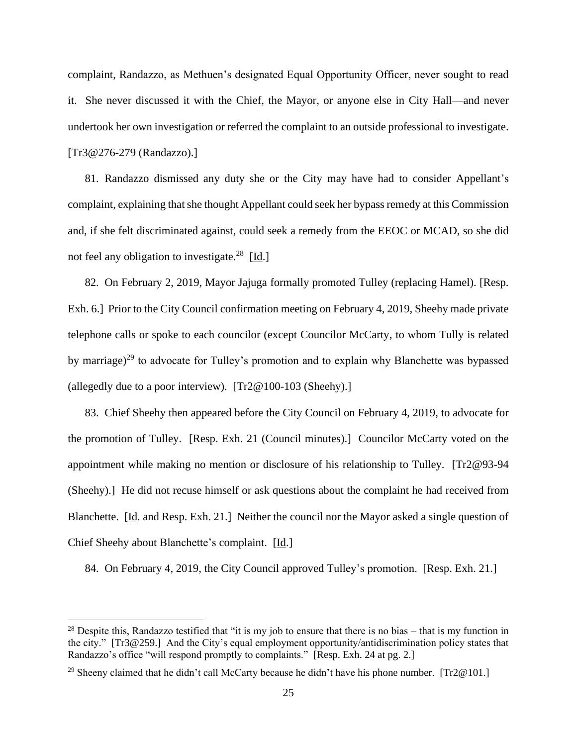complaint, Randazzo, as Methuen's designated Equal Opportunity Officer, never sought to read it. She never discussed it with the Chief, the Mayor, or anyone else in City Hall—and never undertook her own investigation or referred the complaint to an outside professional to investigate. [Tr3@276-279 (Randazzo).]

81. Randazzo dismissed any duty she or the City may have had to consider Appellant's complaint, explaining that she thought Appellant could seek her bypass remedy at this Commission and, if she felt discriminated against, could seek a remedy from the EEOC or MCAD, so she did not feel any obligation to investigate.[28] [Id.]

82. On February 2, 2019, Mayor Jajuga formally promoted Tulley (replacing Hamel). [Resp. Exh. 6.] Prior to the City Council confirmation meeting on February 4, 2019, Sheehy made private telephone calls or spoke to each councilor (except Councilor McCarty, to whom Tully is related by marriage)[29] to advocate for Tulley's promotion and to explain why Blanchette was bypassed (allegedly due to a poor interview). [Tr2@100-103 (Sheehy).]

83. Chief Sheehy then appeared before the City Council on February 4, 2019, to advocate for the promotion of Tulley. [Resp. Exh. 21 (Council minutes).] Councilor McCarty voted on the appointment while making no mention or disclosure of his relationship to Tulley. [Tr2@93-94 (Sheehy).] He did not recuse himself or ask questions about the complaint he had received from Blanchette. [Id. and Resp. Exh. 21.] Neither the council nor the Mayor asked a single question of Chief Sheehy about Blanchette's complaint. [Id.]

84. On February 4, 2019, the City Council approved Tulley's promotion. [Resp. Exh. 21.]

---

[28] Despite this, Randazzo testified that "it is my job to ensure that there is no bias – that is my function in the city." [Tr3@259.] And the City's equal employment opportunity/antidiscrimination policy states that Randazzo's office "will respond promptly to complaints." [Resp. Exh. 24 at pg. 2.]

[29] Sheeny claimed that he didn't call McCarty because he didn't have his phone number. [Tr2@101.]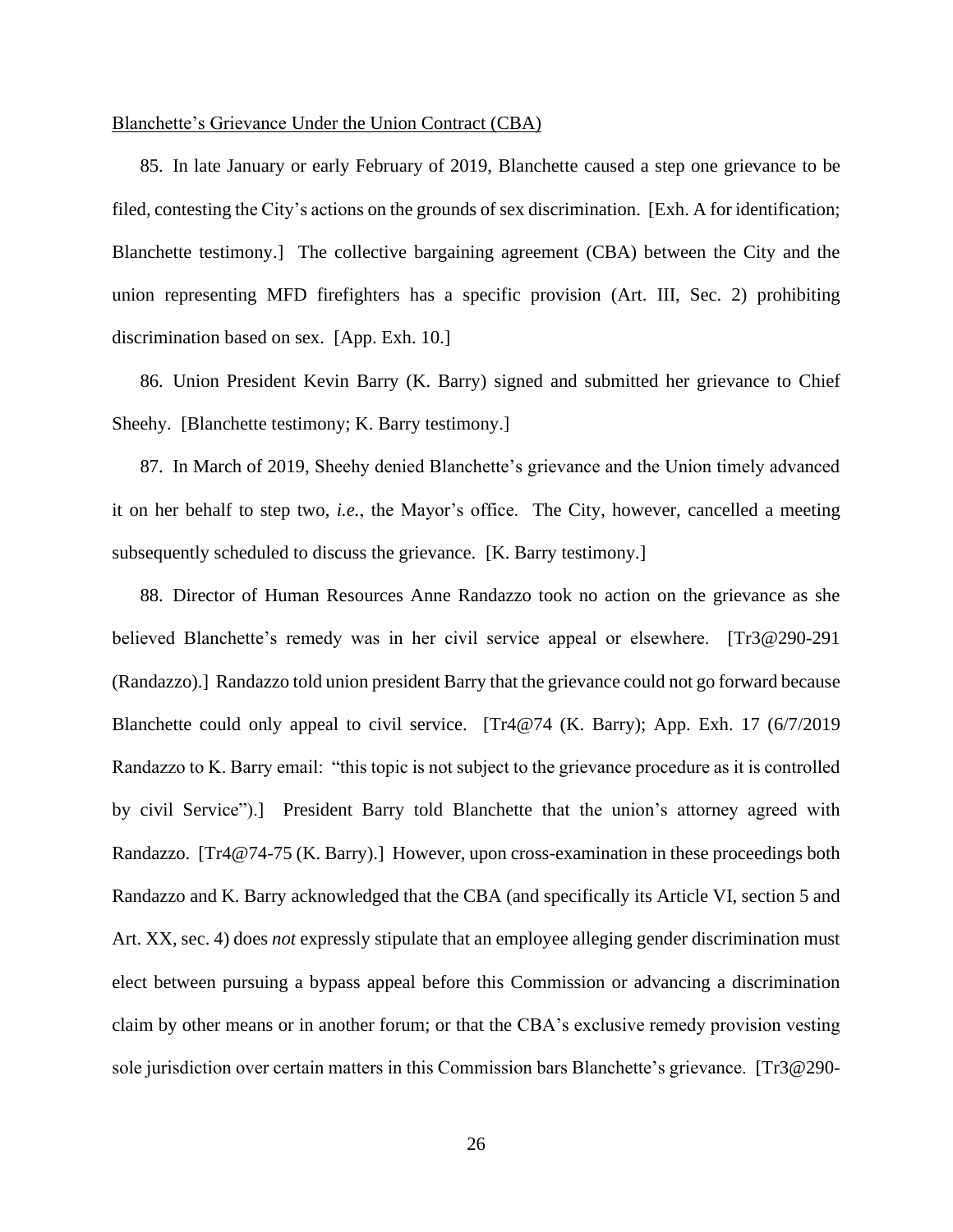Blanchette's Grievance Under the Union Contract (CBA)

85. In late January or early February of 2019, Blanchette caused a step one grievance to be filed, contesting the City's actions on the grounds of sex discrimination. [Exh. A for identification; Blanchette testimony.] The collective bargaining agreement (CBA) between the City and the union representing MFD firefighters has a specific provision (Art. III, Sec. 2) prohibiting discrimination based on sex. [App. Exh. 10.]

86. Union President Kevin Barry (K. Barry) signed and submitted her grievance to Chief Sheehy. [Blanchette testimony; K. Barry testimony.]

87. In March of 2019, Sheehy denied Blanchette's grievance and the Union timely advanced it on her behalf to step two, *i.e.*, the Mayor's office. The City, however, cancelled a meeting subsequently scheduled to discuss the grievance. [K. Barry testimony.]

88. Director of Human Resources Anne Randazzo took no action on the grievance as she believed Blanchette's remedy was in her civil service appeal or elsewhere. [Tr3@290-291 (Randazzo).] Randazzo told union president Barry that the grievance could not go forward because Blanchette could only appeal to civil service. [Tr4@74 (K. Barry); App. Exh. 17 (6/7/2019 Randazzo to K. Barry email: "this topic is not subject to the grievance procedure as it is controlled by civil Service").] President Barry told Blanchette that the union's attorney agreed with Randazzo. [Tr4@74-75 (K. Barry).] However, upon cross-examination in these proceedings both Randazzo and K. Barry acknowledged that the CBA (and specifically its Article VI, section 5 and Art. XX, sec. 4) does *not* expressly stipulate that an employee alleging gender discrimination must elect between pursuing a bypass appeal before this Commission or advancing a discrimination claim by other means or in another forum; or that the CBA's exclusive remedy provision vesting sole jurisdiction over certain matters in this Commission bars Blanchette's grievance. [Tr3@290-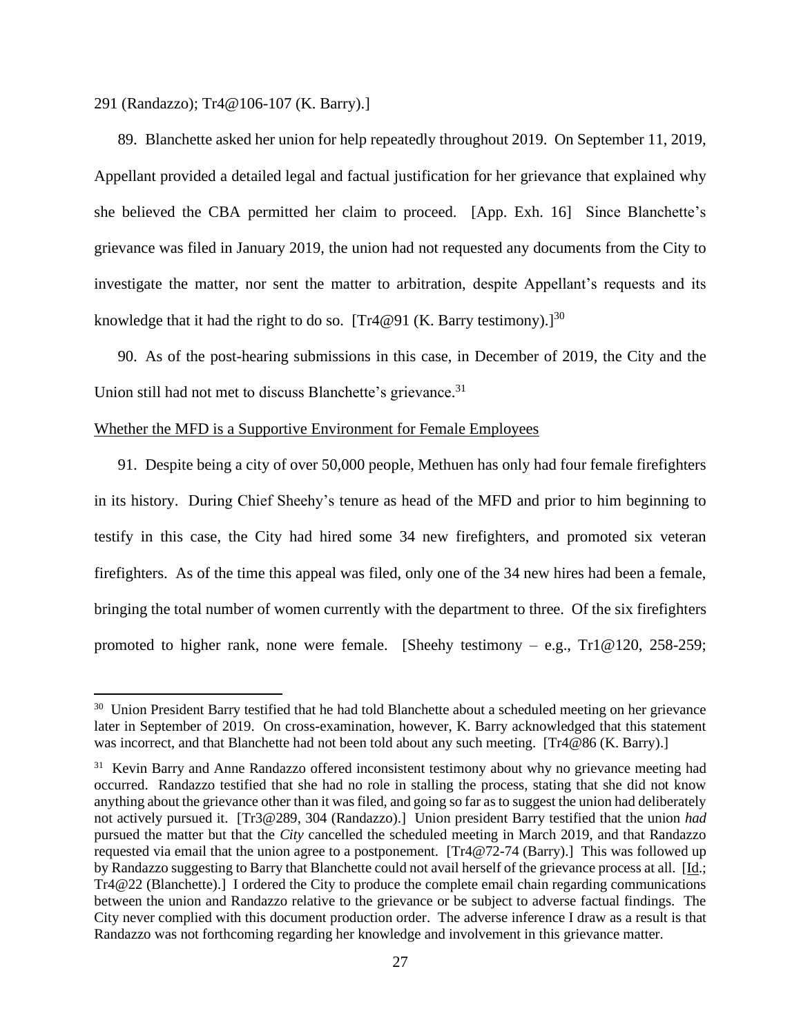291 (Randazzo); Tr4@106-107 (K. Barry).]

89. Blanchette asked her union for help repeatedly throughout 2019. On September 11, 2019, Appellant provided a detailed legal and factual justification for her grievance that explained why she believed the CBA permitted her claim to proceed. [App. Exh. 16] Since Blanchette's grievance was filed in January 2019, the union had not requested any documents from the City to investigate the matter, nor sent the matter to arbitration, despite Appellant's requests and its knowledge that it had the right to do so. [Tr4@91 (K. Barry testimony).][30]

90. As of the post-hearing submissions in this case, in December of 2019, the City and the Union still had not met to discuss Blanchette's grievance.[31]

<u>Whether the MFD is a Supportive Environment for Female Employees</u>

91. Despite being a city of over 50,000 people, Methuen has only had four female firefighters in its history. During Chief Sheehy's tenure as head of the MFD and prior to him beginning to testify in this case, the City had hired some 34 new firefighters, and promoted six veteran firefighters. As of the time this appeal was filed, only one of the 34 new hires had been a female, bringing the total number of women currently with the department to three. Of the six firefighters promoted to higher rank, none were female. [Sheehy testimony – e.g., Tr1@120, 258-259;

---

[30] Union President Barry testified that he had told Blanchette about a scheduled meeting on her grievance later in September of 2019. On cross-examination, however, K. Barry acknowledged that this statement was incorrect, and that Blanchette had not been told about any such meeting. [Tr4@86 (K. Barry).]

[31] Kevin Barry and Anne Randazzo offered inconsistent testimony about why no grievance meeting had occurred. Randazzo testified that she had no role in stalling the process, stating that she did not know anything about the grievance other than it was filed, and going so far as to suggest the union had deliberately not actively pursued it. [Tr3@289, 304 (Randazzo).] Union president Barry testified that the union *had* pursued the matter but that the *City* cancelled the scheduled meeting in March 2019, and that Randazzo requested via email that the union agree to a postponement. [Tr4@72-74 (Barry).] This was followed up by Randazzo suggesting to Barry that Blanchette could not avail herself of the grievance process at all. [<u>Id</u>.; Tr4@22 (Blanchette).] I ordered the City to produce the complete email chain regarding communications between the union and Randazzo relative to the grievance or be subject to adverse factual findings. The City never complied with this document production order. The adverse inference I draw as a result is that Randazzo was not forthcoming regarding her knowledge and involvement in this grievance matter.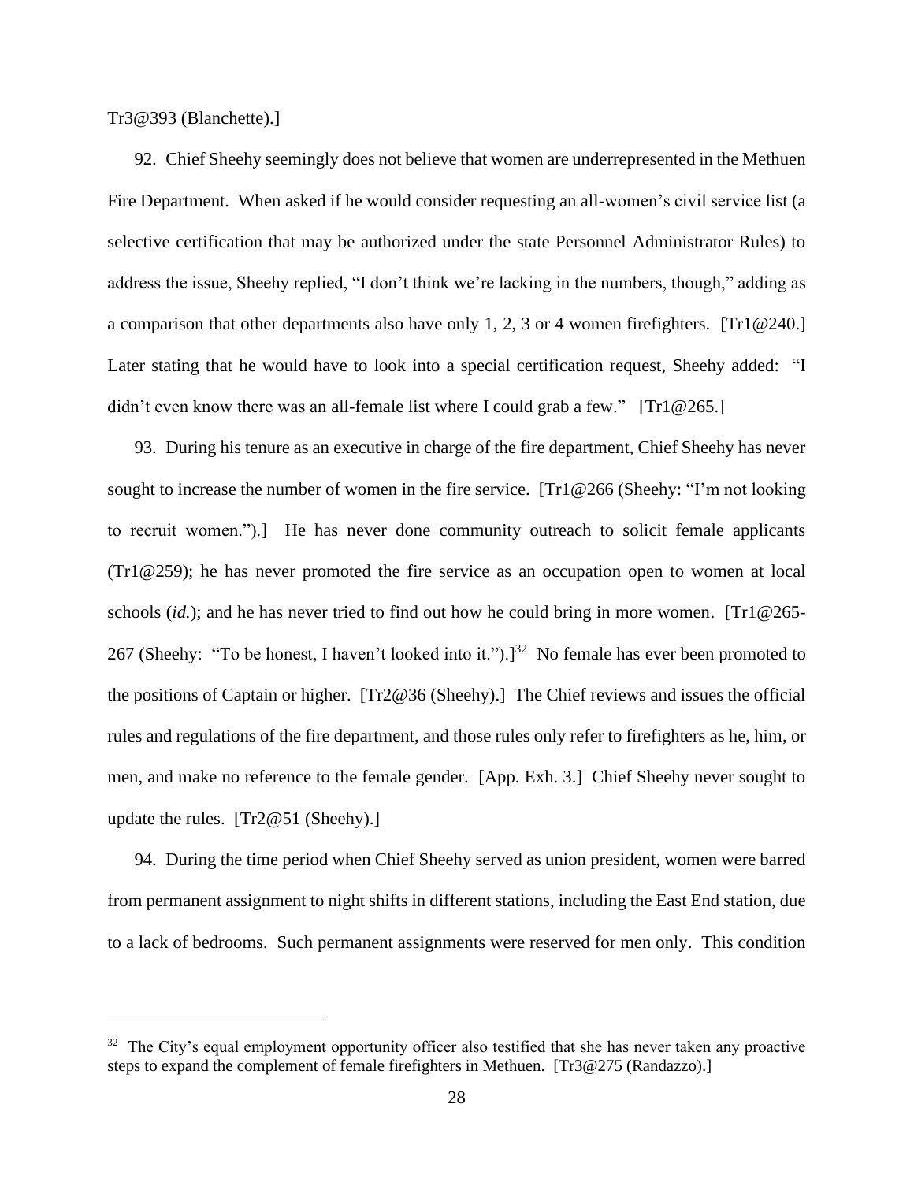Tr3@393 (Blanchette).]

92. Chief Sheehy seemingly does not believe that women are underrepresented in the Methuen Fire Department. When asked if he would consider requesting an all-women's civil service list (a selective certification that may be authorized under the state Personnel Administrator Rules) to address the issue, Sheehy replied, "I don't think we're lacking in the numbers, though," adding as a comparison that other departments also have only 1, 2, 3 or 4 women firefighters. [Tr1@240.] Later stating that he would have to look into a special certification request, Sheehy added: "I didn't even know there was an all-female list where I could grab a few." [Tr1@265.]

93. During his tenure as an executive in charge of the fire department, Chief Sheehy has never sought to increase the number of women in the fire service. [Tr1@266 (Sheehy: "I'm not looking to recruit women.").] He has never done community outreach to solicit female applicants (Tr1@259); he has never promoted the fire service as an occupation open to women at local schools (*id.*); and he has never tried to find out how he could bring in more women. [Tr1@265-267 (Sheehy: "To be honest, I haven't looked into it.").][32] No female has ever been promoted to the positions of Captain or higher. [Tr2@36 (Sheehy).] The Chief reviews and issues the official rules and regulations of the fire department, and those rules only refer to firefighters as he, him, or men, and make no reference to the female gender. [App. Exh. 3.] Chief Sheehy never sought to update the rules. [Tr2@51 (Sheehy).]

94. During the time period when Chief Sheehy served as union president, women were barred from permanent assignment to night shifts in different stations, including the East End station, due to a lack of bedrooms. Such permanent assignments were reserved for men only. This condition

---

[32] The City's equal employment opportunity officer also testified that she has never taken any proactive steps to expand the complement of female firefighters in Methuen. [Tr3@275 (Randazzo).]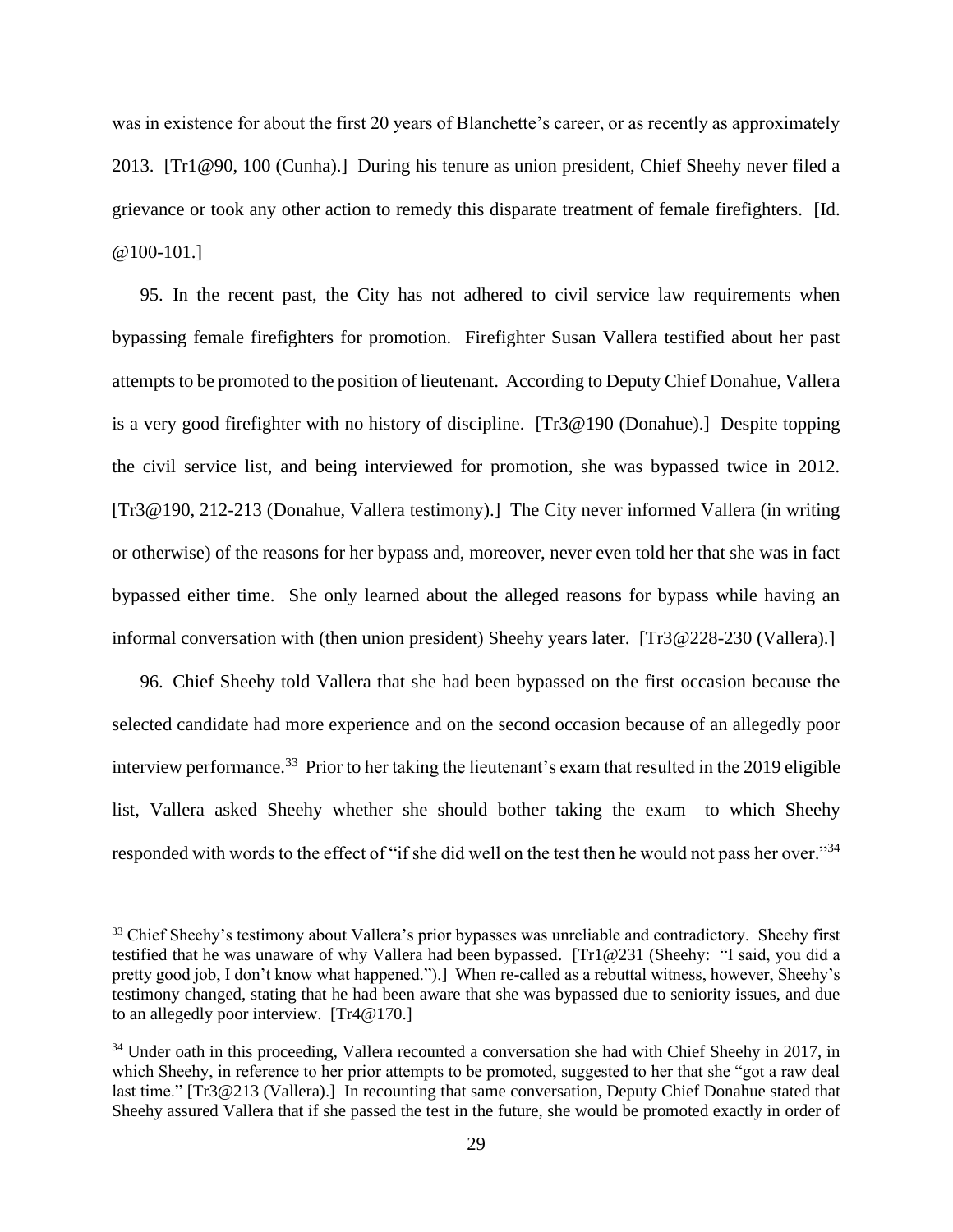was in existence for about the first 20 years of Blanchette's career, or as recently as approximately 2013. [Tr1@90, 100 (Cunha).] During his tenure as union president, Chief Sheehy never filed a grievance or took any other action to remedy this disparate treatment of female firefighters. [Id. @100-101.]

95. In the recent past, the City has not adhered to civil service law requirements when bypassing female firefighters for promotion. Firefighter Susan Vallera testified about her past attempts to be promoted to the position of lieutenant. According to Deputy Chief Donahue, Vallera is a very good firefighter with no history of discipline. [Tr3@190 (Donahue).] Despite topping the civil service list, and being interviewed for promotion, she was bypassed twice in 2012. [Tr3@190, 212-213 (Donahue, Vallera testimony).] The City never informed Vallera (in writing or otherwise) of the reasons for her bypass and, moreover, never even told her that she was in fact bypassed either time. She only learned about the alleged reasons for bypass while having an informal conversation with (then union president) Sheehy years later. [Tr3@228-230 (Vallera).]

96. Chief Sheehy told Vallera that she had been bypassed on the first occasion because the selected candidate had more experience and on the second occasion because of an allegedly poor interview performance.[33] Prior to her taking the lieutenant's exam that resulted in the 2019 eligible list, Vallera asked Sheehy whether she should bother taking the exam—to which Sheehy responded with words to the effect of "if she did well on the test then he would not pass her over."[34]

---

[33] Chief Sheehy's testimony about Vallera's prior bypasses was unreliable and contradictory. Sheehy first testified that he was unaware of why Vallera had been bypassed. [Tr1@231 (Sheehy: "I said, you did a pretty good job, I don't know what happened.").] When re-called as a rebuttal witness, however, Sheehy's testimony changed, stating that he had been aware that she was bypassed due to seniority issues, and due to an allegedly poor interview. [Tr4@170.]

[34] Under oath in this proceeding, Vallera recounted a conversation she had with Chief Sheehy in 2017, in which Sheehy, in reference to her prior attempts to be promoted, suggested to her that she "got a raw deal last time." [Tr3@213 (Vallera).] In recounting that same conversation, Deputy Chief Donahue stated that Sheehy assured Vallera that if she passed the test in the future, she would be promoted exactly in order of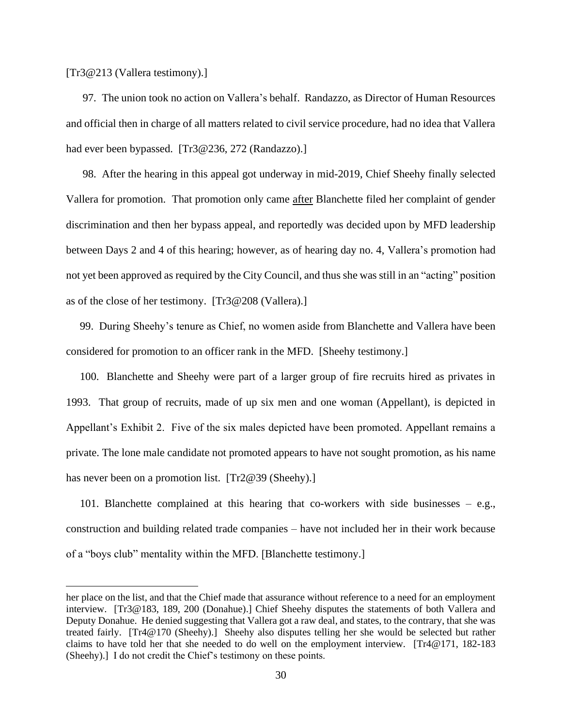[Tr3@213 (Vallera testimony).]

97. The union took no action on Vallera's behalf. Randazzo, as Director of Human Resources and official then in charge of all matters related to civil service procedure, had no idea that Vallera had ever been bypassed. [Tr3@236, 272 (Randazzo).]

98. After the hearing in this appeal got underway in mid-2019, Chief Sheehy finally selected Vallera for promotion. That promotion only came <u>after</u> Blanchette filed her complaint of gender discrimination and then her bypass appeal, and reportedly was decided upon by MFD leadership between Days 2 and 4 of this hearing; however, as of hearing day no. 4, Vallera's promotion had not yet been approved as required by the City Council, and thus she was still in an "acting" position as of the close of her testimony. [Tr3@208 (Vallera).]

99. During Sheehy's tenure as Chief, no women aside from Blanchette and Vallera have been considered for promotion to an officer rank in the MFD. [Sheehy testimony.]

100. Blanchette and Sheehy were part of a larger group of fire recruits hired as privates in 1993. That group of recruits, made of up six men and one woman (Appellant), is depicted in Appellant's Exhibit 2. Five of the six males depicted have been promoted. Appellant remains a private. The lone male candidate not promoted appears to have not sought promotion, as his name has never been on a promotion list. [Tr2@39 (Sheehy).]

101. Blanchette complained at this hearing that co-workers with side businesses – e.g., construction and building related trade companies – have not included her in their work because of a "boys club" mentality within the MFD. [Blanchette testimony.]

---

her place on the list, and that the Chief made that assurance without reference to a need for an employment interview. [Tr3@183, 189, 200 (Donahue).] Chief Sheehy disputes the statements of both Vallera and Deputy Donahue. He denied suggesting that Vallera got a raw deal, and states, to the contrary, that she was treated fairly. [Tr4@170 (Sheehy).] Sheehy also disputes telling her she would be selected but rather claims to have told her that she needed to do well on the employment interview. [Tr4@171, 182-183 (Sheehy).] I do not credit the Chief's testimony on these points.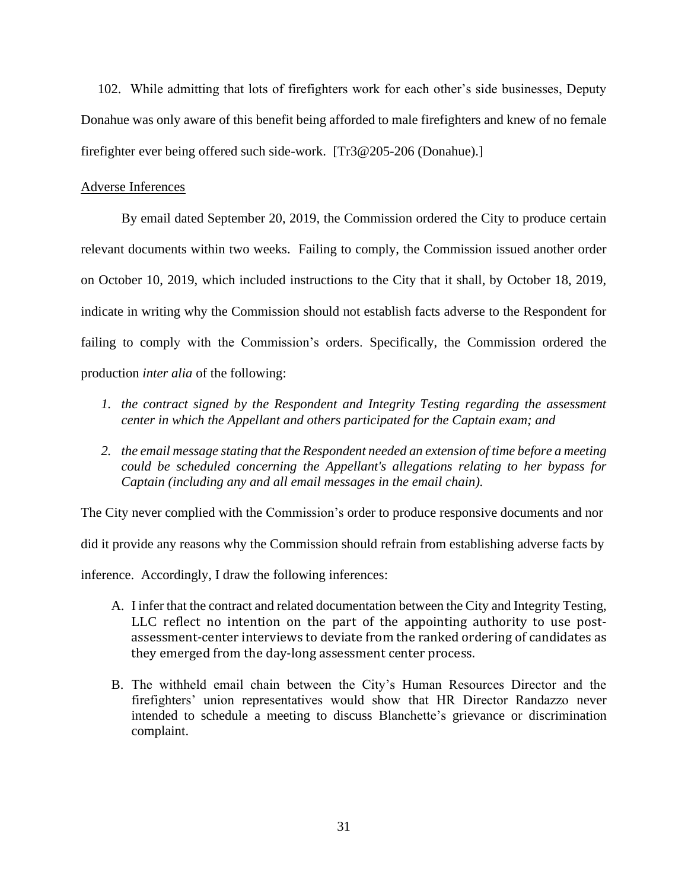102. While admitting that lots of firefighters work for each other's side businesses, Deputy Donahue was only aware of this benefit being afforded to male firefighters and knew of no female firefighter ever being offered such side-work. [Tr3@205-206 (Donahue).]

Adverse Inferences

By email dated September 20, 2019, the Commission ordered the City to produce certain relevant documents within two weeks. Failing to comply, the Commission issued another order on October 10, 2019, which included instructions to the City that it shall, by October 18, 2019, indicate in writing why the Commission should not establish facts adverse to the Respondent for failing to comply with the Commission's orders. Specifically, the Commission ordered the production *inter alia* of the following:

1. *the contract signed by the Respondent and Integrity Testing regarding the assessment center in which the Appellant and others participated for the Captain exam; and*
2. *the email message stating that the Respondent needed an extension of time before a meeting could be scheduled concerning the Appellant's allegations relating to her bypass for Captain (including any and all email messages in the email chain).*

The City never complied with the Commission's order to produce responsive documents and nor did it provide any reasons why the Commission should refrain from establishing adverse facts by inference. Accordingly, I draw the following inferences:

A. I infer that the contract and related documentation between the City and Integrity Testing, LLC reflect no intention on the part of the appointing authority to use post-assessment-center interviews to deviate from the ranked ordering of candidates as they emerged from the day-long assessment center process.

B. The withheld email chain between the City's Human Resources Director and the firefighters' union representatives would show that HR Director Randazzo never intended to schedule a meeting to discuss Blanchette's grievance or discrimination complaint.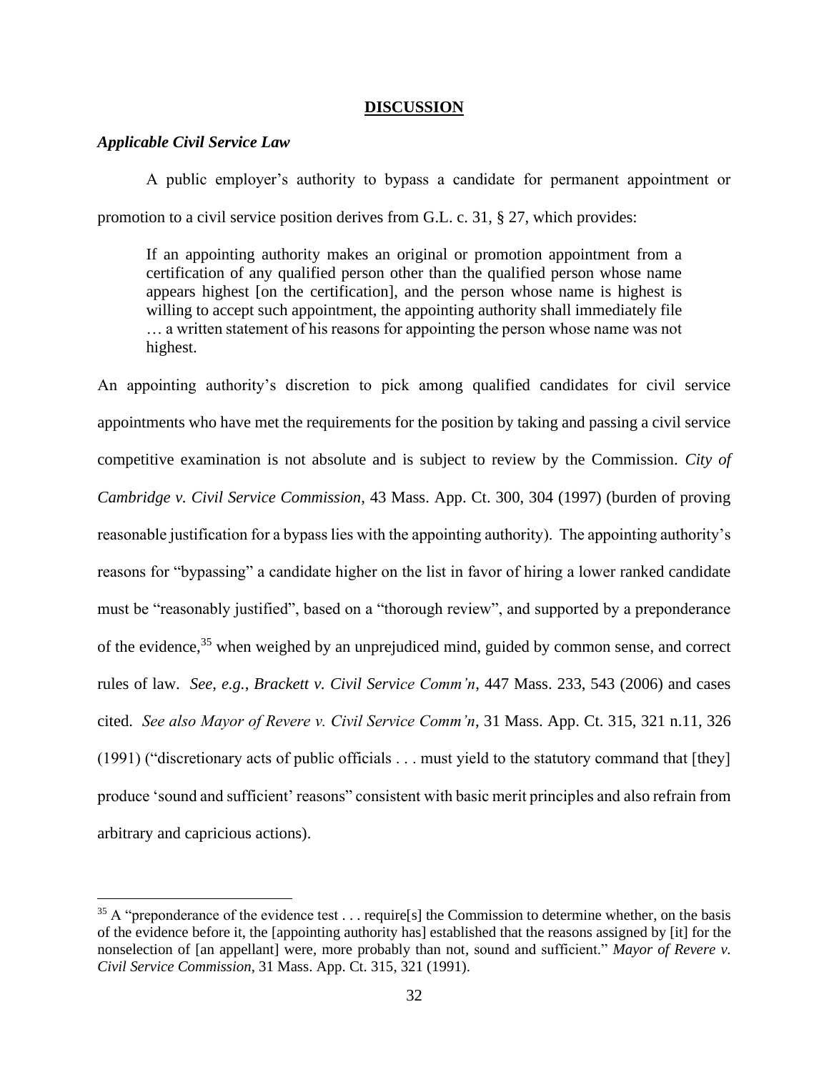**DISCUSSION**

***Applicable Civil Service Law***

A public employer's authority to bypass a candidate for permanent appointment or promotion to a civil service position derives from G.L. c. 31, § 27, which provides:

> If an appointing authority makes an original or promotion appointment from a certification of any qualified person other than the qualified person whose name appears highest [on the certification], and the person whose name is highest is willing to accept such appointment, the appointing authority shall immediately file … a written statement of his reasons for appointing the person whose name was not highest.

An appointing authority's discretion to pick among qualified candidates for civil service appointments who have met the requirements for the position by taking and passing a civil service competitive examination is not absolute and is subject to review by the Commission. *City of Cambridge v. Civil Service Commission*, 43 Mass. App. Ct. 300, 304 (1997) (burden of proving reasonable justification for a bypass lies with the appointing authority). The appointing authority's reasons for "bypassing" a candidate higher on the list in favor of hiring a lower ranked candidate must be "reasonably justified", based on a "thorough review", and supported by a preponderance of the evidence,[35] when weighed by an unprejudiced mind, guided by common sense, and correct rules of law. *See*, *e.g.*, *Brackett v. Civil Service Comm'n*, 447 Mass. 233, 543 (2006) and cases cited. *See also Mayor of Revere v. Civil Service Comm'n*, 31 Mass. App. Ct. 315, 321 n.11, 326 (1991) ("discretionary acts of public officials . . . must yield to the statutory command that [they] produce 'sound and sufficient' reasons" consistent with basic merit principles and also refrain from arbitrary and capricious actions).

---

[35] A "preponderance of the evidence test . . . require[s] the Commission to determine whether, on the basis of the evidence before it, the [appointing authority has] established that the reasons assigned by [it] for the nonselection of [an appellant] were, more probably than not, sound and sufficient." *Mayor of Revere v. Civil Service Commission*, 31 Mass. App. Ct. 315, 321 (1991).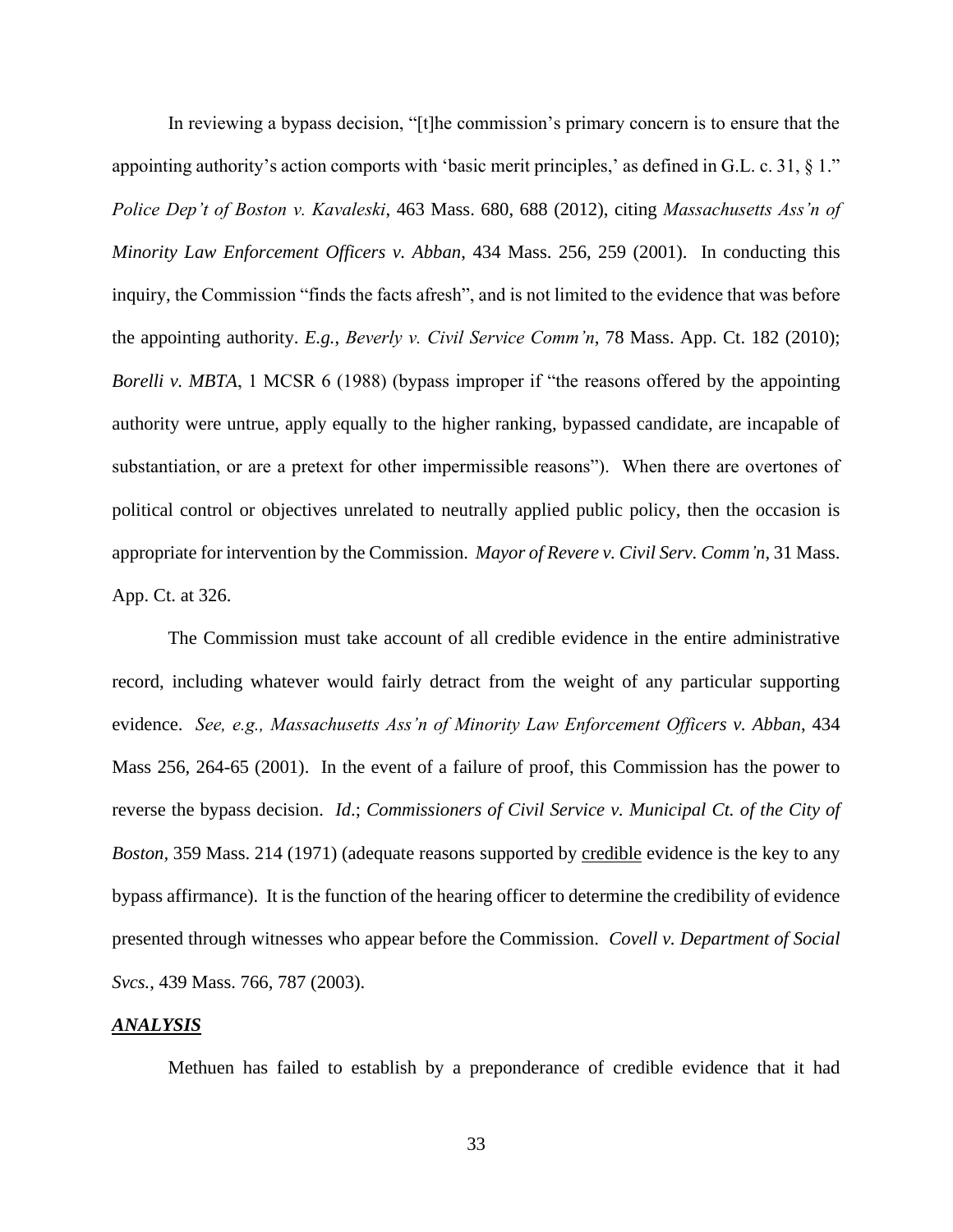In reviewing a bypass decision, "[t]he commission's primary concern is to ensure that the appointing authority's action comports with 'basic merit principles,' as defined in G.L. c. 31, § 1." *Police Dep't of Boston v. Kavaleski*, 463 Mass. 680, 688 (2012), citing *Massachusetts Ass'n of Minority Law Enforcement Officers v. Abban*, 434 Mass. 256, 259 (2001). In conducting this inquiry, the Commission "finds the facts afresh", and is not limited to the evidence that was before the appointing authority. *E.g.*, *Beverly v. Civil Service Comm'n*, 78 Mass. App. Ct. 182 (2010); *Borelli v. MBTA*, 1 MCSR 6 (1988) (bypass improper if "the reasons offered by the appointing authority were untrue, apply equally to the higher ranking, bypassed candidate, are incapable of substantiation, or are a pretext for other impermissible reasons"). When there are overtones of political control or objectives unrelated to neutrally applied public policy, then the occasion is appropriate for intervention by the Commission. *Mayor of Revere v. Civil Serv. Comm'n*, 31 Mass. App. Ct. at 326.

The Commission must take account of all credible evidence in the entire administrative record, including whatever would fairly detract from the weight of any particular supporting evidence. *See, e.g., Massachusetts Ass'n of Minority Law Enforcement Officers v. Abban*, 434 Mass 256, 264-65 (2001). In the event of a failure of proof, this Commission has the power to reverse the bypass decision. *Id*.; *Commissioners of Civil Service v. Municipal Ct. of the City of Boston*, 359 Mass. 214 (1971) (adequate reasons supported by <u>credible</u> evidence is the key to any bypass affirmance). It is the function of the hearing officer to determine the credibility of evidence presented through witnesses who appear before the Commission. *Covell v. Department of Social Svcs.*, 439 Mass. 766, 787 (2003).

## ***ANALYSIS***

Methuen has failed to establish by a preponderance of credible evidence that it had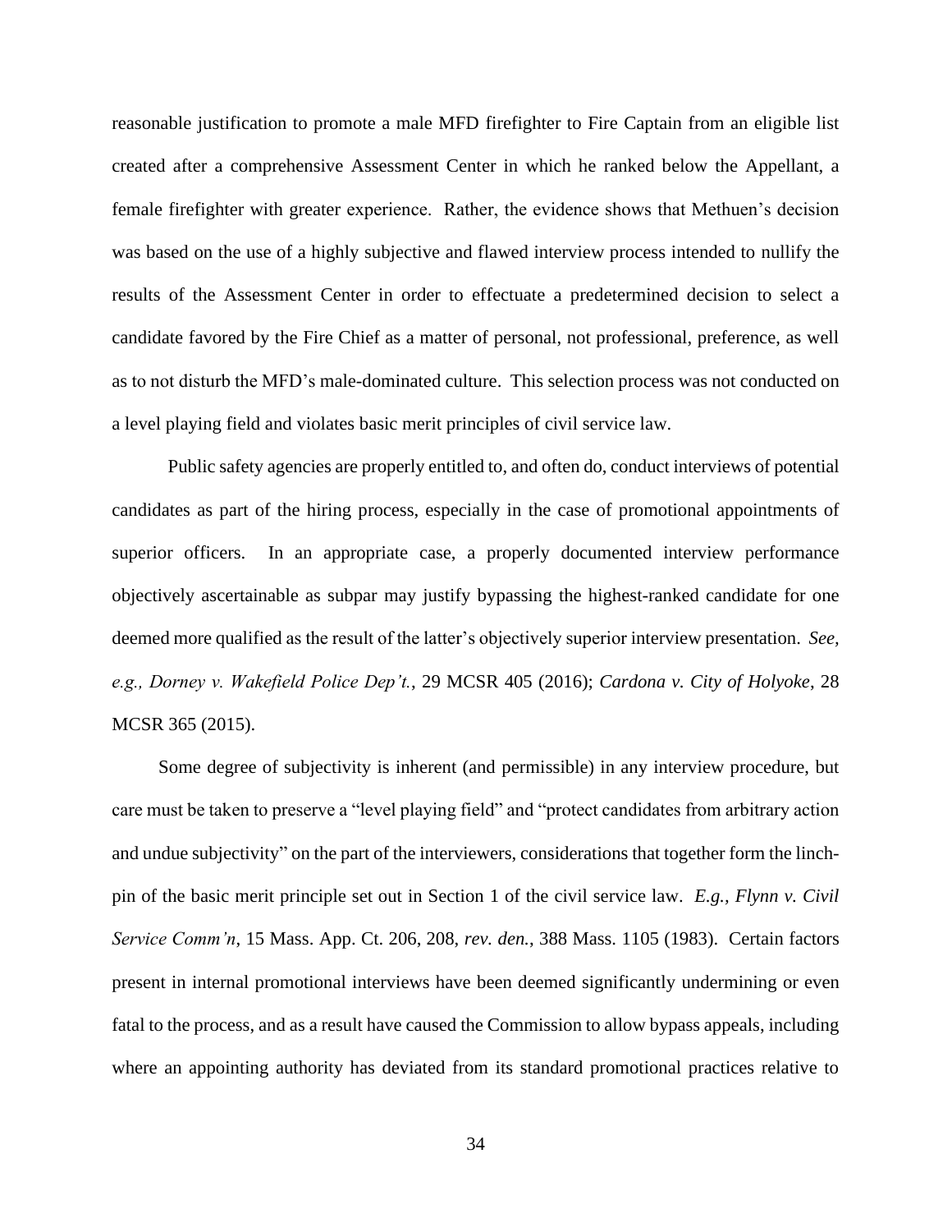reasonable justification to promote a male MFD firefighter to Fire Captain from an eligible list created after a comprehensive Assessment Center in which he ranked below the Appellant, a female firefighter with greater experience. Rather, the evidence shows that Methuen's decision was based on the use of a highly subjective and flawed interview process intended to nullify the results of the Assessment Center in order to effectuate a predetermined decision to select a candidate favored by the Fire Chief as a matter of personal, not professional, preference, as well as to not disturb the MFD's male-dominated culture. This selection process was not conducted on a level playing field and violates basic merit principles of civil service law.

Public safety agencies are properly entitled to, and often do, conduct interviews of potential candidates as part of the hiring process, especially in the case of promotional appointments of superior officers. In an appropriate case, a properly documented interview performance objectively ascertainable as subpar may justify bypassing the highest-ranked candidate for one deemed more qualified as the result of the latter's objectively superior interview presentation. *See, e.g., Dorney v. Wakefield Police Dep't.*, 29 MCSR 405 (2016); *Cardona v. City of Holyoke*, 28 MCSR 365 (2015).

Some degree of subjectivity is inherent (and permissible) in any interview procedure, but care must be taken to preserve a "level playing field" and "protect candidates from arbitrary action and undue subjectivity" on the part of the interviewers, considerations that together form the linch-pin of the basic merit principle set out in Section 1 of the civil service law. *E.g., Flynn v. Civil Service Comm'n*, 15 Mass. App. Ct. 206, 208, *rev. den.*, 388 Mass. 1105 (1983). Certain factors present in internal promotional interviews have been deemed significantly undermining or even fatal to the process, and as a result have caused the Commission to allow bypass appeals, including where an appointing authority has deviated from its standard promotional practices relative to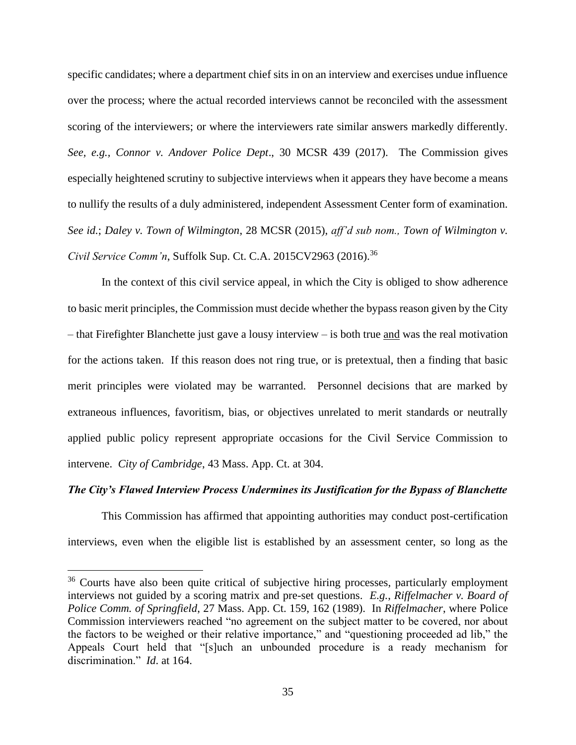specific candidates; where a department chief sits in on an interview and exercises undue influence over the process; where the actual recorded interviews cannot be reconciled with the assessment scoring of the interviewers; or where the interviewers rate similar answers markedly differently. *See, e.g., Connor v. Andover Police Dept*., 30 MCSR 439 (2017). The Commission gives especially heightened scrutiny to subjective interviews when it appears they have become a means to nullify the results of a duly administered, independent Assessment Center form of examination. *See id.*; *Daley v. Town of Wilmington*, 28 MCSR (2015), *aff'd sub nom., Town of Wilmington v. Civil Service Comm'n*, Suffolk Sup. Ct. C.A. 2015CV2963 (2016).[36]

In the context of this civil service appeal, in which the City is obliged to show adherence to basic merit principles, the Commission must decide whether the bypass reason given by the City – that Firefighter Blanchette just gave a lousy interview – is both true <u>and</u> was the real motivation for the actions taken. If this reason does not ring true, or is pretextual, then a finding that basic merit principles were violated may be warranted. Personnel decisions that are marked by extraneous influences, favoritism, bias, or objectives unrelated to merit standards or neutrally applied public policy represent appropriate occasions for the Civil Service Commission to intervene. *City of Cambridge*, 43 Mass. App. Ct. at 304.

***The City's Flawed Interview Process Undermines its Justification for the Bypass of Blanchette***

This Commission has affirmed that appointing authorities may conduct post-certification interviews, even when the eligible list is established by an assessment center, so long as the

---

[36] Courts have also been quite critical of subjective hiring processes, particularly employment interviews not guided by a scoring matrix and pre-set questions. *E.g., Riffelmacher v. Board of Police Comm. of Springfield*, 27 Mass. App. Ct. 159, 162 (1989). In *Riffelmacher*, where Police Commission interviewers reached "no agreement on the subject matter to be covered, nor about the factors to be weighed or their relative importance," and "questioning proceeded ad lib," the Appeals Court held that "[s]uch an unbounded procedure is a ready mechanism for discrimination." *Id*. at 164.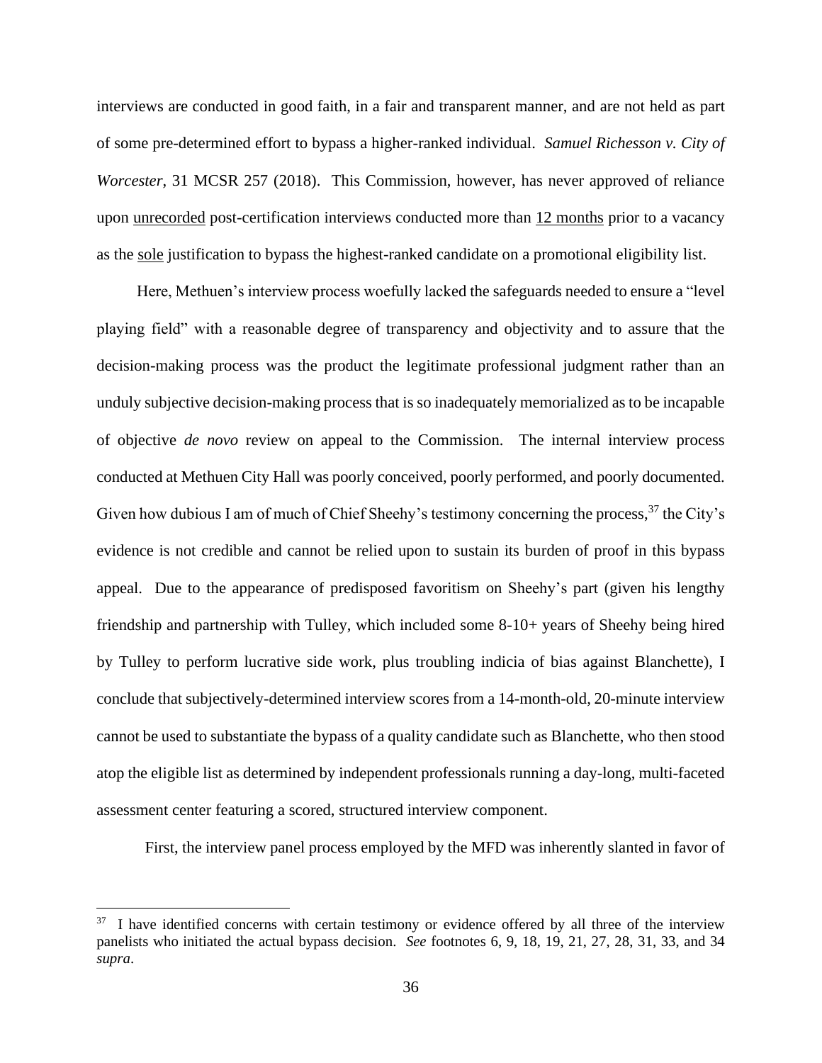interviews are conducted in good faith, in a fair and transparent manner, and are not held as part of some pre-determined effort to bypass a higher-ranked individual. *Samuel Richesson v. City of Worcester*, 31 MCSR 257 (2018). This Commission, however, has never approved of reliance upon <u>unrecorded</u> post-certification interviews conducted more than <u>12 months</u> prior to a vacancy as the <u>sole</u> justification to bypass the highest-ranked candidate on a promotional eligibility list.

Here, Methuen's interview process woefully lacked the safeguards needed to ensure a "level playing field" with a reasonable degree of transparency and objectivity and to assure that the decision-making process was the product the legitimate professional judgment rather than an unduly subjective decision-making process that is so inadequately memorialized as to be incapable of objective *de novo* review on appeal to the Commission. The internal interview process conducted at Methuen City Hall was poorly conceived, poorly performed, and poorly documented. Given how dubious I am of much of Chief Sheehy's testimony concerning the process,[37] the City's evidence is not credible and cannot be relied upon to sustain its burden of proof in this bypass appeal. Due to the appearance of predisposed favoritism on Sheehy's part (given his lengthy friendship and partnership with Tulley, which included some 8-10+ years of Sheehy being hired by Tulley to perform lucrative side work, plus troubling indicia of bias against Blanchette), I conclude that subjectively-determined interview scores from a 14-month-old, 20-minute interview cannot be used to substantiate the bypass of a quality candidate such as Blanchette, who then stood atop the eligible list as determined by independent professionals running a day-long, multi-faceted assessment center featuring a scored, structured interview component.

First, the interview panel process employed by the MFD was inherently slanted in favor of

---

[37] I have identified concerns with certain testimony or evidence offered by all three of the interview panelists who initiated the actual bypass decision. *See* footnotes 6, 9, 18, 19, 21, 27, 28, 31, 33, and 34 *supra*.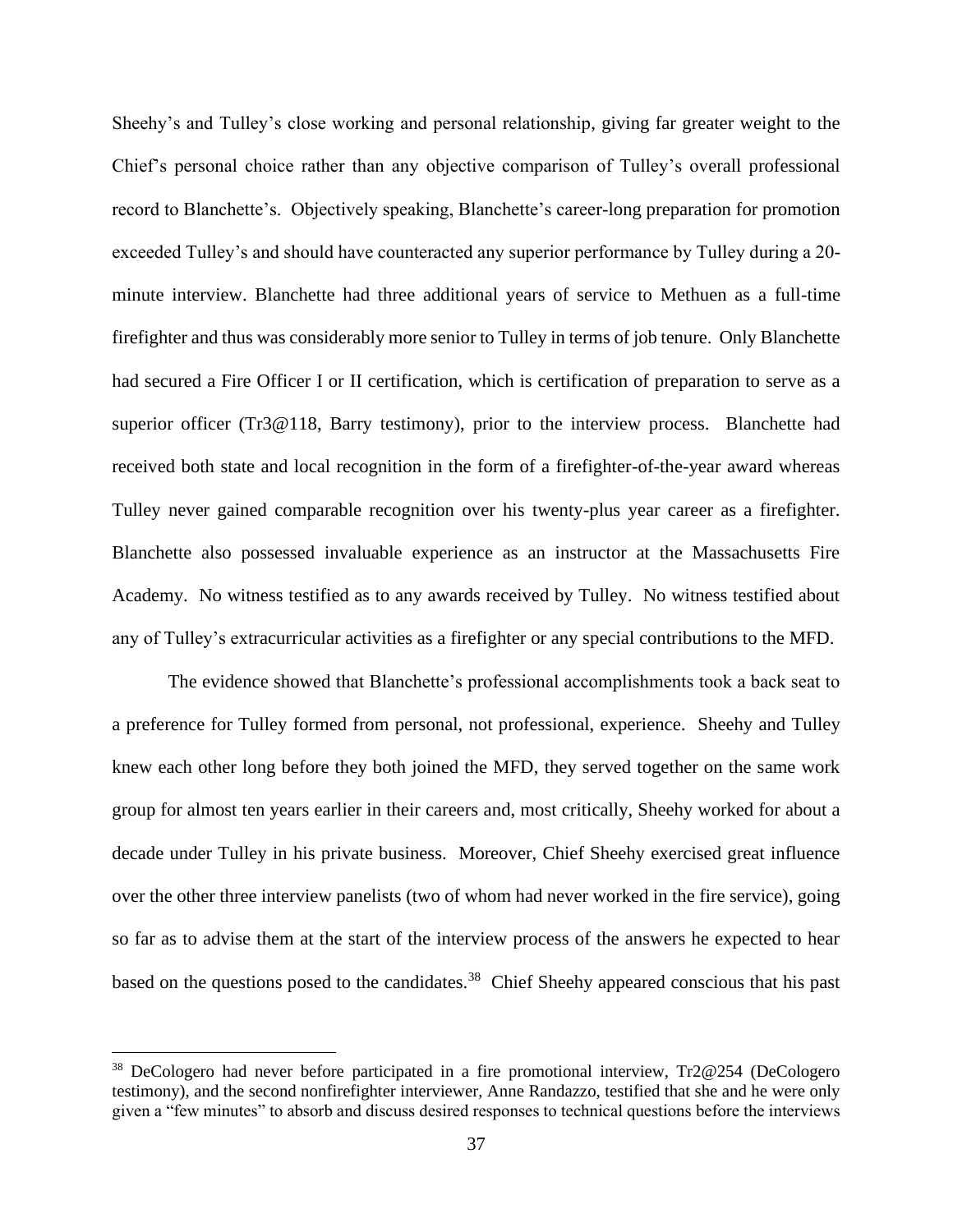Sheehy's and Tulley's close working and personal relationship, giving far greater weight to the Chief's personal choice rather than any objective comparison of Tulley's overall professional record to Blanchette's. Objectively speaking, Blanchette's career-long preparation for promotion exceeded Tulley's and should have counteracted any superior performance by Tulley during a 20-minute interview. Blanchette had three additional years of service to Methuen as a full-time firefighter and thus was considerably more senior to Tulley in terms of job tenure. Only Blanchette had secured a Fire Officer I or II certification, which is certification of preparation to serve as a superior officer (Tr3@118, Barry testimony), prior to the interview process. Blanchette had received both state and local recognition in the form of a firefighter-of-the-year award whereas Tulley never gained comparable recognition over his twenty-plus year career as a firefighter. Blanchette also possessed invaluable experience as an instructor at the Massachusetts Fire Academy. No witness testified as to any awards received by Tulley. No witness testified about any of Tulley's extracurricular activities as a firefighter or any special contributions to the MFD.

The evidence showed that Blanchette's professional accomplishments took a back seat to a preference for Tulley formed from personal, not professional, experience. Sheehy and Tulley knew each other long before they both joined the MFD, they served together on the same work group for almost ten years earlier in their careers and, most critically, Sheehy worked for about a decade under Tulley in his private business. Moreover, Chief Sheehy exercised great influence over the other three interview panelists (two of whom had never worked in the fire service), going so far as to advise them at the start of the interview process of the answers he expected to hear based on the questions posed to the candidates.[38] Chief Sheehy appeared conscious that his past

[38] DeCologero had never before participated in a fire promotional interview, Tr2@254 (DeCologero testimony), and the second nonfirefighter interviewer, Anne Randazzo, testified that she and he were only given a "few minutes" to absorb and discuss desired responses to technical questions before the interviews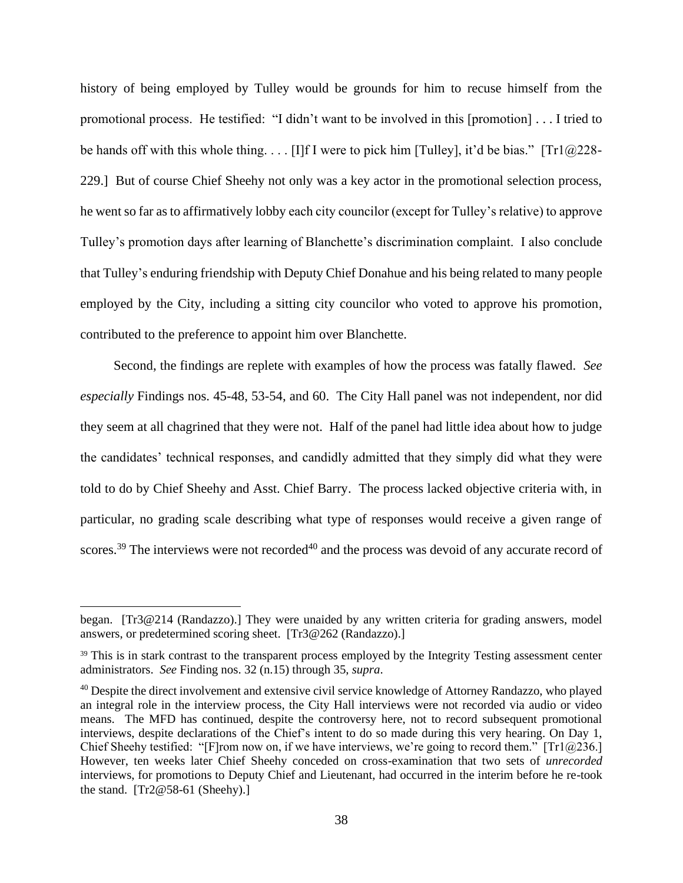history of being employed by Tulley would be grounds for him to recuse himself from the promotional process. He testified: "I didn't want to be involved in this [promotion] . . . I tried to be hands off with this whole thing. . . . [I]f I were to pick him [Tulley], it'd be bias." [Tr1@228-229.] But of course Chief Sheehy not only was a key actor in the promotional selection process, he went so far as to affirmatively lobby each city councilor (except for Tulley's relative) to approve Tulley's promotion days after learning of Blanchette's discrimination complaint. I also conclude that Tulley's enduring friendship with Deputy Chief Donahue and his being related to many people employed by the City, including a sitting city councilor who voted to approve his promotion, contributed to the preference to appoint him over Blanchette.

Second, the findings are replete with examples of how the process was fatally flawed. *See especially* Findings nos. 45-48, 53-54, and 60. The City Hall panel was not independent, nor did they seem at all chagrined that they were not. Half of the panel had little idea about how to judge the candidates' technical responses, and candidly admitted that they simply did what they were told to do by Chief Sheehy and Asst. Chief Barry. The process lacked objective criteria with, in particular, no grading scale describing what type of responses would receive a given range of scores.[39] The interviews were not recorded[40] and the process was devoid of any accurate record of

---

began. [Tr3@214 (Randazzo).] They were unaided by any written criteria for grading answers, model answers, or predetermined scoring sheet. [Tr3@262 (Randazzo).]

[39] This is in stark contrast to the transparent process employed by the Integrity Testing assessment center administrators. *See* Finding nos. 32 (n.15) through 35, *supra*.

[40] Despite the direct involvement and extensive civil service knowledge of Attorney Randazzo, who played an integral role in the interview process, the City Hall interviews were not recorded via audio or video means. The MFD has continued, despite the controversy here, not to record subsequent promotional interviews, despite declarations of the Chief's intent to do so made during this very hearing. On Day 1, Chief Sheehy testified: "[F]rom now on, if we have interviews, we're going to record them." [Tr1@236.] However, ten weeks later Chief Sheehy conceded on cross-examination that two sets of *unrecorded* interviews, for promotions to Deputy Chief and Lieutenant, had occurred in the interim before he re-took the stand. [Tr2@58-61 (Sheehy).]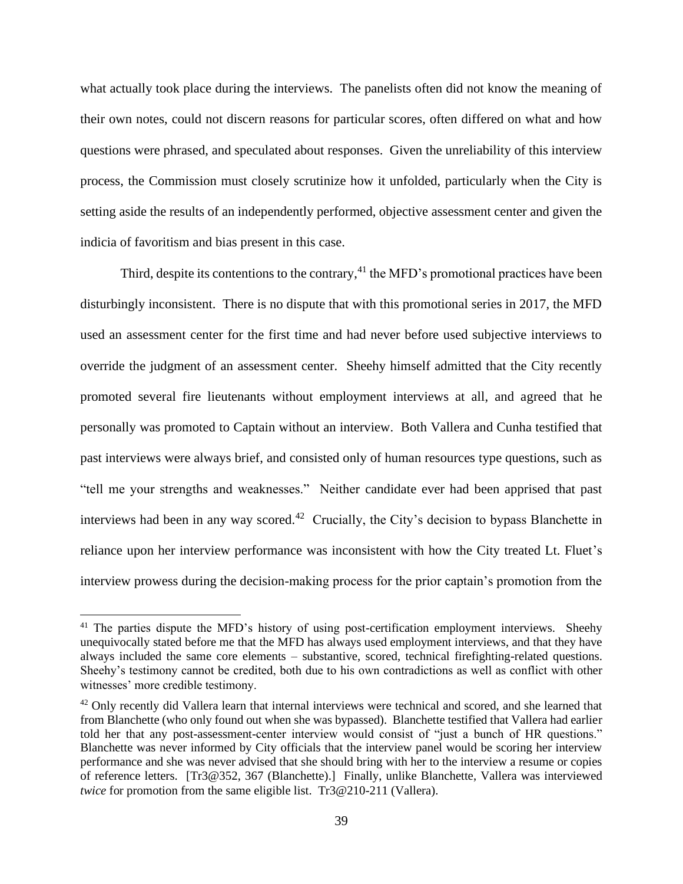what actually took place during the interviews. The panelists often did not know the meaning of their own notes, could not discern reasons for particular scores, often differed on what and how questions were phrased, and speculated about responses. Given the unreliability of this interview process, the Commission must closely scrutinize how it unfolded, particularly when the City is setting aside the results of an independently performed, objective assessment center and given the indicia of favoritism and bias present in this case.

Third, despite its contentions to the contrary,[41] the MFD's promotional practices have been disturbingly inconsistent. There is no dispute that with this promotional series in 2017, the MFD used an assessment center for the first time and had never before used subjective interviews to override the judgment of an assessment center. Sheehy himself admitted that the City recently promoted several fire lieutenants without employment interviews at all, and agreed that he personally was promoted to Captain without an interview. Both Vallera and Cunha testified that past interviews were always brief, and consisted only of human resources type questions, such as "tell me your strengths and weaknesses." Neither candidate ever had been apprised that past interviews had been in any way scored.[42] Crucially, the City's decision to bypass Blanchette in reliance upon her interview performance was inconsistent with how the City treated Lt. Fluet's interview prowess during the decision-making process for the prior captain's promotion from the

---

[41] The parties dispute the MFD's history of using post-certification employment interviews. Sheehy unequivocally stated before me that the MFD has always used employment interviews, and that they have always included the same core elements – substantive, scored, technical firefighting-related questions. Sheehy's testimony cannot be credited, both due to his own contradictions as well as conflict with other witnesses' more credible testimony.

[42] Only recently did Vallera learn that internal interviews were technical and scored, and she learned that from Blanchette (who only found out when she was bypassed). Blanchette testified that Vallera had earlier told her that any post-assessment-center interview would consist of "just a bunch of HR questions." Blanchette was never informed by City officials that the interview panel would be scoring her interview performance and she was never advised that she should bring with her to the interview a resume or copies of reference letters. [Tr3@352, 367 (Blanchette).] Finally, unlike Blanchette, Vallera was interviewed *twice* for promotion from the same eligible list. Tr3@210-211 (Vallera).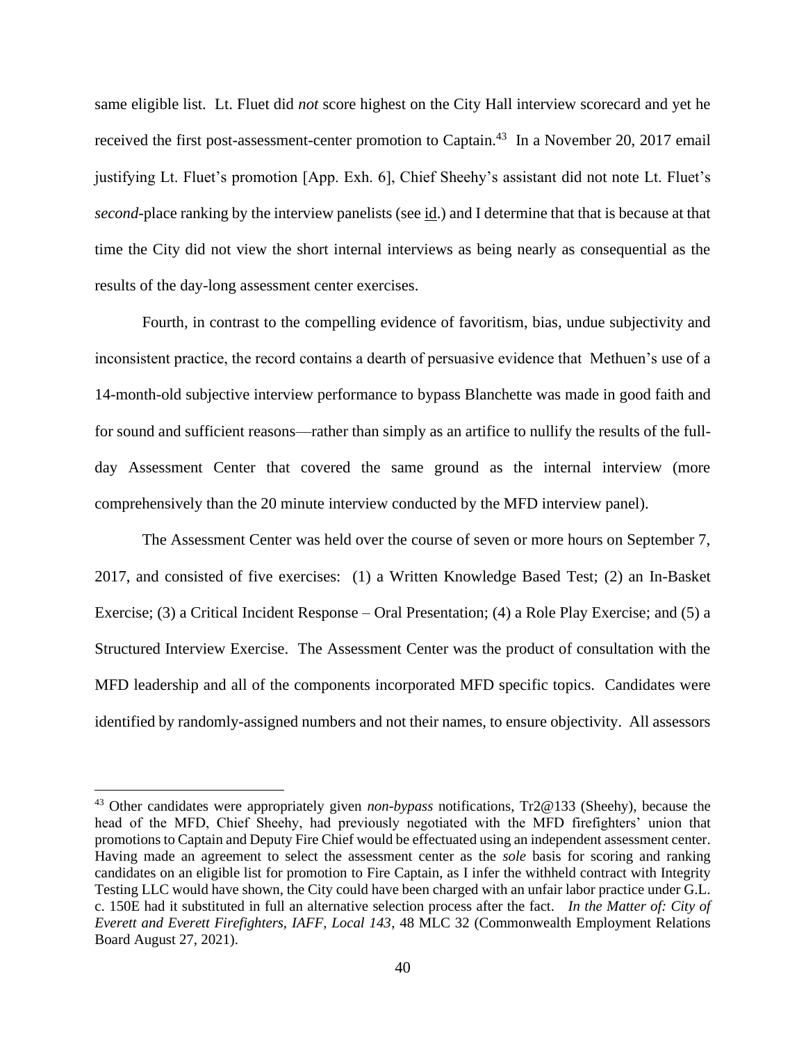same eligible list. Lt. Fluet did *not* score highest on the City Hall interview scorecard and yet he received the first post-assessment-center promotion to Captain.[43] In a November 20, 2017 email justifying Lt. Fluet's promotion [App. Exh. 6], Chief Sheehy's assistant did not note Lt. Fluet's *second*-place ranking by the interview panelists (see id.) and I determine that that is because at that time the City did not view the short internal interviews as being nearly as consequential as the results of the day-long assessment center exercises.

Fourth, in contrast to the compelling evidence of favoritism, bias, undue subjectivity and inconsistent practice, the record contains a dearth of persuasive evidence that Methuen's use of a 14-month-old subjective interview performance to bypass Blanchette was made in good faith and for sound and sufficient reasons—rather than simply as an artifice to nullify the results of the full-day Assessment Center that covered the same ground as the internal interview (more comprehensively than the 20 minute interview conducted by the MFD interview panel).

The Assessment Center was held over the course of seven or more hours on September 7, 2017, and consisted of five exercises: (1) a Written Knowledge Based Test; (2) an In-Basket Exercise; (3) a Critical Incident Response – Oral Presentation; (4) a Role Play Exercise; and (5) a Structured Interview Exercise. The Assessment Center was the product of consultation with the MFD leadership and all of the components incorporated MFD specific topics. Candidates were identified by randomly-assigned numbers and not their names, to ensure objectivity. All assessors

---

[43] Other candidates were appropriately given *non-bypass* notifications, Tr2@133 (Sheehy), because the head of the MFD, Chief Sheehy, had previously negotiated with the MFD firefighters' union that promotions to Captain and Deputy Fire Chief would be effectuated using an independent assessment center. Having made an agreement to select the assessment center as the *sole* basis for scoring and ranking candidates on an eligible list for promotion to Fire Captain, as I infer the withheld contract with Integrity Testing LLC would have shown, the City could have been charged with an unfair labor practice under G.L. c. 150E had it substituted in full an alternative selection process after the fact. *In the Matter of: City of Everett and Everett Firefighters, IAFF, Local 143*, 48 MLC 32 (Commonwealth Employment Relations Board August 27, 2021).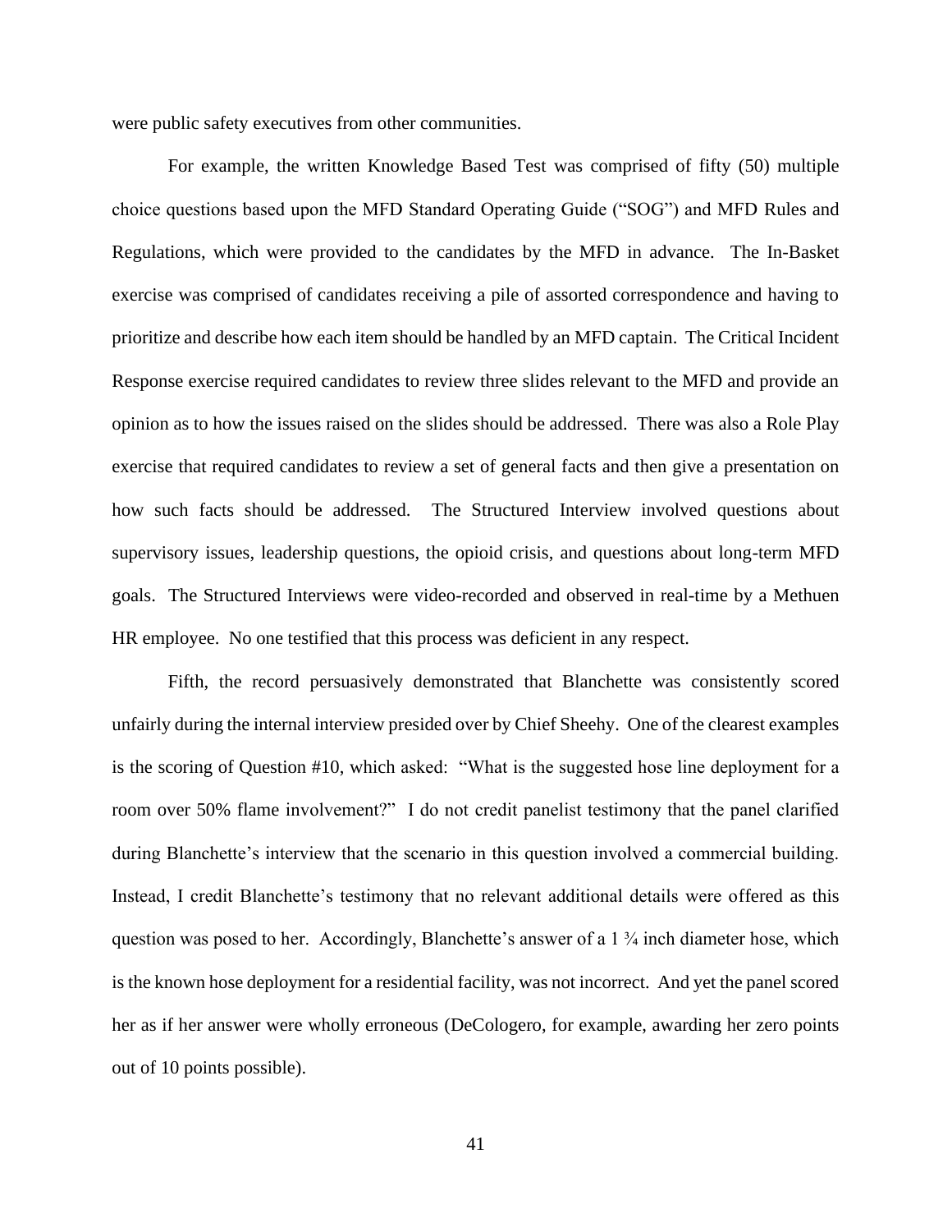were public safety executives from other communities.

For example, the written Knowledge Based Test was comprised of fifty (50) multiple choice questions based upon the MFD Standard Operating Guide ("SOG") and MFD Rules and Regulations, which were provided to the candidates by the MFD in advance. The In-Basket exercise was comprised of candidates receiving a pile of assorted correspondence and having to prioritize and describe how each item should be handled by an MFD captain. The Critical Incident Response exercise required candidates to review three slides relevant to the MFD and provide an opinion as to how the issues raised on the slides should be addressed. There was also a Role Play exercise that required candidates to review a set of general facts and then give a presentation on how such facts should be addressed. The Structured Interview involved questions about supervisory issues, leadership questions, the opioid crisis, and questions about long-term MFD goals. The Structured Interviews were video-recorded and observed in real-time by a Methuen HR employee. No one testified that this process was deficient in any respect.

Fifth, the record persuasively demonstrated that Blanchette was consistently scored unfairly during the internal interview presided over by Chief Sheehy. One of the clearest examples is the scoring of Question #10, which asked: "What is the suggested hose line deployment for a room over 50% flame involvement?" I do not credit panelist testimony that the panel clarified during Blanchette's interview that the scenario in this question involved a commercial building. Instead, I credit Blanchette's testimony that no relevant additional details were offered as this question was posed to her. Accordingly, Blanchette's answer of a 1 ¾ inch diameter hose, which is the known hose deployment for a residential facility, was not incorrect. And yet the panel scored her as if her answer were wholly erroneous (DeCologero, for example, awarding her zero points out of 10 points possible).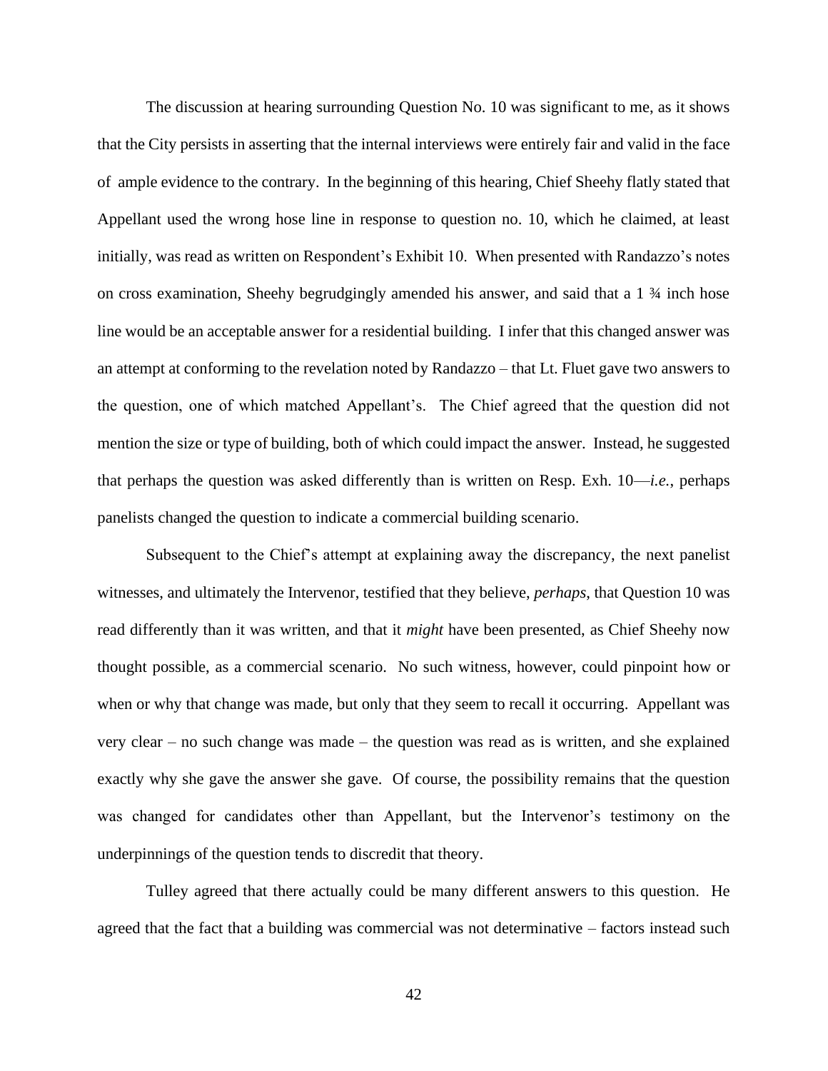The discussion at hearing surrounding Question No. 10 was significant to me, as it shows that the City persists in asserting that the internal interviews were entirely fair and valid in the face of ample evidence to the contrary. In the beginning of this hearing, Chief Sheehy flatly stated that Appellant used the wrong hose line in response to question no. 10, which he claimed, at least initially, was read as written on Respondent's Exhibit 10. When presented with Randazzo's notes on cross examination, Sheehy begrudgingly amended his answer, and said that a 1 ¾ inch hose line would be an acceptable answer for a residential building. I infer that this changed answer was an attempt at conforming to the revelation noted by Randazzo – that Lt. Fluet gave two answers to the question, one of which matched Appellant's. The Chief agreed that the question did not mention the size or type of building, both of which could impact the answer. Instead, he suggested that perhaps the question was asked differently than is written on Resp. Exh. 10—*i.e.*, perhaps panelists changed the question to indicate a commercial building scenario.

Subsequent to the Chief's attempt at explaining away the discrepancy, the next panelist witnesses, and ultimately the Intervenor, testified that they believe, *perhaps*, that Question 10 was read differently than it was written, and that it *might* have been presented, as Chief Sheehy now thought possible, as a commercial scenario. No such witness, however, could pinpoint how or when or why that change was made, but only that they seem to recall it occurring. Appellant was very clear – no such change was made – the question was read as is written, and she explained exactly why she gave the answer she gave. Of course, the possibility remains that the question was changed for candidates other than Appellant, but the Intervenor's testimony on the underpinnings of the question tends to discredit that theory.

Tulley agreed that there actually could be many different answers to this question. He agreed that the fact that a building was commercial was not determinative – factors instead such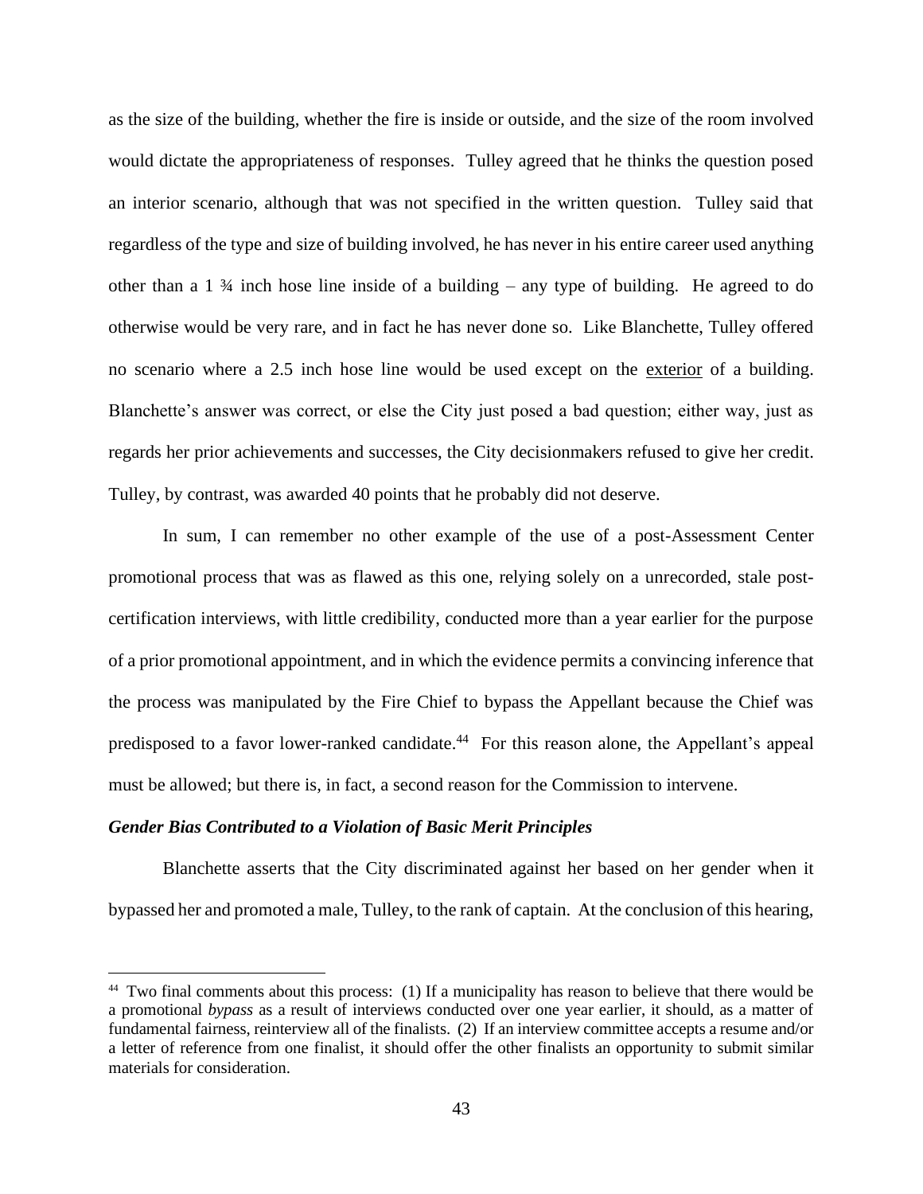as the size of the building, whether the fire is inside or outside, and the size of the room involved would dictate the appropriateness of responses. Tulley agreed that he thinks the question posed an interior scenario, although that was not specified in the written question. Tulley said that regardless of the type and size of building involved, he has never in his entire career used anything other than a 1 ¾ inch hose line inside of a building – any type of building. He agreed to do otherwise would be very rare, and in fact he has never done so. Like Blanchette, Tulley offered no scenario where a 2.5 inch hose line would be used except on the <u>exterior</u> of a building. Blanchette's answer was correct, or else the City just posed a bad question; either way, just as regards her prior achievements and successes, the City decisionmakers refused to give her credit. Tulley, by contrast, was awarded 40 points that he probably did not deserve.

In sum, I can remember no other example of the use of a post-Assessment Center promotional process that was as flawed as this one, relying solely on a unrecorded, stale post-certification interviews, with little credibility, conducted more than a year earlier for the purpose of a prior promotional appointment, and in which the evidence permits a convincing inference that the process was manipulated by the Fire Chief to bypass the Appellant because the Chief was predisposed to a favor lower-ranked candidate.[44] For this reason alone, the Appellant's appeal must be allowed; but there is, in fact, a second reason for the Commission to intervene.

***Gender Bias Contributed to a Violation of Basic Merit Principles***

Blanchette asserts that the City discriminated against her based on her gender when it bypassed her and promoted a male, Tulley, to the rank of captain. At the conclusion of this hearing,

---

[44] Two final comments about this process: (1) If a municipality has reason to believe that there would be a promotional *bypass* as a result of interviews conducted over one year earlier, it should, as a matter of fundamental fairness, reinterview all of the finalists. (2) If an interview committee accepts a resume and/or a letter of reference from one finalist, it should offer the other finalists an opportunity to submit similar materials for consideration.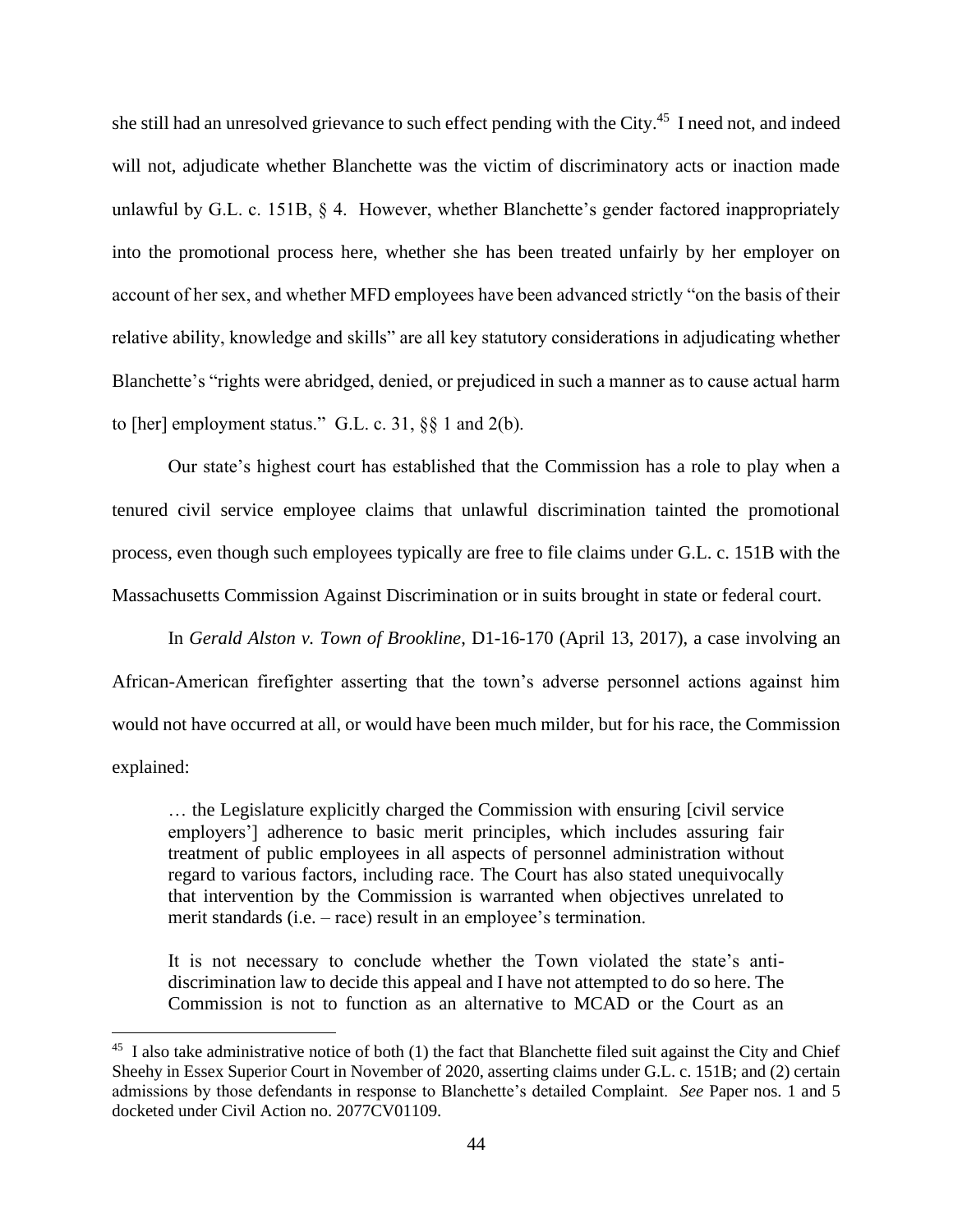she still had an unresolved grievance to such effect pending with the City.[45] I need not, and indeed will not, adjudicate whether Blanchette was the victim of discriminatory acts or inaction made unlawful by G.L. c. 151B, § 4. However, whether Blanchette's gender factored inappropriately into the promotional process here, whether she has been treated unfairly by her employer on account of her sex, and whether MFD employees have been advanced strictly "on the basis of their relative ability, knowledge and skills" are all key statutory considerations in adjudicating whether Blanchette's "rights were abridged, denied, or prejudiced in such a manner as to cause actual harm to [her] employment status." G.L. c. 31, §§ 1 and 2(b).

Our state's highest court has established that the Commission has a role to play when a tenured civil service employee claims that unlawful discrimination tainted the promotional process, even though such employees typically are free to file claims under G.L. c. 151B with the Massachusetts Commission Against Discrimination or in suits brought in state or federal court.

In *Gerald Alston v. Town of Brookline*, D1-16-170 (April 13, 2017), a case involving an African-American firefighter asserting that the town's adverse personnel actions against him would not have occurred at all, or would have been much milder, but for his race, the Commission explained:

> … the Legislature explicitly charged the Commission with ensuring [civil service employers'] adherence to basic merit principles, which includes assuring fair treatment of public employees in all aspects of personnel administration without regard to various factors, including race. The Court has also stated unequivocally that intervention by the Commission is warranted when objectives unrelated to merit standards (i.e. – race) result in an employee's termination.
>
> It is not necessary to conclude whether the Town violated the state's anti-discrimination law to decide this appeal and I have not attempted to do so here. The Commission is not to function as an alternative to MCAD or the Court as an

[45] I also take administrative notice of both (1) the fact that Blanchette filed suit against the City and Chief Sheehy in Essex Superior Court in November of 2020, asserting claims under G.L. c. 151B; and (2) certain admissions by those defendants in response to Blanchette's detailed Complaint. *See* Paper nos. 1 and 5 docketed under Civil Action no. 2077CV01109.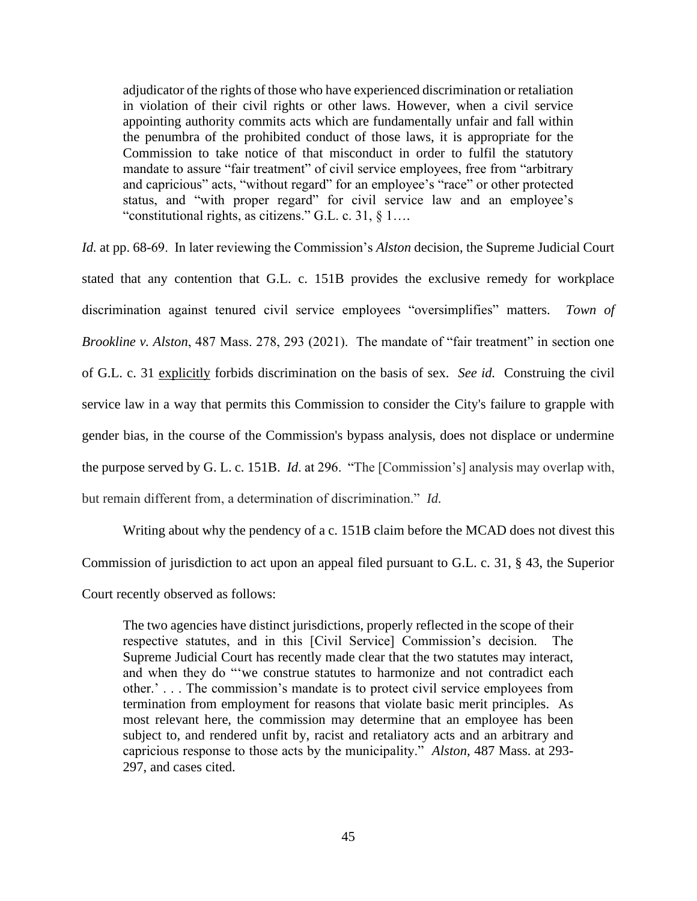> adjudicator of the rights of those who have experienced discrimination or retaliation in violation of their civil rights or other laws. However, when a civil service appointing authority commits acts which are fundamentally unfair and fall within the penumbra of the prohibited conduct of those laws, it is appropriate for the Commission to take notice of that misconduct in order to fulfil the statutory mandate to assure "fair treatment" of civil service employees, free from "arbitrary and capricious" acts, "without regard" for an employee's "race" or other protected status, and "with proper regard" for civil service law and an employee's "constitutional rights, as citizens." G.L. c. 31, § 1….

*Id.* at pp. 68-69. In later reviewing the Commission's *Alston* decision, the Supreme Judicial Court stated that any contention that G.L. c. 151B provides the exclusive remedy for workplace discrimination against tenured civil service employees "oversimplifies" matters. *Town of Brookline v. Alston*, 487 Mass. 278, 293 (2021). The mandate of "fair treatment" in section one of G.L. c. 31 <u>explicitly</u> forbids discrimination on the basis of sex. *See id.* Construing the civil service law in a way that permits this Commission to consider the City's failure to grapple with gender bias, in the course of the Commission's bypass analysis, does not displace or undermine the purpose served by G. L. c. 151B. *Id*. at 296. "The [Commission's] analysis may overlap with, but remain different from, a determination of discrimination." *Id.*

Writing about why the pendency of a c. 151B claim before the MCAD does not divest this Commission of jurisdiction to act upon an appeal filed pursuant to G.L. c. 31, § 43, the Superior Court recently observed as follows:

> The two agencies have distinct jurisdictions, properly reflected in the scope of their respective statutes, and in this [Civil Service] Commission's decision. The Supreme Judicial Court has recently made clear that the two statutes may interact, and when they do "'we construe statutes to harmonize and not contradict each other.' . . . The commission's mandate is to protect civil service employees from termination from employment for reasons that violate basic merit principles. As most relevant here, the commission may determine that an employee has been subject to, and rendered unfit by, racist and retaliatory acts and an arbitrary and capricious response to those acts by the municipality." *Alston*, 487 Mass. at 293-297, and cases cited.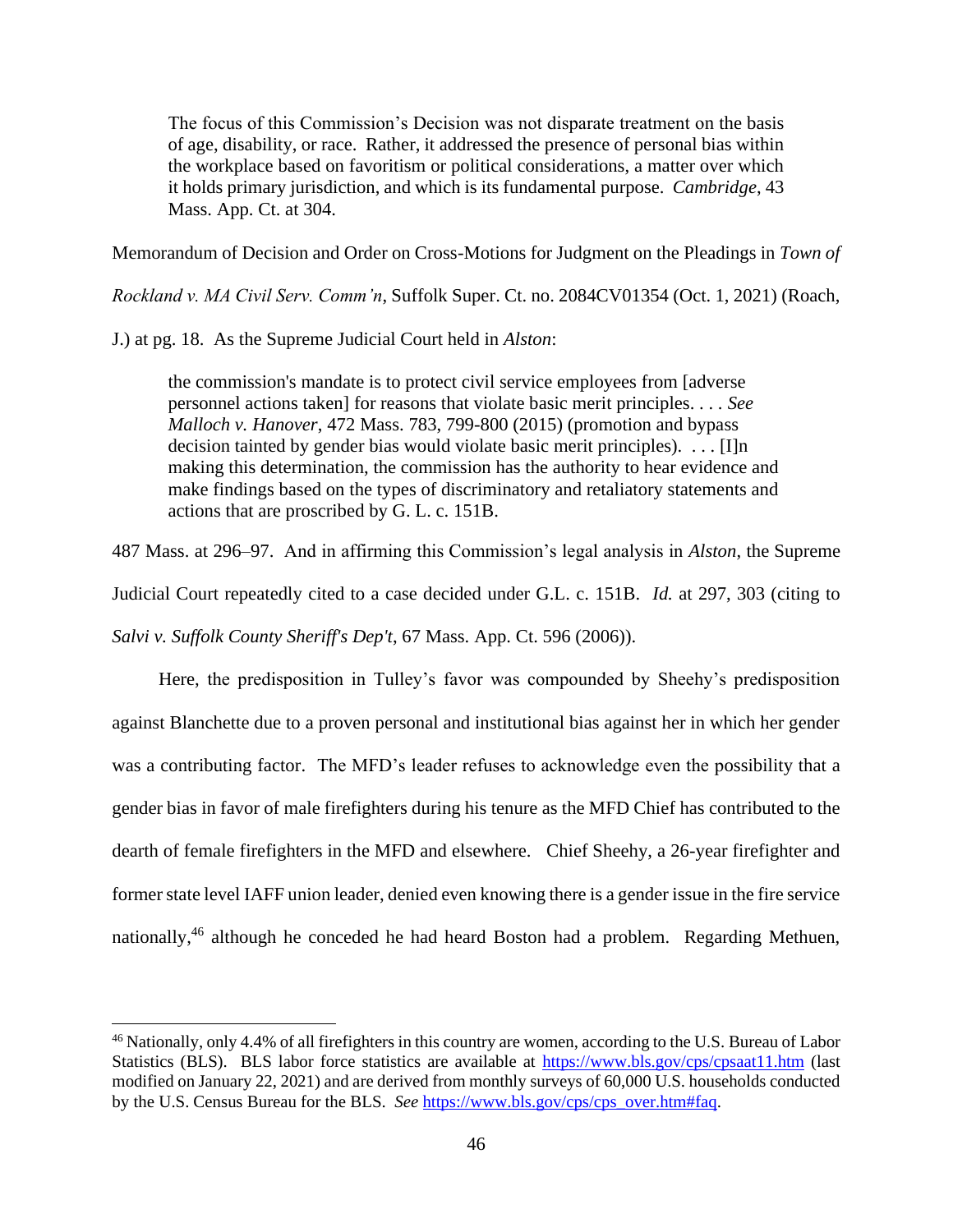> The focus of this Commission's Decision was not disparate treatment on the basis of age, disability, or race. Rather, it addressed the presence of personal bias within the workplace based on favoritism or political considerations, a matter over which it holds primary jurisdiction, and which is its fundamental purpose. *Cambridge*, 43 Mass. App. Ct. at 304.

Memorandum of Decision and Order on Cross-Motions for Judgment on the Pleadings in *Town of Rockland v. MA Civil Serv. Comm'n*, Suffolk Super. Ct. no. 2084CV01354 (Oct. 1, 2021) (Roach, J.) at pg. 18. As the Supreme Judicial Court held in *Alston*:

> the commission's mandate is to protect civil service employees from [adverse personnel actions taken] for reasons that violate basic merit principles. . . . *See Malloch v. Hanover*, 472 Mass. 783, 799-800 (2015) (promotion and bypass decision tainted by gender bias would violate basic merit principles). . . . [I]n making this determination, the commission has the authority to hear evidence and make findings based on the types of discriminatory and retaliatory statements and actions that are proscribed by G. L. c. 151B.

487 Mass. at 296–97. And in affirming this Commission's legal analysis in *Alston*, the Supreme Judicial Court repeatedly cited to a case decided under G.L. c. 151B. *Id.* at 297, 303 (citing to *Salvi v. Suffolk County Sheriff's Dep't*, 67 Mass. App. Ct. 596 (2006)).

Here, the predisposition in Tulley's favor was compounded by Sheehy's predisposition against Blanchette due to a proven personal and institutional bias against her in which her gender was a contributing factor. The MFD's leader refuses to acknowledge even the possibility that a gender bias in favor of male firefighters during his tenure as the MFD Chief has contributed to the dearth of female firefighters in the MFD and elsewhere. Chief Sheehy, a 26-year firefighter and former state level IAFF union leader, denied even knowing there is a gender issue in the fire service nationally,[46] although he conceded he had heard Boston had a problem. Regarding Methuen,

[46] Nationally, only 4.4% of all firefighters in this country are women, according to the U.S. Bureau of Labor Statistics (BLS). BLS labor force statistics are available at https://www.bls.gov/cps/cpsaat11.htm (last modified on January 22, 2021) and are derived from monthly surveys of 60,000 U.S. households conducted by the U.S. Census Bureau for the BLS. *See* https://www.bls.gov/cps/cps_over.htm#faq.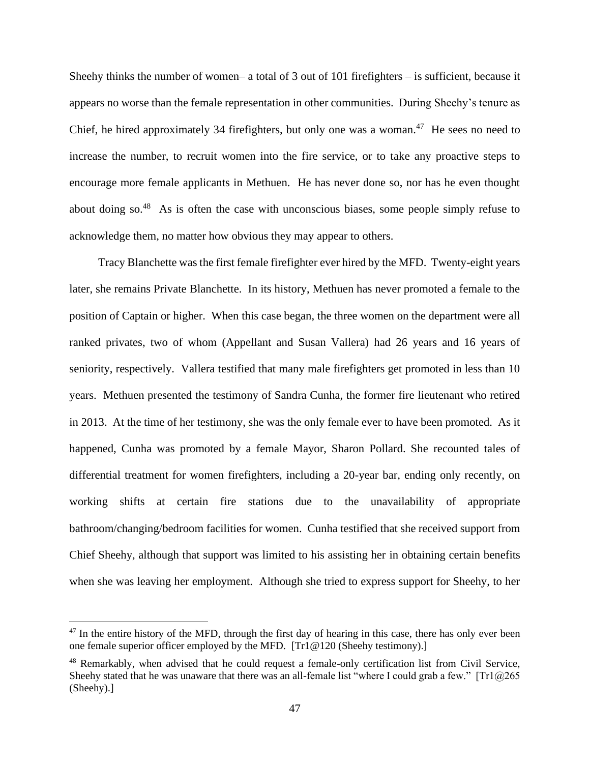Sheehy thinks the number of women– a total of 3 out of 101 firefighters – is sufficient, because it appears no worse than the female representation in other communities. During Sheehy's tenure as Chief, he hired approximately 34 firefighters, but only one was a woman.[47] He sees no need to increase the number, to recruit women into the fire service, or to take any proactive steps to encourage more female applicants in Methuen. He has never done so, nor has he even thought about doing so.[48] As is often the case with unconscious biases, some people simply refuse to acknowledge them, no matter how obvious they may appear to others.

Tracy Blanchette was the first female firefighter ever hired by the MFD. Twenty-eight years later, she remains Private Blanchette. In its history, Methuen has never promoted a female to the position of Captain or higher. When this case began, the three women on the department were all ranked privates, two of whom (Appellant and Susan Vallera) had 26 years and 16 years of seniority, respectively. Vallera testified that many male firefighters get promoted in less than 10 years. Methuen presented the testimony of Sandra Cunha, the former fire lieutenant who retired in 2013. At the time of her testimony, she was the only female ever to have been promoted. As it happened, Cunha was promoted by a female Mayor, Sharon Pollard. She recounted tales of differential treatment for women firefighters, including a 20-year bar, ending only recently, on working shifts at certain fire stations due to the unavailability of appropriate bathroom/changing/bedroom facilities for women. Cunha testified that she received support from Chief Sheehy, although that support was limited to his assisting her in obtaining certain benefits when she was leaving her employment. Although she tried to express support for Sheehy, to her

---

[47] In the entire history of the MFD, through the first day of hearing in this case, there has only ever been one female superior officer employed by the MFD. [Tr1@120 (Sheehy testimony).]

[48] Remarkably, when advised that he could request a female-only certification list from Civil Service, Sheehy stated that he was unaware that there was an all-female list "where I could grab a few." [Tr1@265 (Sheehy).]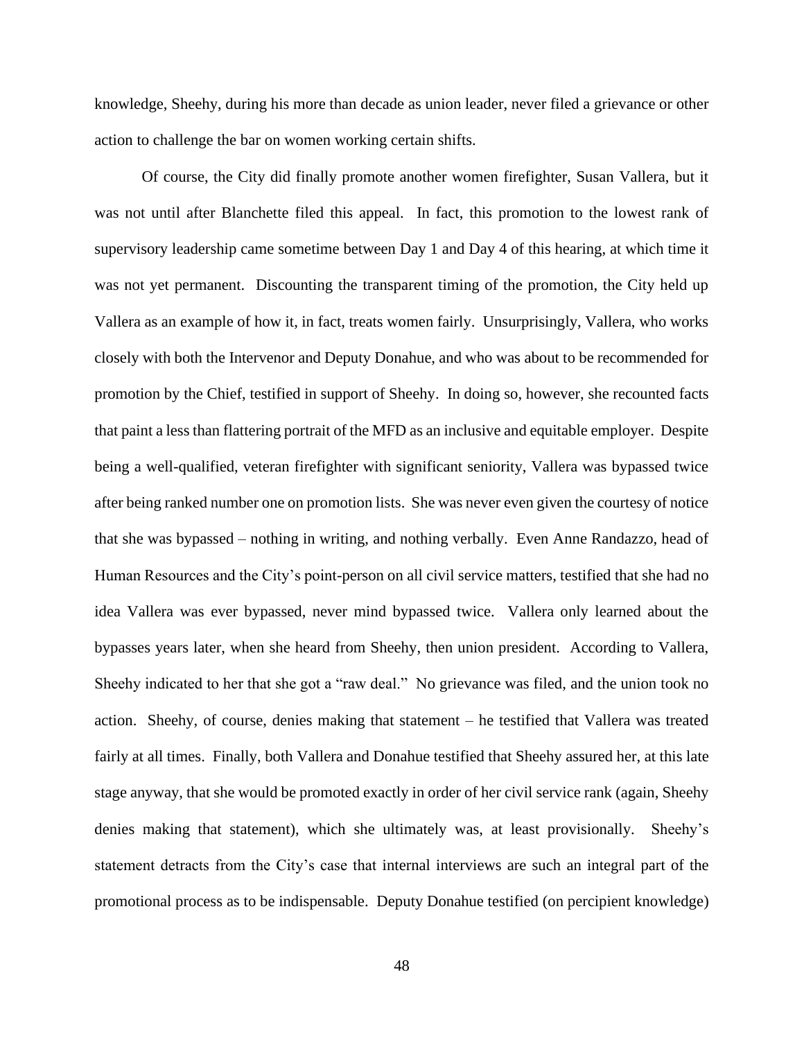knowledge, Sheehy, during his more than decade as union leader, never filed a grievance or other action to challenge the bar on women working certain shifts.

Of course, the City did finally promote another women firefighter, Susan Vallera, but it was not until after Blanchette filed this appeal. In fact, this promotion to the lowest rank of supervisory leadership came sometime between Day 1 and Day 4 of this hearing, at which time it was not yet permanent. Discounting the transparent timing of the promotion, the City held up Vallera as an example of how it, in fact, treats women fairly. Unsurprisingly, Vallera, who works closely with both the Intervenor and Deputy Donahue, and who was about to be recommended for promotion by the Chief, testified in support of Sheehy. In doing so, however, she recounted facts that paint a less than flattering portrait of the MFD as an inclusive and equitable employer. Despite being a well-qualified, veteran firefighter with significant seniority, Vallera was bypassed twice after being ranked number one on promotion lists. She was never even given the courtesy of notice that she was bypassed – nothing in writing, and nothing verbally. Even Anne Randazzo, head of Human Resources and the City's point-person on all civil service matters, testified that she had no idea Vallera was ever bypassed, never mind bypassed twice. Vallera only learned about the bypasses years later, when she heard from Sheehy, then union president. According to Vallera, Sheehy indicated to her that she got a "raw deal." No grievance was filed, and the union took no action. Sheehy, of course, denies making that statement – he testified that Vallera was treated fairly at all times. Finally, both Vallera and Donahue testified that Sheehy assured her, at this late stage anyway, that she would be promoted exactly in order of her civil service rank (again, Sheehy denies making that statement), which she ultimately was, at least provisionally. Sheehy's statement detracts from the City's case that internal interviews are such an integral part of the promotional process as to be indispensable. Deputy Donahue testified (on percipient knowledge)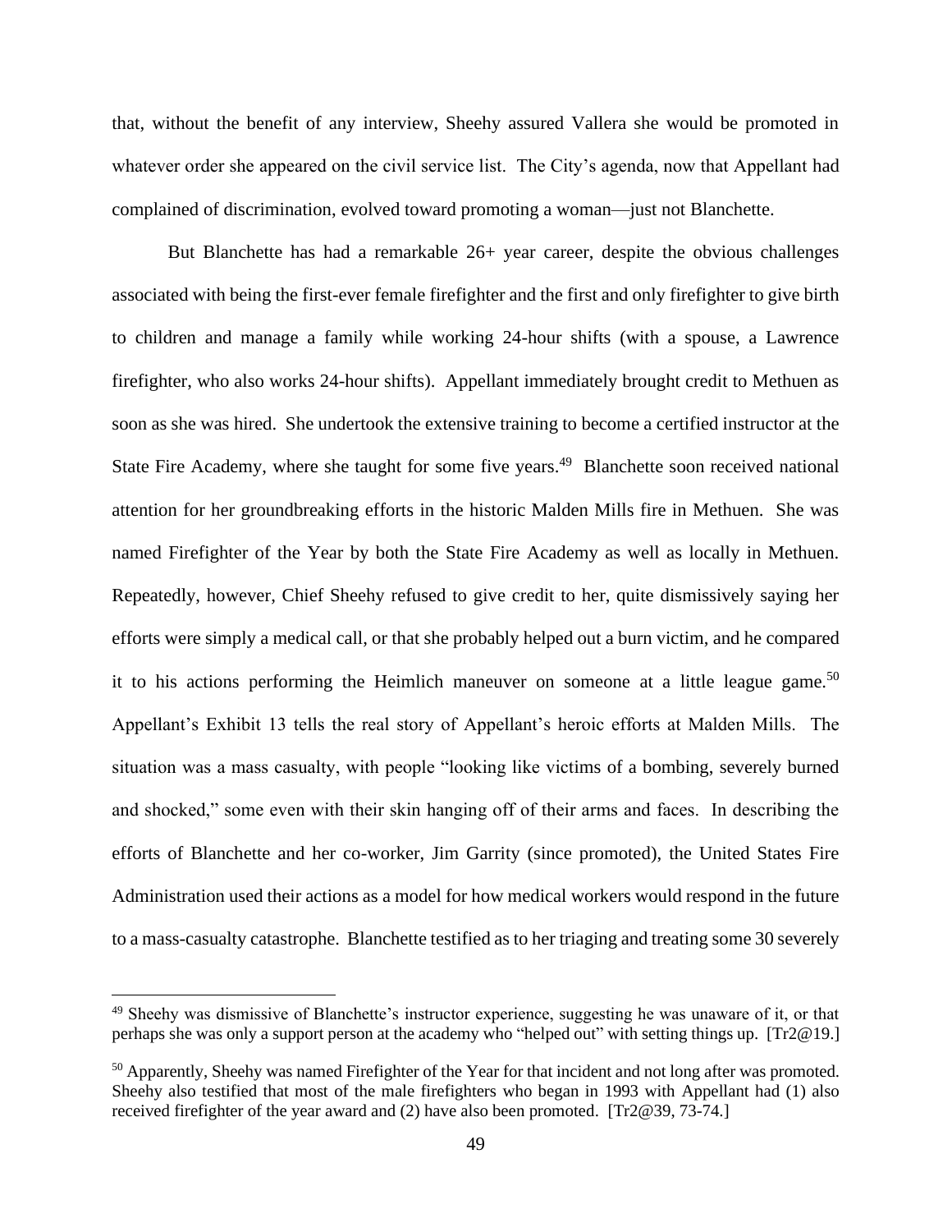that, without the benefit of any interview, Sheehy assured Vallera she would be promoted in whatever order she appeared on the civil service list. The City's agenda, now that Appellant had complained of discrimination, evolved toward promoting a woman—just not Blanchette.

But Blanchette has had a remarkable 26+ year career, despite the obvious challenges associated with being the first-ever female firefighter and the first and only firefighter to give birth to children and manage a family while working 24-hour shifts (with a spouse, a Lawrence firefighter, who also works 24-hour shifts). Appellant immediately brought credit to Methuen as soon as she was hired. She undertook the extensive training to become a certified instructor at the State Fire Academy, where she taught for some five years.[49] Blanchette soon received national attention for her groundbreaking efforts in the historic Malden Mills fire in Methuen. She was named Firefighter of the Year by both the State Fire Academy as well as locally in Methuen. Repeatedly, however, Chief Sheehy refused to give credit to her, quite dismissively saying her efforts were simply a medical call, or that she probably helped out a burn victim, and he compared it to his actions performing the Heimlich maneuver on someone at a little league game.[50] Appellant's Exhibit 13 tells the real story of Appellant's heroic efforts at Malden Mills. The situation was a mass casualty, with people "looking like victims of a bombing, severely burned and shocked," some even with their skin hanging off of their arms and faces. In describing the efforts of Blanchette and her co-worker, Jim Garrity (since promoted), the United States Fire Administration used their actions as a model for how medical workers would respond in the future to a mass-casualty catastrophe. Blanchette testified as to her triaging and treating some 30 severely

---

[49] Sheehy was dismissive of Blanchette's instructor experience, suggesting he was unaware of it, or that perhaps she was only a support person at the academy who "helped out" with setting things up. [Tr2@19.]

[50] Apparently, Sheehy was named Firefighter of the Year for that incident and not long after was promoted. Sheehy also testified that most of the male firefighters who began in 1993 with Appellant had (1) also received firefighter of the year award and (2) have also been promoted. [Tr2@39, 73-74.]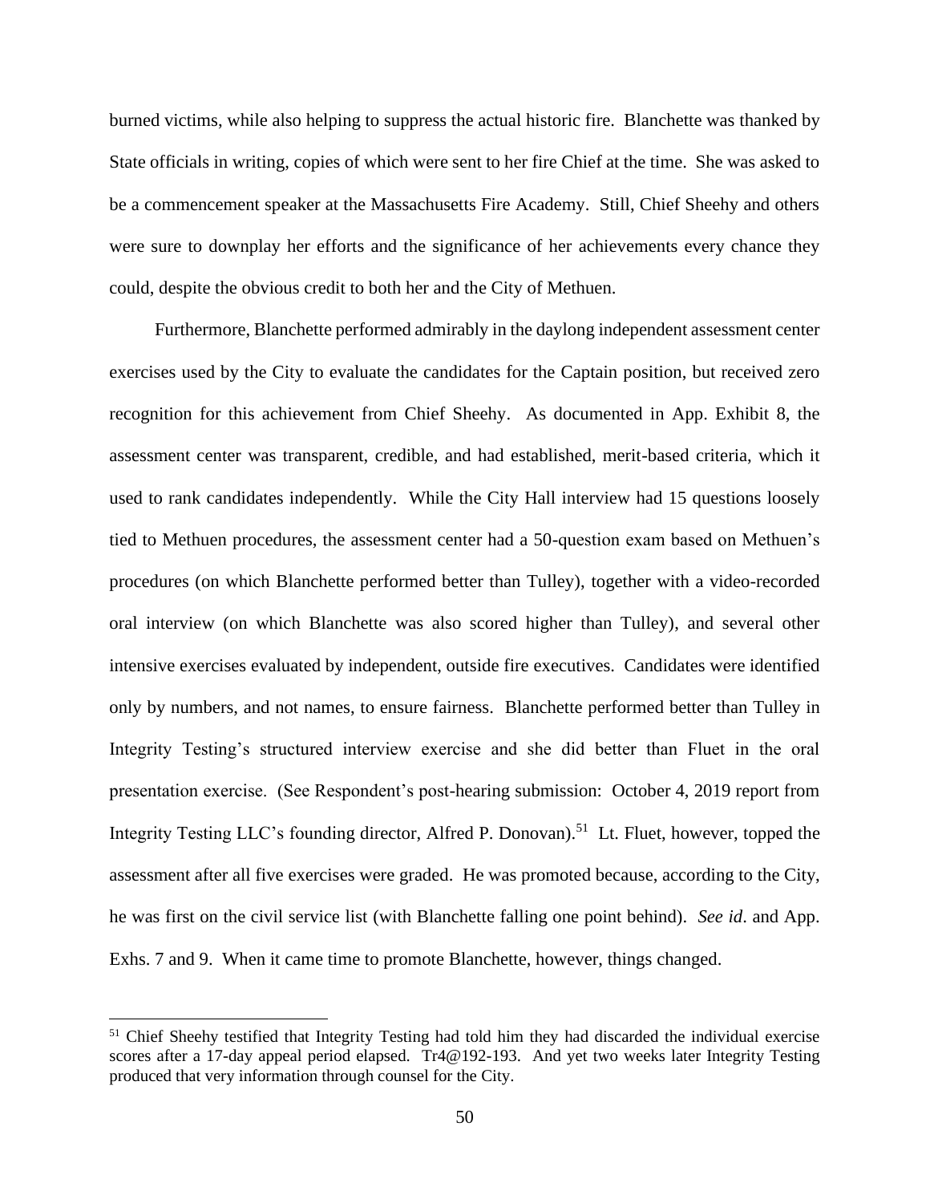burned victims, while also helping to suppress the actual historic fire. Blanchette was thanked by State officials in writing, copies of which were sent to her fire Chief at the time. She was asked to be a commencement speaker at the Massachusetts Fire Academy. Still, Chief Sheehy and others were sure to downplay her efforts and the significance of her achievements every chance they could, despite the obvious credit to both her and the City of Methuen.

Furthermore, Blanchette performed admirably in the daylong independent assessment center exercises used by the City to evaluate the candidates for the Captain position, but received zero recognition for this achievement from Chief Sheehy. As documented in App. Exhibit 8, the assessment center was transparent, credible, and had established, merit-based criteria, which it used to rank candidates independently. While the City Hall interview had 15 questions loosely tied to Methuen procedures, the assessment center had a 50-question exam based on Methuen's procedures (on which Blanchette performed better than Tulley), together with a video-recorded oral interview (on which Blanchette was also scored higher than Tulley), and several other intensive exercises evaluated by independent, outside fire executives. Candidates were identified only by numbers, and not names, to ensure fairness. Blanchette performed better than Tulley in Integrity Testing's structured interview exercise and she did better than Fluet in the oral presentation exercise. (See Respondent's post-hearing submission: October 4, 2019 report from Integrity Testing LLC's founding director, Alfred P. Donovan).[51] Lt. Fluet, however, topped the assessment after all five exercises were graded. He was promoted because, according to the City, he was first on the civil service list (with Blanchette falling one point behind). *See id*. and App. Exhs. 7 and 9. When it came time to promote Blanchette, however, things changed.

[51] Chief Sheehy testified that Integrity Testing had told him they had discarded the individual exercise scores after a 17-day appeal period elapsed. Tr4@192-193. And yet two weeks later Integrity Testing produced that very information through counsel for the City.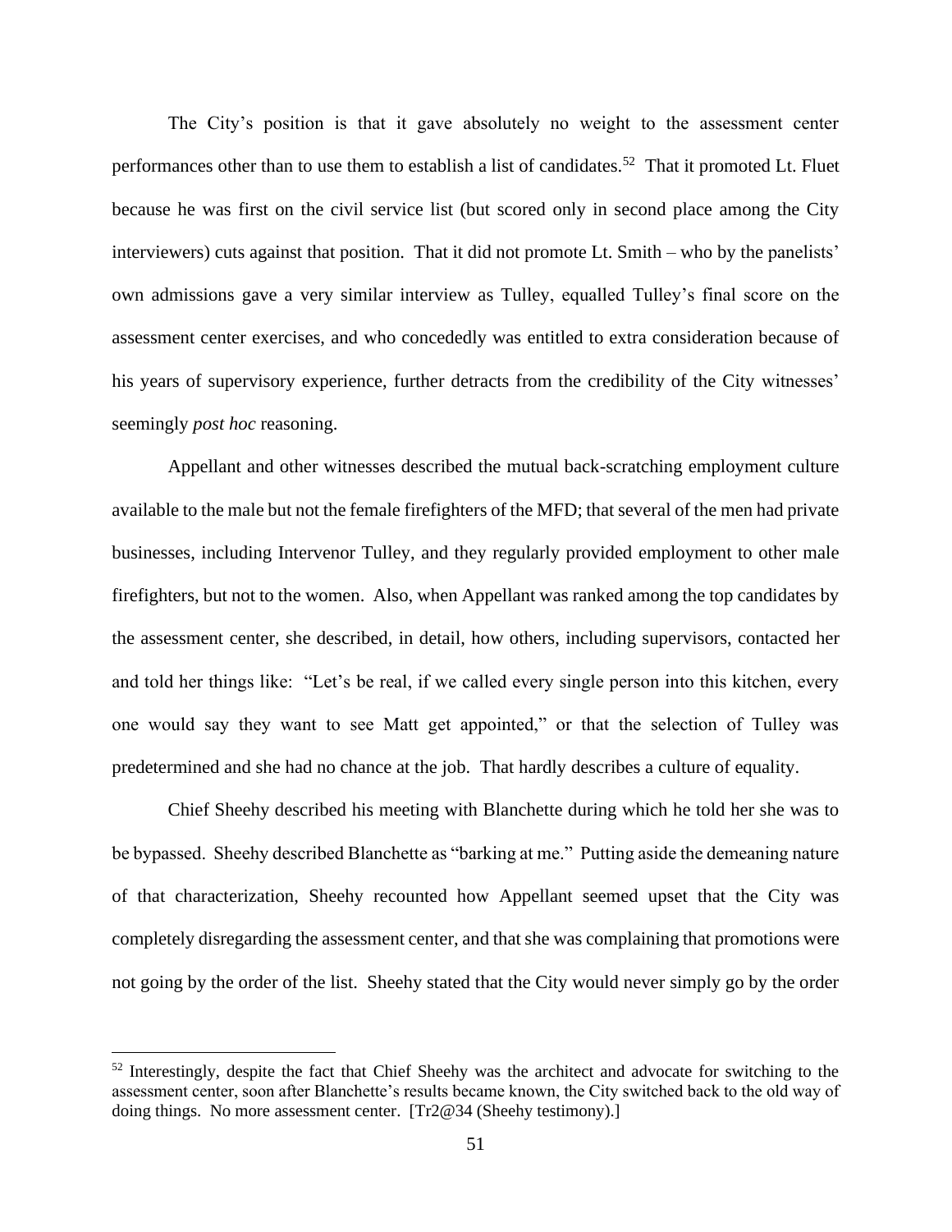The City's position is that it gave absolutely no weight to the assessment center performances other than to use them to establish a list of candidates.[52] That it promoted Lt. Fluet because he was first on the civil service list (but scored only in second place among the City interviewers) cuts against that position. That it did not promote Lt. Smith – who by the panelists' own admissions gave a very similar interview as Tulley, equalled Tulley's final score on the assessment center exercises, and who concededly was entitled to extra consideration because of his years of supervisory experience, further detracts from the credibility of the City witnesses' seemingly *post hoc* reasoning.

Appellant and other witnesses described the mutual back-scratching employment culture available to the male but not the female firefighters of the MFD; that several of the men had private businesses, including Intervenor Tulley, and they regularly provided employment to other male firefighters, but not to the women. Also, when Appellant was ranked among the top candidates by the assessment center, she described, in detail, how others, including supervisors, contacted her and told her things like: "Let's be real, if we called every single person into this kitchen, every one would say they want to see Matt get appointed," or that the selection of Tulley was predetermined and she had no chance at the job. That hardly describes a culture of equality.

Chief Sheehy described his meeting with Blanchette during which he told her she was to be bypassed. Sheehy described Blanchette as "barking at me." Putting aside the demeaning nature of that characterization, Sheehy recounted how Appellant seemed upset that the City was completely disregarding the assessment center, and that she was complaining that promotions were not going by the order of the list. Sheehy stated that the City would never simply go by the order

[52] Interestingly, despite the fact that Chief Sheehy was the architect and advocate for switching to the assessment center, soon after Blanchette's results became known, the City switched back to the old way of doing things. No more assessment center. [Tr2@34 (Sheehy testimony).]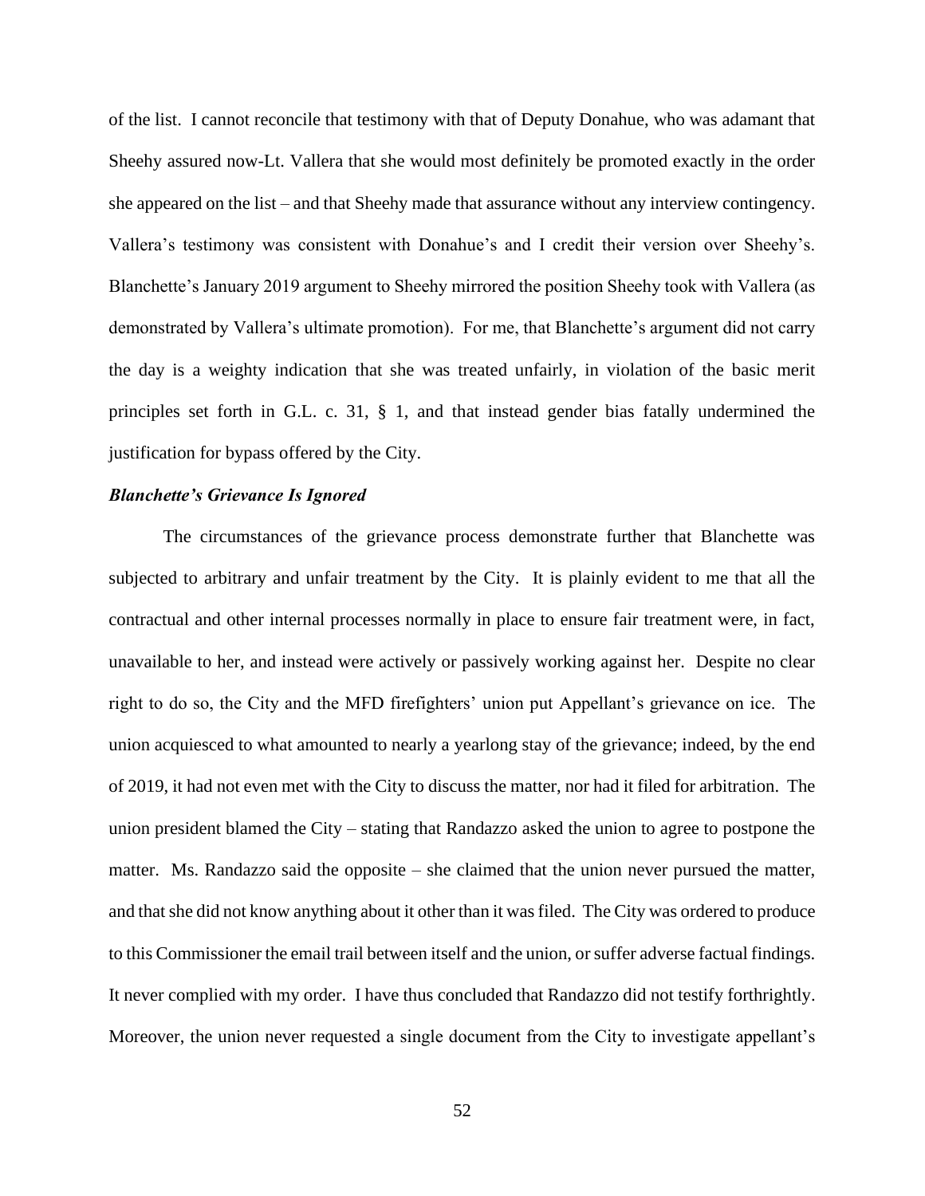of the list. I cannot reconcile that testimony with that of Deputy Donahue, who was adamant that Sheehy assured now-Lt. Vallera that she would most definitely be promoted exactly in the order she appeared on the list – and that Sheehy made that assurance without any interview contingency. Vallera's testimony was consistent with Donahue's and I credit their version over Sheehy's. Blanchette's January 2019 argument to Sheehy mirrored the position Sheehy took with Vallera (as demonstrated by Vallera's ultimate promotion). For me, that Blanchette's argument did not carry the day is a weighty indication that she was treated unfairly, in violation of the basic merit principles set forth in G.L. c. 31, § 1, and that instead gender bias fatally undermined the justification for bypass offered by the City.

***Blanchette's Grievance Is Ignored***

The circumstances of the grievance process demonstrate further that Blanchette was subjected to arbitrary and unfair treatment by the City. It is plainly evident to me that all the contractual and other internal processes normally in place to ensure fair treatment were, in fact, unavailable to her, and instead were actively or passively working against her. Despite no clear right to do so, the City and the MFD firefighters' union put Appellant's grievance on ice. The union acquiesced to what amounted to nearly a yearlong stay of the grievance; indeed, by the end of 2019, it had not even met with the City to discuss the matter, nor had it filed for arbitration. The union president blamed the City – stating that Randazzo asked the union to agree to postpone the matter. Ms. Randazzo said the opposite – she claimed that the union never pursued the matter, and that she did not know anything about it other than it was filed. The City was ordered to produce to this Commissioner the email trail between itself and the union, or suffer adverse factual findings. It never complied with my order. I have thus concluded that Randazzo did not testify forthrightly. Moreover, the union never requested a single document from the City to investigate appellant's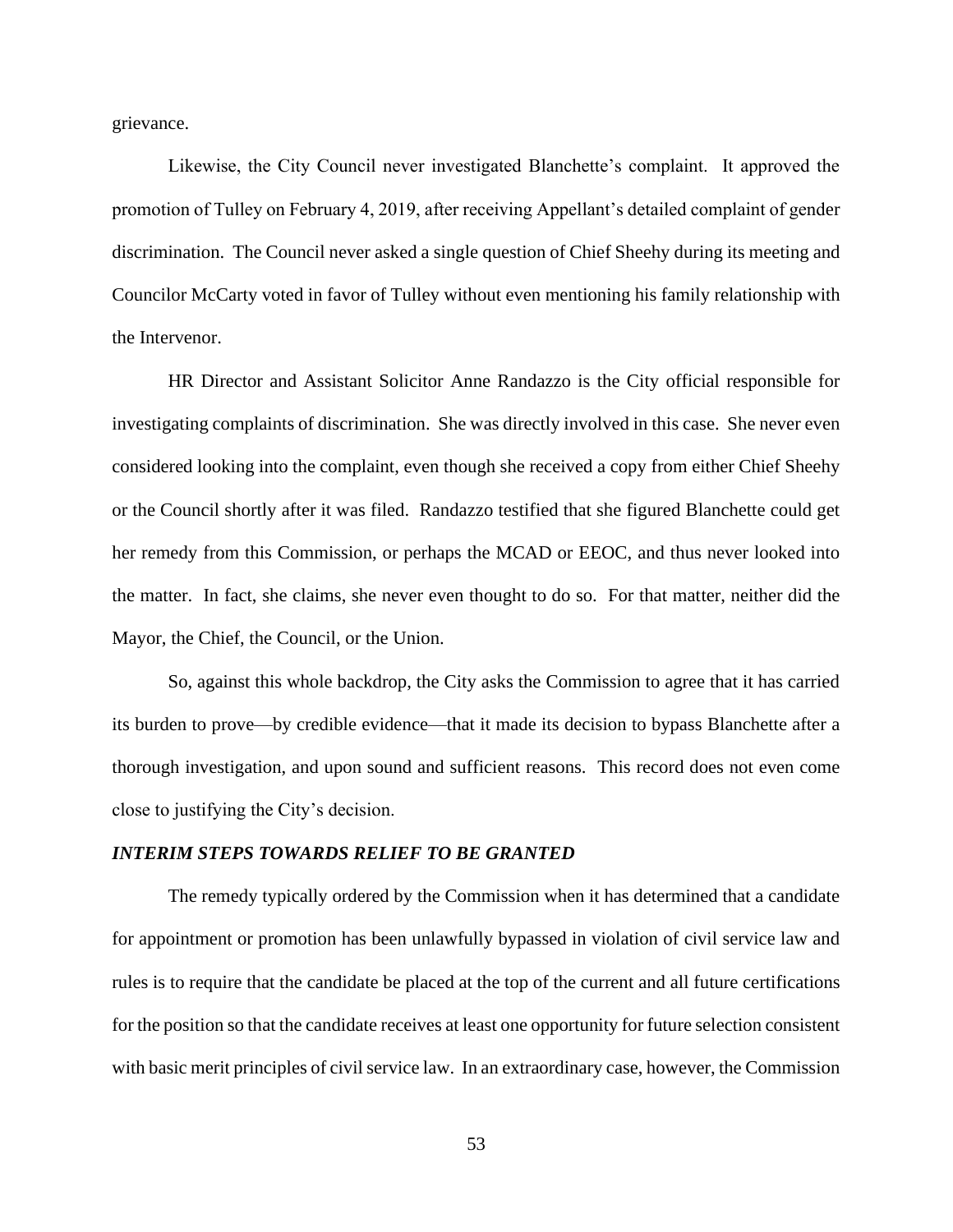grievance.

Likewise, the City Council never investigated Blanchette's complaint. It approved the promotion of Tulley on February 4, 2019, after receiving Appellant's detailed complaint of gender discrimination. The Council never asked a single question of Chief Sheehy during its meeting and Councilor McCarty voted in favor of Tulley without even mentioning his family relationship with the Intervenor.

HR Director and Assistant Solicitor Anne Randazzo is the City official responsible for investigating complaints of discrimination. She was directly involved in this case. She never even considered looking into the complaint, even though she received a copy from either Chief Sheehy or the Council shortly after it was filed. Randazzo testified that she figured Blanchette could get her remedy from this Commission, or perhaps the MCAD or EEOC, and thus never looked into the matter. In fact, she claims, she never even thought to do so. For that matter, neither did the Mayor, the Chief, the Council, or the Union.

So, against this whole backdrop, the City asks the Commission to agree that it has carried its burden to prove—by credible evidence—that it made its decision to bypass Blanchette after a thorough investigation, and upon sound and sufficient reasons. This record does not even come close to justifying the City's decision.

***INTERIM STEPS TOWARDS RELIEF TO BE GRANTED***

The remedy typically ordered by the Commission when it has determined that a candidate for appointment or promotion has been unlawfully bypassed in violation of civil service law and rules is to require that the candidate be placed at the top of the current and all future certifications for the position so that the candidate receives at least one opportunity for future selection consistent with basic merit principles of civil service law. In an extraordinary case, however, the Commission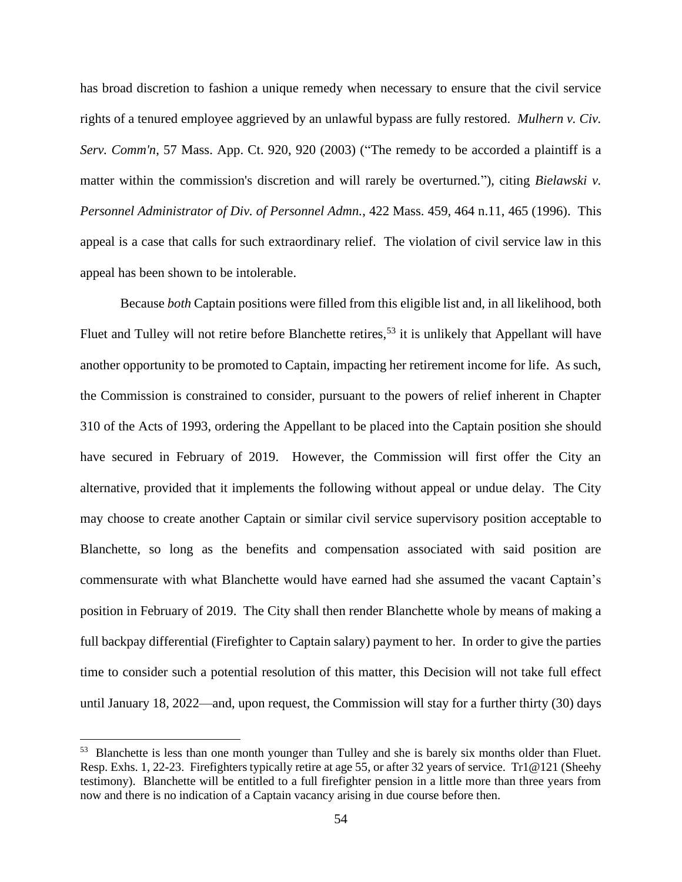has broad discretion to fashion a unique remedy when necessary to ensure that the civil service rights of a tenured employee aggrieved by an unlawful bypass are fully restored. *Mulhern v. Civ. Serv. Comm'n*, 57 Mass. App. Ct. 920, 920 (2003) ("The remedy to be accorded a plaintiff is a matter within the commission's discretion and will rarely be overturned."), citing *Bielawski v. Personnel Administrator of Div. of Personnel Admn.*, 422 Mass. 459, 464 n.11, 465 (1996). This appeal is a case that calls for such extraordinary relief. The violation of civil service law in this appeal has been shown to be intolerable.

Because *both* Captain positions were filled from this eligible list and, in all likelihood, both Fluet and Tulley will not retire before Blanchette retires,[53] it is unlikely that Appellant will have another opportunity to be promoted to Captain, impacting her retirement income for life. As such, the Commission is constrained to consider, pursuant to the powers of relief inherent in Chapter 310 of the Acts of 1993, ordering the Appellant to be placed into the Captain position she should have secured in February of 2019. However, the Commission will first offer the City an alternative, provided that it implements the following without appeal or undue delay. The City may choose to create another Captain or similar civil service supervisory position acceptable to Blanchette, so long as the benefits and compensation associated with said position are commensurate with what Blanchette would have earned had she assumed the vacant Captain's position in February of 2019. The City shall then render Blanchette whole by means of making a full backpay differential (Firefighter to Captain salary) payment to her. In order to give the parties time to consider such a potential resolution of this matter, this Decision will not take full effect until January 18, 2022—and, upon request, the Commission will stay for a further thirty (30) days

---

[53] Blanchette is less than one month younger than Tulley and she is barely six months older than Fluet. Resp. Exhs. 1, 22-23. Firefighters typically retire at age 55, or after 32 years of service. Tr1@121 (Sheehy testimony). Blanchette will be entitled to a full firefighter pension in a little more than three years from now and there is no indication of a Captain vacancy arising in due course before then.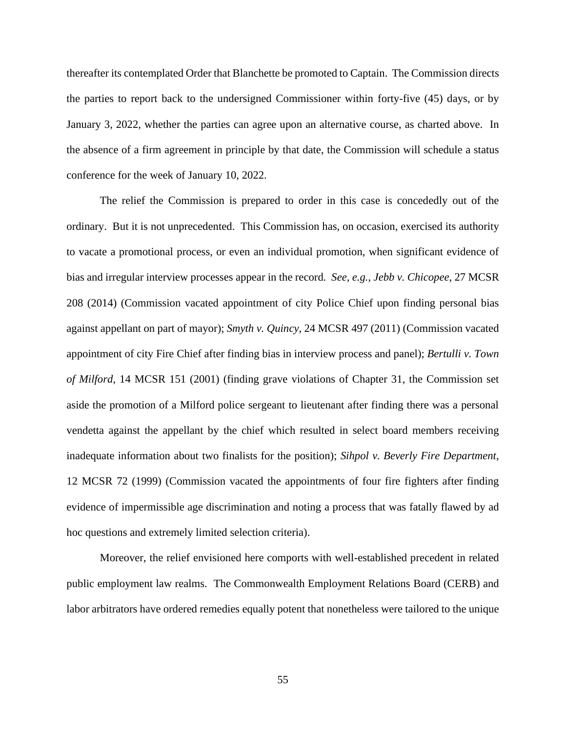thereafter its contemplated Order that Blanchette be promoted to Captain. The Commission directs the parties to report back to the undersigned Commissioner within forty-five (45) days, or by January 3, 2022, whether the parties can agree upon an alternative course, as charted above. In the absence of a firm agreement in principle by that date, the Commission will schedule a status conference for the week of January 10, 2022.

The relief the Commission is prepared to order in this case is concededly out of the ordinary. But it is not unprecedented. This Commission has, on occasion, exercised its authority to vacate a promotional process, or even an individual promotion, when significant evidence of bias and irregular interview processes appear in the record. *See, e.g., Jebb v. Chicopee*, 27 MCSR 208 (2014) (Commission vacated appointment of city Police Chief upon finding personal bias against appellant on part of mayor); *Smyth v. Quincy*, 24 MCSR 497 (2011) (Commission vacated appointment of city Fire Chief after finding bias in interview process and panel); *Bertulli v. Town of Milford*, 14 MCSR 151 (2001) (finding grave violations of Chapter 31, the Commission set aside the promotion of a Milford police sergeant to lieutenant after finding there was a personal vendetta against the appellant by the chief which resulted in select board members receiving inadequate information about two finalists for the position); *Sihpol v. Beverly Fire Department*, 12 MCSR 72 (1999) (Commission vacated the appointments of four fire fighters after finding evidence of impermissible age discrimination and noting a process that was fatally flawed by ad hoc questions and extremely limited selection criteria).

Moreover, the relief envisioned here comports with well-established precedent in related public employment law realms. The Commonwealth Employment Relations Board (CERB) and labor arbitrators have ordered remedies equally potent that nonetheless were tailored to the unique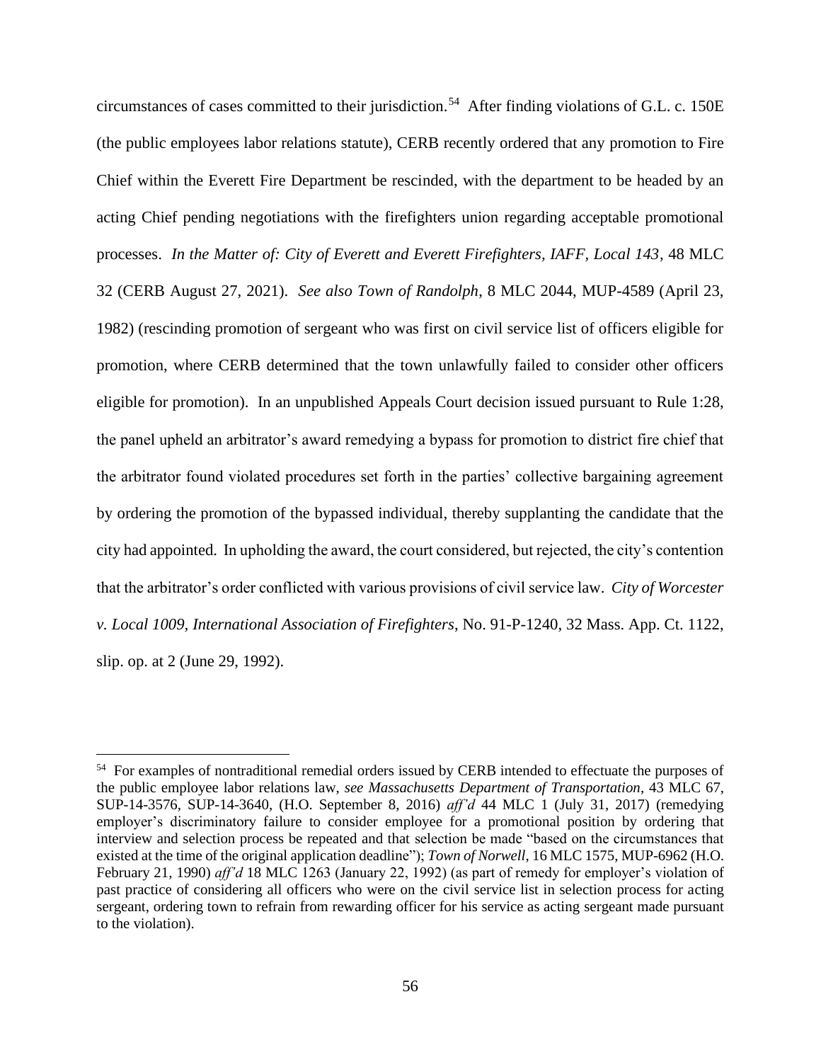circumstances of cases committed to their jurisdiction.[54] After finding violations of G.L. c. 150E (the public employees labor relations statute), CERB recently ordered that any promotion to Fire Chief within the Everett Fire Department be rescinded, with the department to be headed by an acting Chief pending negotiations with the firefighters union regarding acceptable promotional processes. *In the Matter of: City of Everett and Everett Firefighters, IAFF, Local 143*, 48 MLC 32 (CERB August 27, 2021). *See also Town of Randolph*, 8 MLC 2044, MUP-4589 (April 23, 1982) (rescinding promotion of sergeant who was first on civil service list of officers eligible for promotion, where CERB determined that the town unlawfully failed to consider other officers eligible for promotion). In an unpublished Appeals Court decision issued pursuant to Rule 1:28, the panel upheld an arbitrator's award remedying a bypass for promotion to district fire chief that the arbitrator found violated procedures set forth in the parties' collective bargaining agreement by ordering the promotion of the bypassed individual, thereby supplanting the candidate that the city had appointed. In upholding the award, the court considered, but rejected, the city's contention that the arbitrator's order conflicted with various provisions of civil service law. *City of Worcester v. Local 1009, International Association of Firefighters*, No. 91-P-1240, 32 Mass. App. Ct. 1122, slip. op. at 2 (June 29, 1992).

---

[54] For examples of nontraditional remedial orders issued by CERB intended to effectuate the purposes of the public employee labor relations law, *see Massachusetts Department of Transportation*, 43 MLC 67, SUP-14-3576, SUP-14-3640, (H.O. September 8, 2016) *aff'd* 44 MLC 1 (July 31, 2017) (remedying employer's discriminatory failure to consider employee for a promotional position by ordering that interview and selection process be repeated and that selection be made "based on the circumstances that existed at the time of the original application deadline"); *Town of Norwell*, 16 MLC 1575, MUP-6962 (H.O. February 21, 1990) *aff'd* 18 MLC 1263 (January 22, 1992) (as part of remedy for employer's violation of past practice of considering all officers who were on the civil service list in selection process for acting sergeant, ordering town to refrain from rewarding officer for his service as acting sergeant made pursuant to the violation).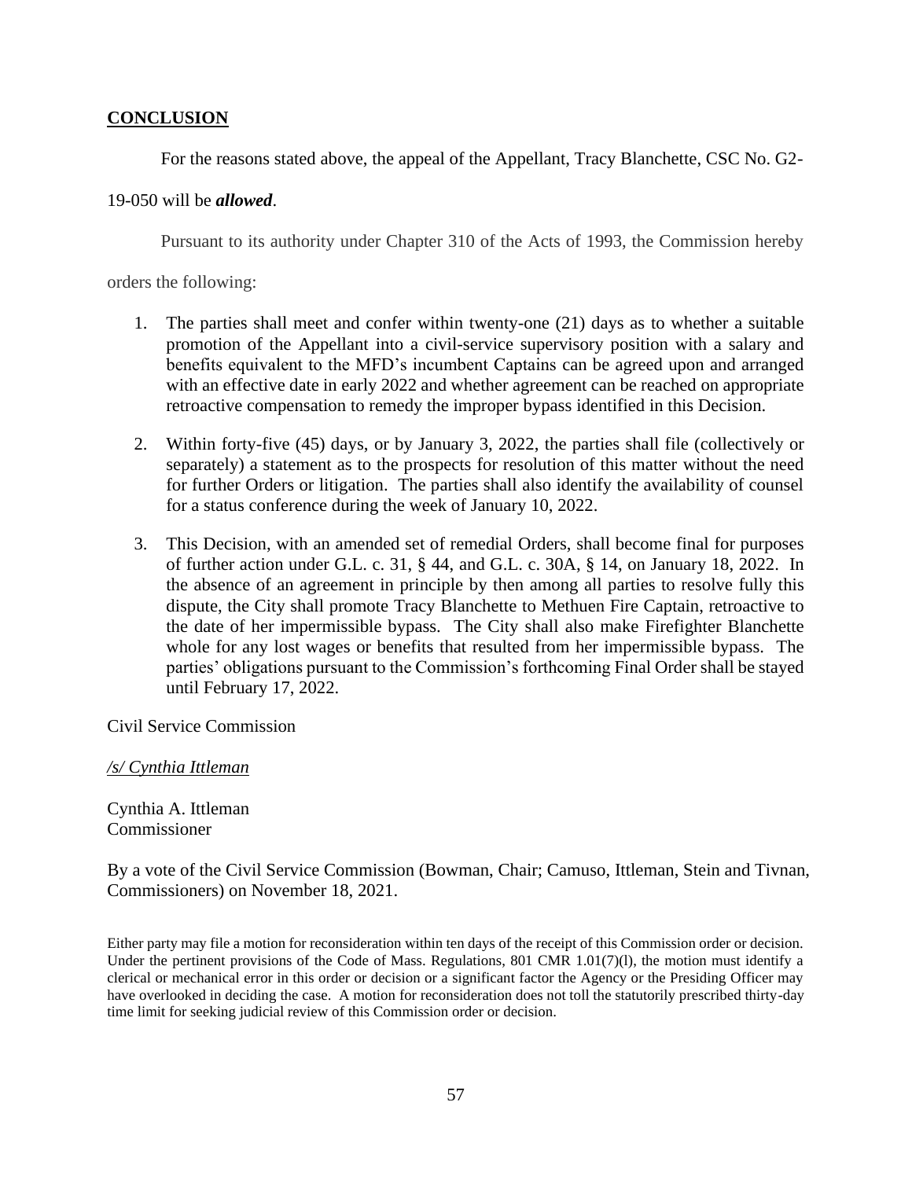## **CONCLUSION**

For the reasons stated above, the appeal of the Appellant, Tracy Blanchette, CSC No. G2-19-050 will be ***allowed***.

Pursuant to its authority under Chapter 310 of the Acts of 1993, the Commission hereby orders the following:

1. The parties shall meet and confer within twenty-one (21) days as to whether a suitable promotion of the Appellant into a civil-service supervisory position with a salary and benefits equivalent to the MFD's incumbent Captains can be agreed upon and arranged with an effective date in early 2022 and whether agreement can be reached on appropriate retroactive compensation to remedy the improper bypass identified in this Decision.

2. Within forty-five (45) days, or by January 3, 2022, the parties shall file (collectively or separately) a statement as to the prospects for resolution of this matter without the need for further Orders or litigation. The parties shall also identify the availability of counsel for a status conference during the week of January 10, 2022.

3. This Decision, with an amended set of remedial Orders, shall become final for purposes of further action under G.L. c. 31, § 44, and G.L. c. 30A, § 14, on January 18, 2022. In the absence of an agreement in principle by then among all parties to resolve fully this dispute, the City shall promote Tracy Blanchette to Methuen Fire Captain, retroactive to the date of her impermissible bypass. The City shall also make Firefighter Blanchette whole for any lost wages or benefits that resulted from her impermissible bypass. The parties' obligations pursuant to the Commission's forthcoming Final Order shall be stayed until February 17, 2022.

Civil Service Commission

*/s/ Cynthia Ittleman*

Cynthia A. Ittleman
Commissioner

By a vote of the Civil Service Commission (Bowman, Chair; Camuso, Ittleman, Stein and Tivnan, Commissioners) on November 18, 2021.

Either party may file a motion for reconsideration within ten days of the receipt of this Commission order or decision. Under the pertinent provisions of the Code of Mass. Regulations, 801 CMR 1.01(7)(l), the motion must identify a clerical or mechanical error in this order or decision or a significant factor the Agency or the Presiding Officer may have overlooked in deciding the case. A motion for reconsideration does not toll the statutorily prescribed thirty-day time limit for seeking judicial review of this Commission order or decision.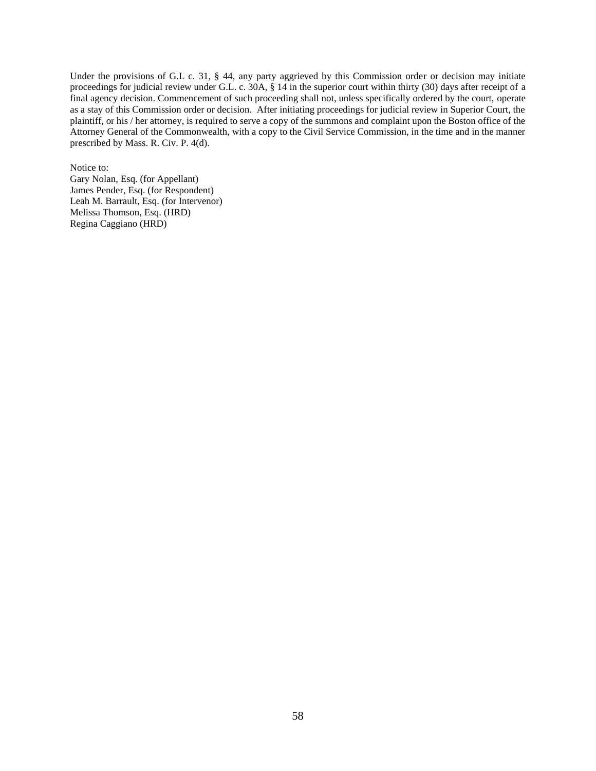Under the provisions of G.L c. 31, § 44, any party aggrieved by this Commission order or decision may initiate proceedings for judicial review under G.L. c. 30A, § 14 in the superior court within thirty (30) days after receipt of a final agency decision. Commencement of such proceeding shall not, unless specifically ordered by the court, operate as a stay of this Commission order or decision. After initiating proceedings for judicial review in Superior Court, the plaintiff, or his / her attorney, is required to serve a copy of the summons and complaint upon the Boston office of the Attorney General of the Commonwealth, with a copy to the Civil Service Commission, in the time and in the manner prescribed by Mass. R. Civ. P. 4(d).

Notice to:
Gary Nolan, Esq. (for Appellant)
James Pender, Esq. (for Respondent)
Leah M. Barrault, Esq. (for Intervenor)
Melissa Thomson, Esq. (HRD)
Regina Caggiano (HRD)